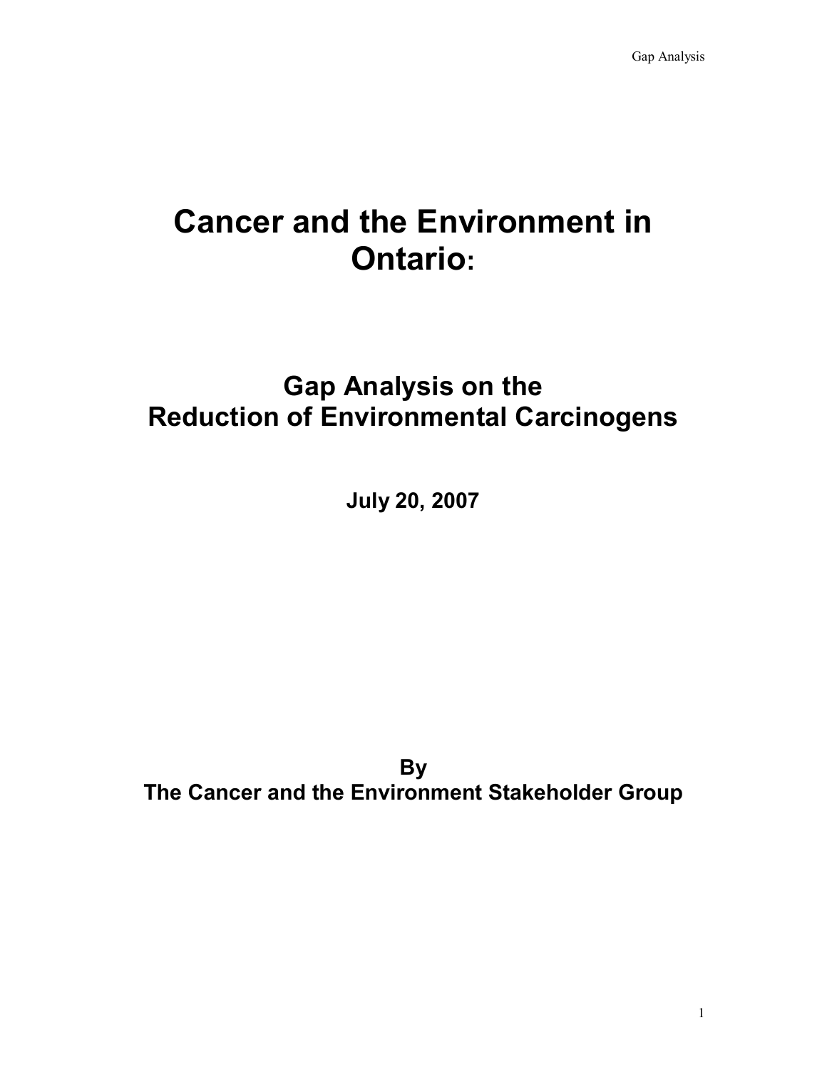# Cancer and the Environment in Ontario:

## Gap Analysis on the Reduction of Environmental Carcinogens

**July 20, 2007**

**By**
**The Cancer and the Environment Stakeholder Group**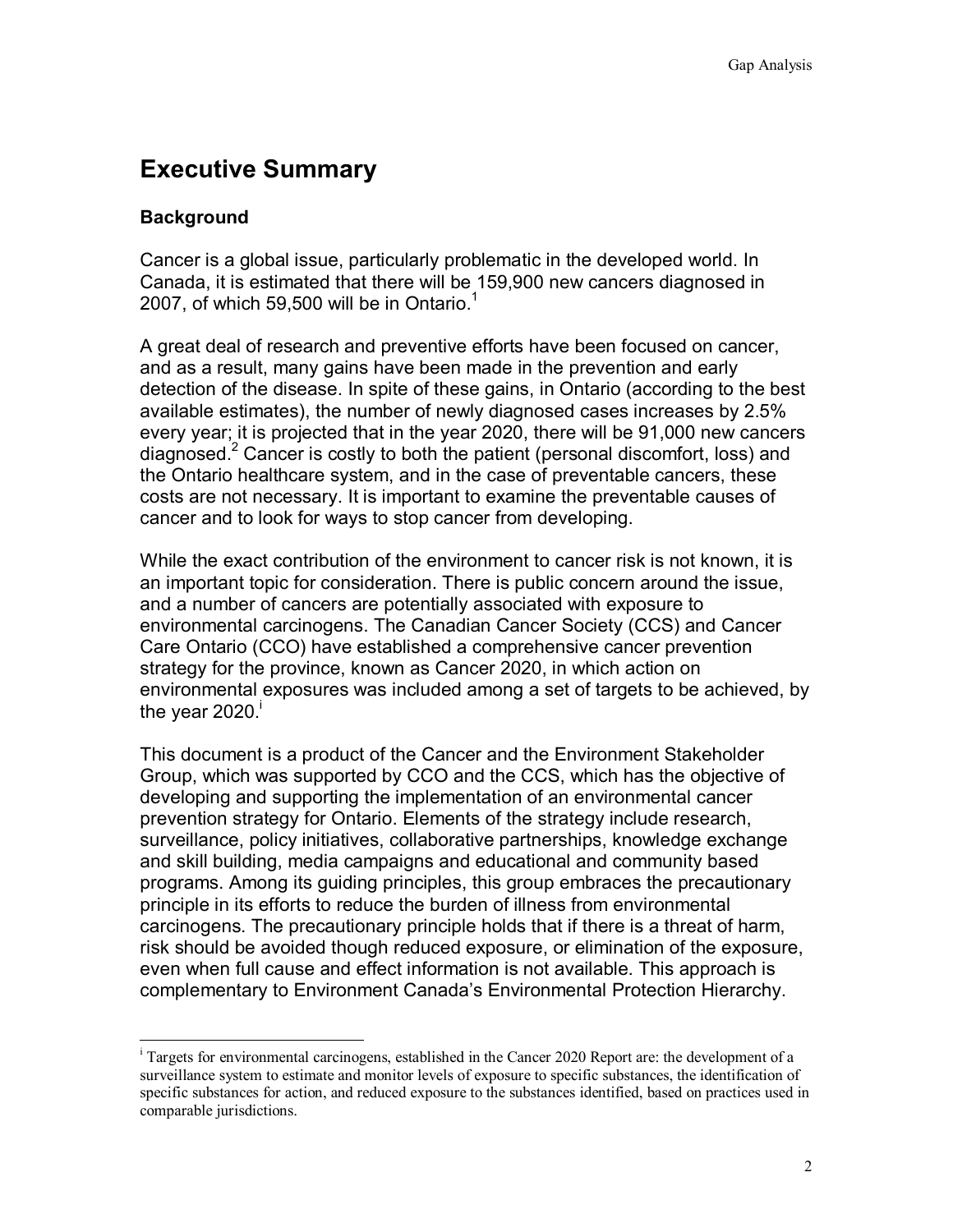# Executive Summary

## Background

Cancer is a global issue, particularly problematic in the developed world. In Canada, it is estimated that there will be 159,900 new cancers diagnosed in 2007, of which 59,500 will be in Ontario.[1]

A great deal of research and preventive efforts have been focused on cancer, and as a result, many gains have been made in the prevention and early detection of the disease. In spite of these gains, in Ontario (according to the best available estimates), the number of newly diagnosed cases increases by 2.5% every year; it is projected that in the year 2020, there will be 91,000 new cancers diagnosed.[2] Cancer is costly to both the patient (personal discomfort, loss) and the Ontario healthcare system, and in the case of preventable cancers, these costs are not necessary. It is important to examine the preventable causes of cancer and to look for ways to stop cancer from developing.

While the exact contribution of the environment to cancer risk is not known, it is an important topic for consideration. There is public concern around the issue, and a number of cancers are potentially associated with exposure to environmental carcinogens. The Canadian Cancer Society (CCS) and Cancer Care Ontario (CCO) have established a comprehensive cancer prevention strategy for the province, known as Cancer 2020, in which action on environmental exposures was included among a set of targets to be achieved, by the year 2020.[i]

This document is a product of the Cancer and the Environment Stakeholder Group, which was supported by CCO and the CCS, which has the objective of developing and supporting the implementation of an environmental cancer prevention strategy for Ontario. Elements of the strategy include research, surveillance, policy initiatives, collaborative partnerships, knowledge exchange and skill building, media campaigns and educational and community based programs. Among its guiding principles, this group embraces the precautionary principle in its efforts to reduce the burden of illness from environmental carcinogens. The precautionary principle holds that if there is a threat of harm, risk should be avoided though reduced exposure, or elimination of the exposure, even when full cause and effect information is not available. This approach is complementary to Environment Canada's Environmental Protection Hierarchy.

---

[i] Targets for environmental carcinogens, established in the Cancer 2020 Report are: the development of a surveillance system to estimate and monitor levels of exposure to specific substances, the identification of specific substances for action, and reduced exposure to the substances identified, based on practices used in comparable jurisdictions.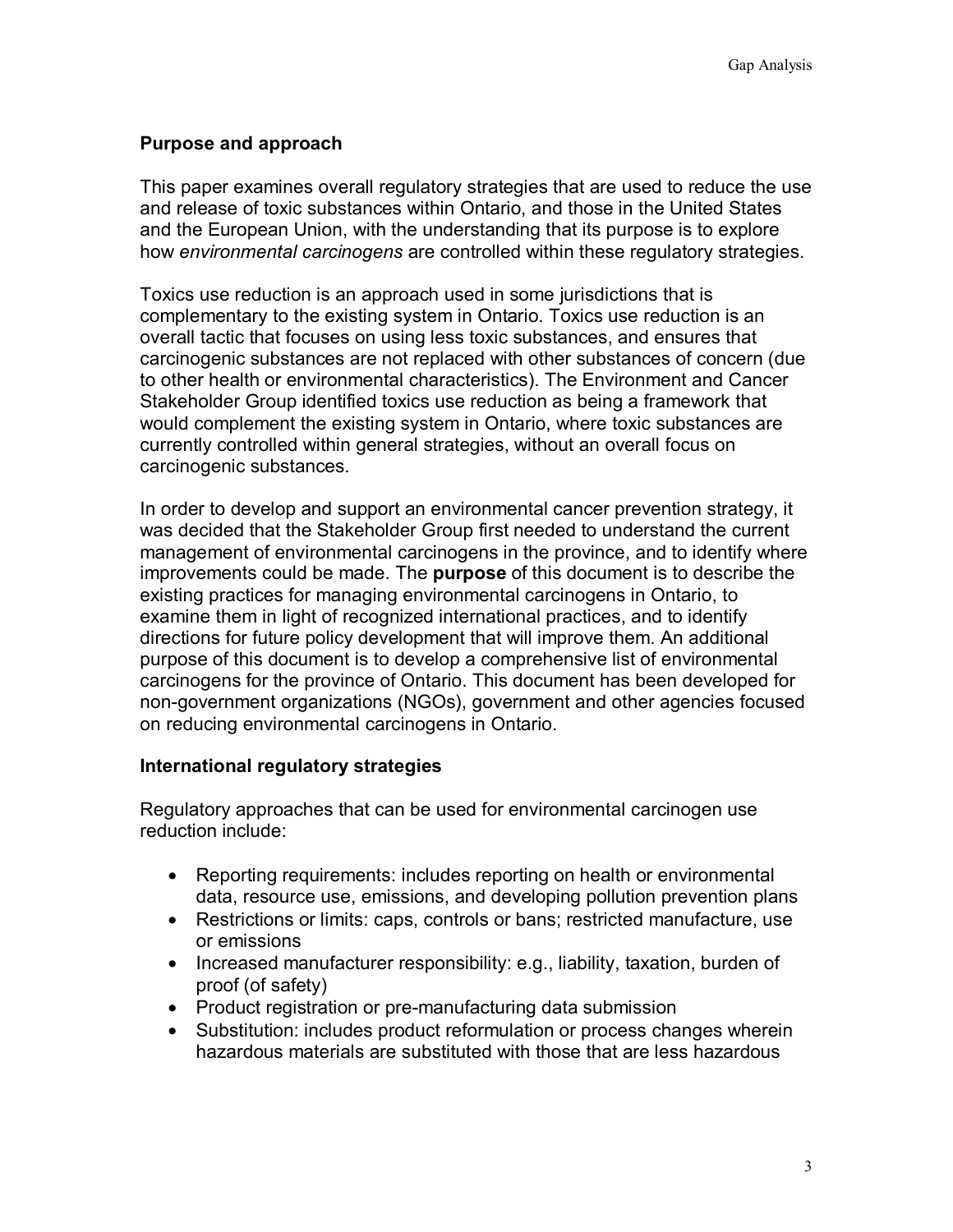## Purpose and approach

This paper examines overall regulatory strategies that are used to reduce the use and release of toxic substances within Ontario, and those in the United States and the European Union, with the understanding that its purpose is to explore how *environmental carcinogens* are controlled within these regulatory strategies.

Toxics use reduction is an approach used in some jurisdictions that is complementary to the existing system in Ontario. Toxics use reduction is an overall tactic that focuses on using less toxic substances, and ensures that carcinogenic substances are not replaced with other substances of concern (due to other health or environmental characteristics). The Environment and Cancer Stakeholder Group identified toxics use reduction as being a framework that would complement the existing system in Ontario, where toxic substances are currently controlled within general strategies, without an overall focus on carcinogenic substances.

In order to develop and support an environmental cancer prevention strategy, it was decided that the Stakeholder Group first needed to understand the current management of environmental carcinogens in the province, and to identify where improvements could be made. The **purpose** of this document is to describe the existing practices for managing environmental carcinogens in Ontario, to examine them in light of recognized international practices, and to identify directions for future policy development that will improve them. An additional purpose of this document is to develop a comprehensive list of environmental carcinogens for the province of Ontario. This document has been developed for non-government organizations (NGOs), government and other agencies focused on reducing environmental carcinogens in Ontario.

## International regulatory strategies

Regulatory approaches that can be used for environmental carcinogen use reduction include:

- Reporting requirements: includes reporting on health or environmental data, resource use, emissions, and developing pollution prevention plans
- Restrictions or limits: caps, controls or bans; restricted manufacture, use or emissions
- Increased manufacturer responsibility: e.g., liability, taxation, burden of proof (of safety)
- Product registration or pre-manufacturing data submission
- Substitution: includes product reformulation or process changes wherein hazardous materials are substituted with those that are less hazardous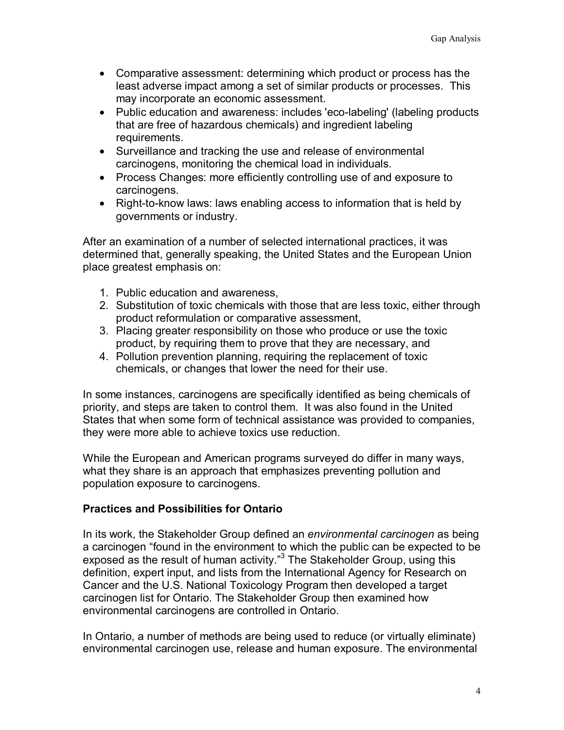- Comparative assessment: determining which product or process has the least adverse impact among a set of similar products or processes. This may incorporate an economic assessment.
- Public education and awareness: includes 'eco-labeling' (labeling products that are free of hazardous chemicals) and ingredient labeling requirements.
- Surveillance and tracking the use and release of environmental carcinogens, monitoring the chemical load in individuals.
- Process Changes: more efficiently controlling use of and exposure to carcinogens.
- Right-to-know laws: laws enabling access to information that is held by governments or industry.

After an examination of a number of selected international practices, it was determined that, generally speaking, the United States and the European Union place greatest emphasis on:

1. Public education and awareness,
2. Substitution of toxic chemicals with those that are less toxic, either through product reformulation or comparative assessment,
3. Placing greater responsibility on those who produce or use the toxic product, by requiring them to prove that they are necessary, and
4. Pollution prevention planning, requiring the replacement of toxic chemicals, or changes that lower the need for their use.

In some instances, carcinogens are specifically identified as being chemicals of priority, and steps are taken to control them. It was also found in the United States that when some form of technical assistance was provided to companies, they were more able to achieve toxics use reduction.

While the European and American programs surveyed do differ in many ways, what they share is an approach that emphasizes preventing pollution and population exposure to carcinogens.

**Practices and Possibilities for Ontario**

In its work, the Stakeholder Group defined an *environmental carcinogen* as being a carcinogen "found in the environment to which the public can be expected to be exposed as the result of human activity."[3] The Stakeholder Group, using this definition, expert input, and lists from the International Agency for Research on Cancer and the U.S. National Toxicology Program then developed a target carcinogen list for Ontario. The Stakeholder Group then examined how environmental carcinogens are controlled in Ontario.

In Ontario, a number of methods are being used to reduce (or virtually eliminate) environmental carcinogen use, release and human exposure. The environmental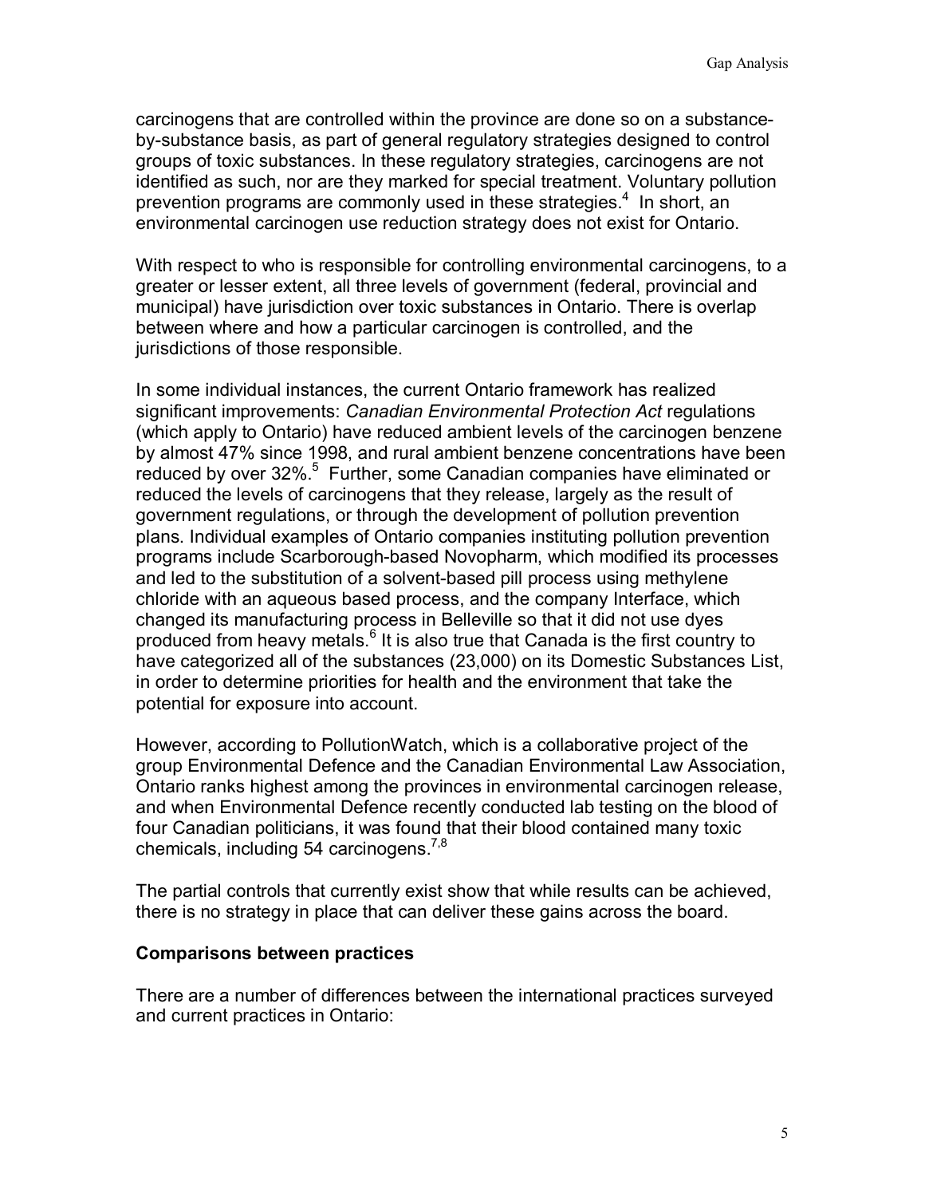carcinogens that are controlled within the province are done so on a substance-by-substance basis, as part of general regulatory strategies designed to control groups of toxic substances. In these regulatory strategies, carcinogens are not identified as such, nor are they marked for special treatment. Voluntary pollution prevention programs are commonly used in these strategies.[4] In short, an environmental carcinogen use reduction strategy does not exist for Ontario.

With respect to who is responsible for controlling environmental carcinogens, to a greater or lesser extent, all three levels of government (federal, provincial and municipal) have jurisdiction over toxic substances in Ontario. There is overlap between where and how a particular carcinogen is controlled, and the jurisdictions of those responsible.

In some individual instances, the current Ontario framework has realized significant improvements: *Canadian Environmental Protection Act* regulations (which apply to Ontario) have reduced ambient levels of the carcinogen benzene by almost 47% since 1998, and rural ambient benzene concentrations have been reduced by over 32%.[5] Further, some Canadian companies have eliminated or reduced the levels of carcinogens that they release, largely as the result of government regulations, or through the development of pollution prevention plans. Individual examples of Ontario companies instituting pollution prevention programs include Scarborough-based Novopharm, which modified its processes and led to the substitution of a solvent-based pill process using methylene chloride with an aqueous based process, and the company Interface, which changed its manufacturing process in Belleville so that it did not use dyes produced from heavy metals.[6] It is also true that Canada is the first country to have categorized all of the substances (23,000) on its Domestic Substances List, in order to determine priorities for health and the environment that take the potential for exposure into account.

However, according to PollutionWatch, which is a collaborative project of the group Environmental Defence and the Canadian Environmental Law Association, Ontario ranks highest among the provinces in environmental carcinogen release, and when Environmental Defence recently conducted lab testing on the blood of four Canadian politicians, it was found that their blood contained many toxic chemicals, including 54 carcinogens.[7,8]

The partial controls that currently exist show that while results can be achieved, there is no strategy in place that can deliver these gains across the board.

**Comparisons between practices**

There are a number of differences between the international practices surveyed and current practices in Ontario: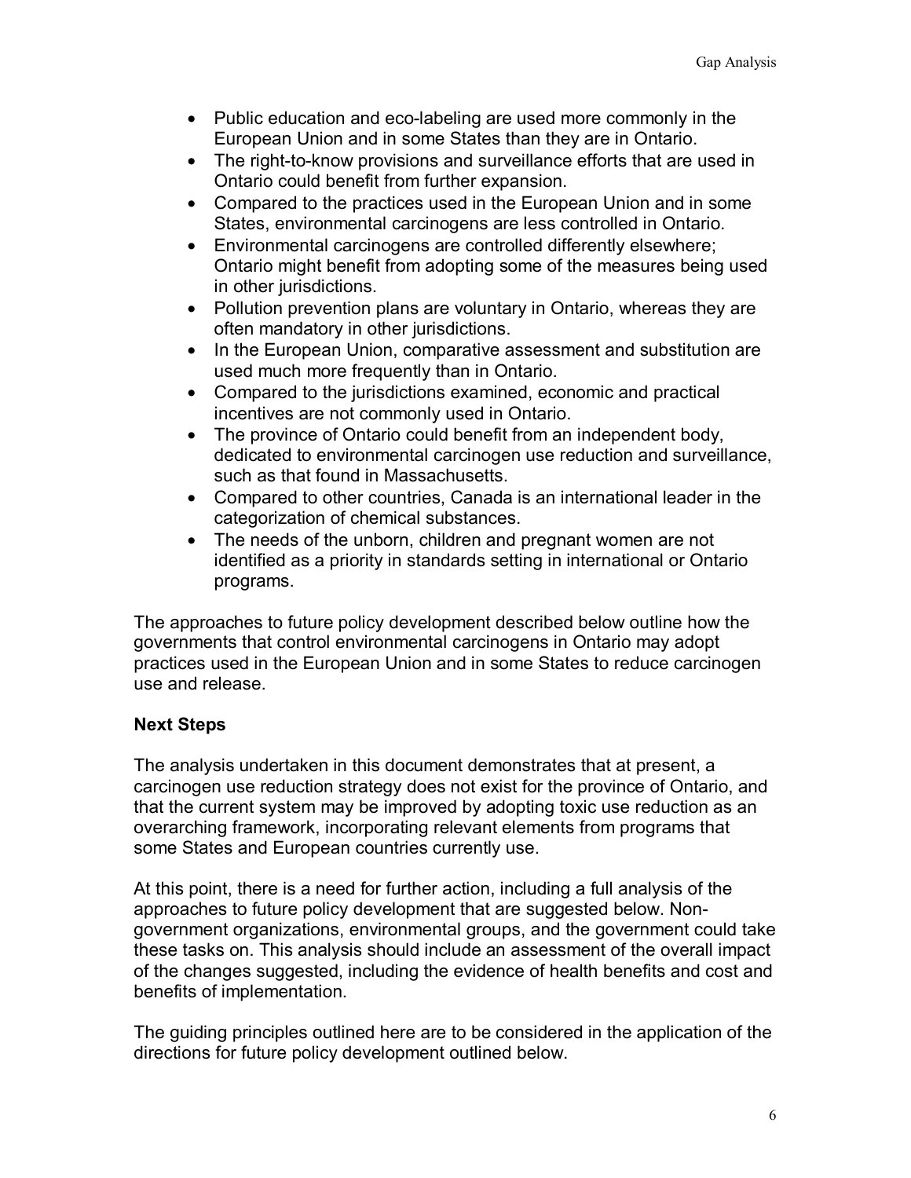- Public education and eco-labeling are used more commonly in the European Union and in some States than they are in Ontario.
- The right-to-know provisions and surveillance efforts that are used in Ontario could benefit from further expansion.
- Compared to the practices used in the European Union and in some States, environmental carcinogens are less controlled in Ontario.
- Environmental carcinogens are controlled differently elsewhere; Ontario might benefit from adopting some of the measures being used in other jurisdictions.
- Pollution prevention plans are voluntary in Ontario, whereas they are often mandatory in other jurisdictions.
- In the European Union, comparative assessment and substitution are used much more frequently than in Ontario.
- Compared to the jurisdictions examined, economic and practical incentives are not commonly used in Ontario.
- The province of Ontario could benefit from an independent body, dedicated to environmental carcinogen use reduction and surveillance, such as that found in Massachusetts.
- Compared to other countries, Canada is an international leader in the categorization of chemical substances.
- The needs of the unborn, children and pregnant women are not identified as a priority in standards setting in international or Ontario programs.

The approaches to future policy development described below outline how the governments that control environmental carcinogens in Ontario may adopt practices used in the European Union and in some States to reduce carcinogen use and release.

**Next Steps**

The analysis undertaken in this document demonstrates that at present, a carcinogen use reduction strategy does not exist for the province of Ontario, and that the current system may be improved by adopting toxic use reduction as an overarching framework, incorporating relevant elements from programs that some States and European countries currently use.

At this point, there is a need for further action, including a full analysis of the approaches to future policy development that are suggested below. Non-government organizations, environmental groups, and the government could take these tasks on. This analysis should include an assessment of the overall impact of the changes suggested, including the evidence of health benefits and cost and benefits of implementation.

The guiding principles outlined here are to be considered in the application of the directions for future policy development outlined below.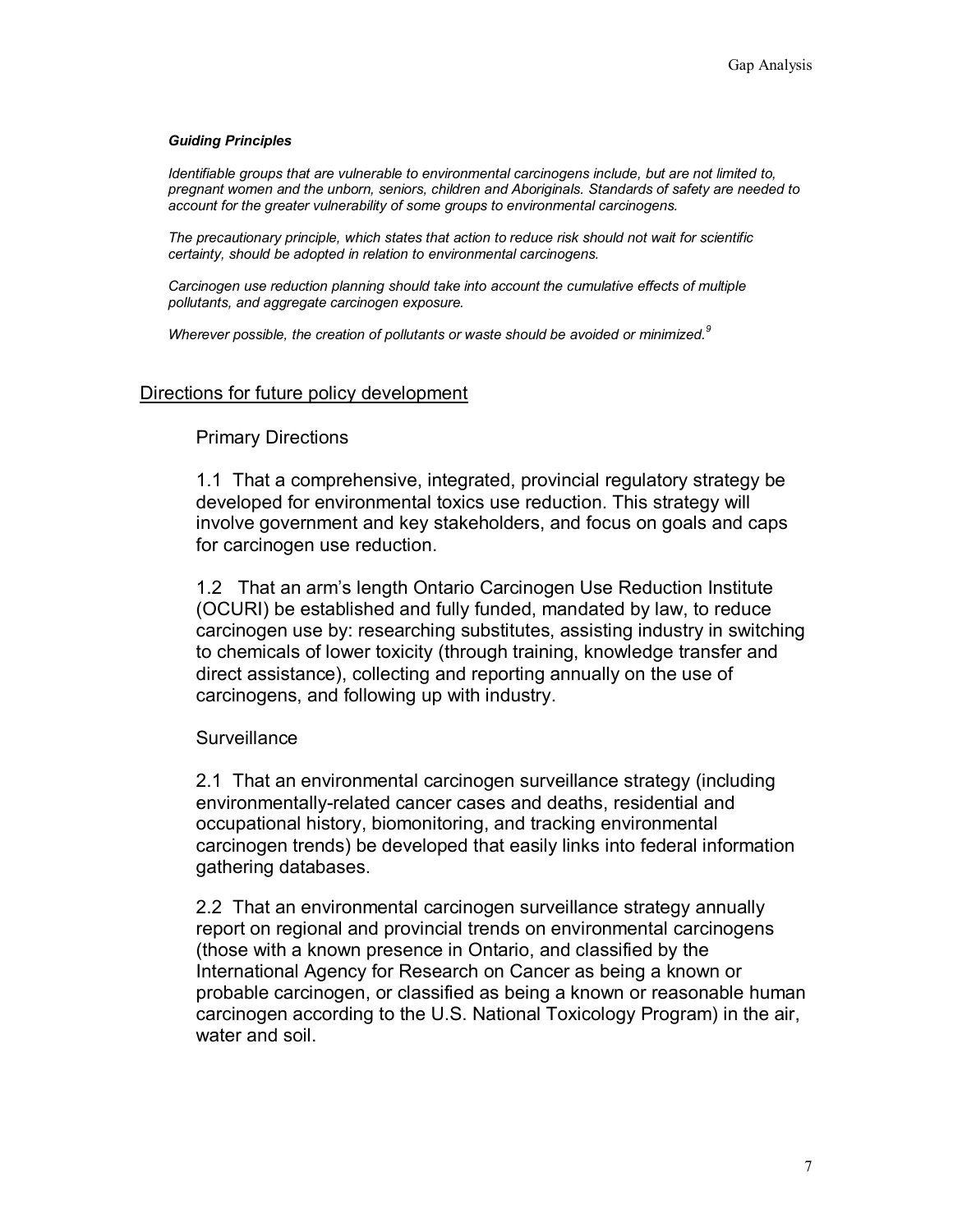***Guiding Principles***

*Identifiable groups that are vulnerable to environmental carcinogens include, but are not limited to, pregnant women and the unborn, seniors, children and Aboriginals. Standards of safety are needed to account for the greater vulnerability of some groups to environmental carcinogens.*

*The precautionary principle, which states that action to reduce risk should not wait for scientific certainty, should be adopted in relation to environmental carcinogens.*

*Carcinogen use reduction planning should take into account the cumulative effects of multiple pollutants, and aggregate carcinogen exposure.*

*Wherever possible, the creation of pollutants or waste should be avoided or minimized.*[9]

## Directions for future policy development

### Primary Directions

1.1 That a comprehensive, integrated, provincial regulatory strategy be developed for environmental toxics use reduction. This strategy will involve government and key stakeholders, and focus on goals and caps for carcinogen use reduction.

1.2 That an arm's length Ontario Carcinogen Use Reduction Institute (OCURI) be established and fully funded, mandated by law, to reduce carcinogen use by: researching substitutes, assisting industry in switching to chemicals of lower toxicity (through training, knowledge transfer and direct assistance), collecting and reporting annually on the use of carcinogens, and following up with industry.

### Surveillance

2.1 That an environmental carcinogen surveillance strategy (including environmentally-related cancer cases and deaths, residential and occupational history, biomonitoring, and tracking environmental carcinogen trends) be developed that easily links into federal information gathering databases.

2.2 That an environmental carcinogen surveillance strategy annually report on regional and provincial trends on environmental carcinogens (those with a known presence in Ontario, and classified by the International Agency for Research on Cancer as being a known or probable carcinogen, or classified as being a known or reasonable human carcinogen according to the U.S. National Toxicology Program) in the air, water and soil.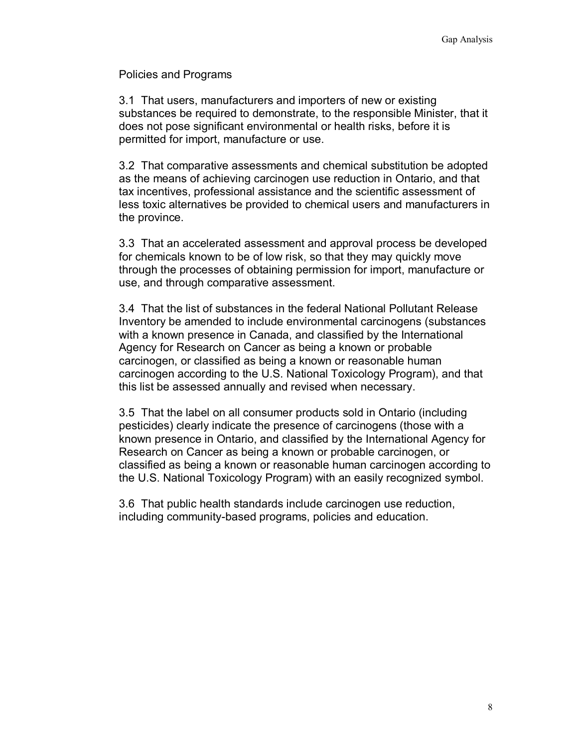## Policies and Programs

3.1 That users, manufacturers and importers of new or existing substances be required to demonstrate, to the responsible Minister, that it does not pose significant environmental or health risks, before it is permitted for import, manufacture or use.

3.2 That comparative assessments and chemical substitution be adopted as the means of achieving carcinogen use reduction in Ontario, and that tax incentives, professional assistance and the scientific assessment of less toxic alternatives be provided to chemical users and manufacturers in the province.

3.3 That an accelerated assessment and approval process be developed for chemicals known to be of low risk, so that they may quickly move through the processes of obtaining permission for import, manufacture or use, and through comparative assessment.

3.4 That the list of substances in the federal National Pollutant Release Inventory be amended to include environmental carcinogens (substances with a known presence in Canada, and classified by the International Agency for Research on Cancer as being a known or probable carcinogen, or classified as being a known or reasonable human carcinogen according to the U.S. National Toxicology Program), and that this list be assessed annually and revised when necessary.

3.5 That the label on all consumer products sold in Ontario (including pesticides) clearly indicate the presence of carcinogens (those with a known presence in Ontario, and classified by the International Agency for Research on Cancer as being a known or probable carcinogen, or classified as being a known or reasonable human carcinogen according to the U.S. National Toxicology Program) with an easily recognized symbol.

3.6 That public health standards include carcinogen use reduction, including community-based programs, policies and education.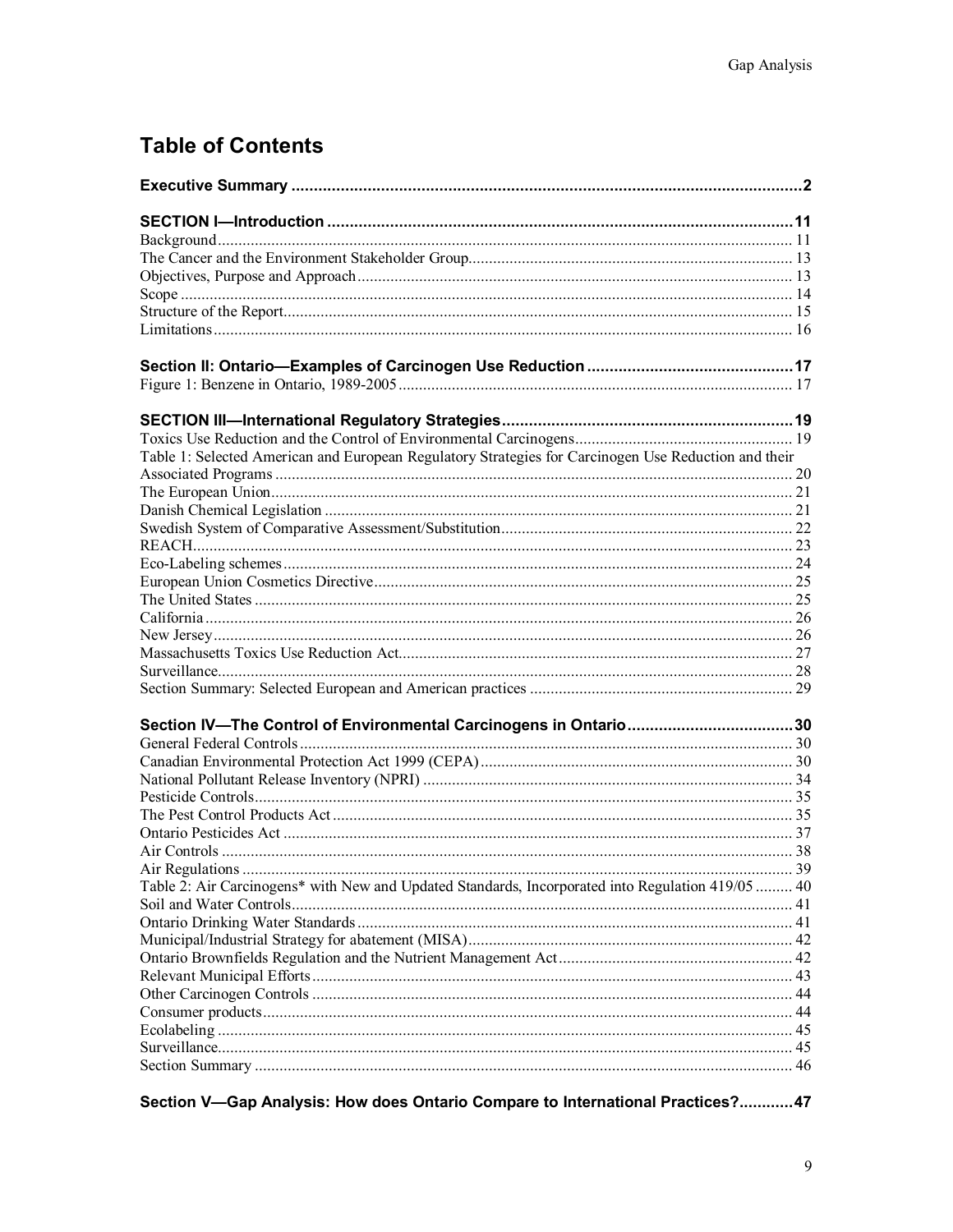## Table of Contents

**Executive Summary** .......... **2**

**SECTION I—Introduction** .......... **11**

Background .......... 11
The Cancer and the Environment Stakeholder Group .......... 13
Objectives, Purpose and Approach .......... 13
Scope .......... 14
Structure of the Report .......... 15
Limitations .......... 16

**Section II: Ontario—Examples of Carcinogen Use Reduction** .......... **17**

Figure 1: Benzene in Ontario, 1989-2005 .......... 17

**SECTION III—International Regulatory Strategies** .......... **19**

Toxics Use Reduction and the Control of Environmental Carcinogens .......... 19
Table 1: Selected American and European Regulatory Strategies for Carcinogen Use Reduction and their Associated Programs .......... 20
The European Union .......... 21
Danish Chemical Legislation .......... 21
Swedish System of Comparative Assessment/Substitution .......... 22
REACH .......... 23
Eco-Labeling schemes .......... 24
European Union Cosmetics Directive .......... 25
The United States .......... 25
California .......... 26
New Jersey .......... 26
Massachusetts Toxics Use Reduction Act .......... 27
Surveillance .......... 28
Section Summary: Selected European and American practices .......... 29

**Section IV—The Control of Environmental Carcinogens in Ontario** .......... **30**

General Federal Controls .......... 30
Canadian Environmental Protection Act 1999 (CEPA) .......... 30
National Pollutant Release Inventory (NPRI) .......... 34
Pesticide Controls .......... 35
The Pest Control Products Act .......... 35
Ontario Pesticides Act .......... 37
Air Controls .......... 38
Air Regulations .......... 39
Table 2: Air Carcinogens* with New and Updated Standards, Incorporated into Regulation 419/05 .......... 40
Soil and Water Controls .......... 41
Ontario Drinking Water Standards .......... 41
Municipal/Industrial Strategy for abatement (MISA) .......... 42
Ontario Brownfields Regulation and the Nutrient Management Act .......... 42
Relevant Municipal Efforts .......... 43
Other Carcinogen Controls .......... 44
Consumer products .......... 44
Ecolabeling .......... 45
Surveillance .......... 45
Section Summary .......... 46

**Section V—Gap Analysis: How does Ontario Compare to International Practices?** .......... **47**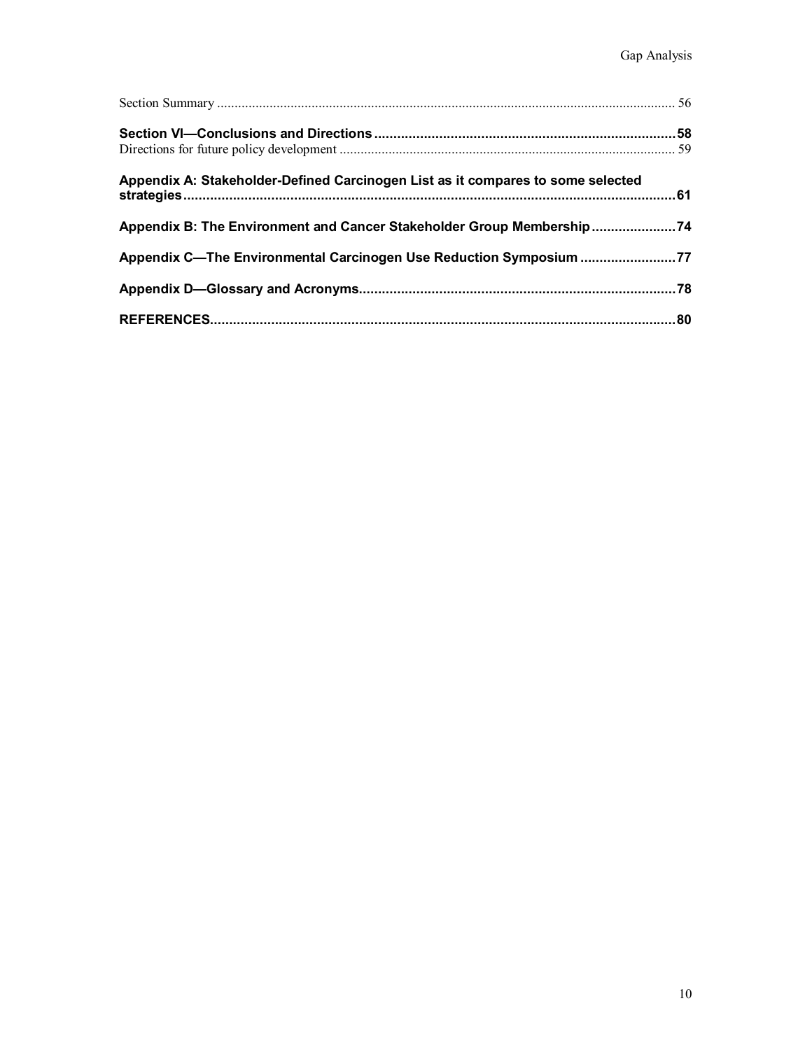Section Summary .................................................................................................................................. 56

**Section VI—Conclusions and Directions ............................................................................58**

Directions for future policy development ............................................................................................... 59

**Appendix A: Stakeholder-Defined Carcinogen List as it compares to some selected strategies.................................................................................................................................61**

**Appendix B: The Environment and Cancer Stakeholder Group Membership......................74**

**Appendix C—The Environmental Carcinogen Use Reduction Symposium .........................77**

**Appendix D—Glossary and Acronyms..................................................................................78**

**REFERENCES..........................................................................................................................80**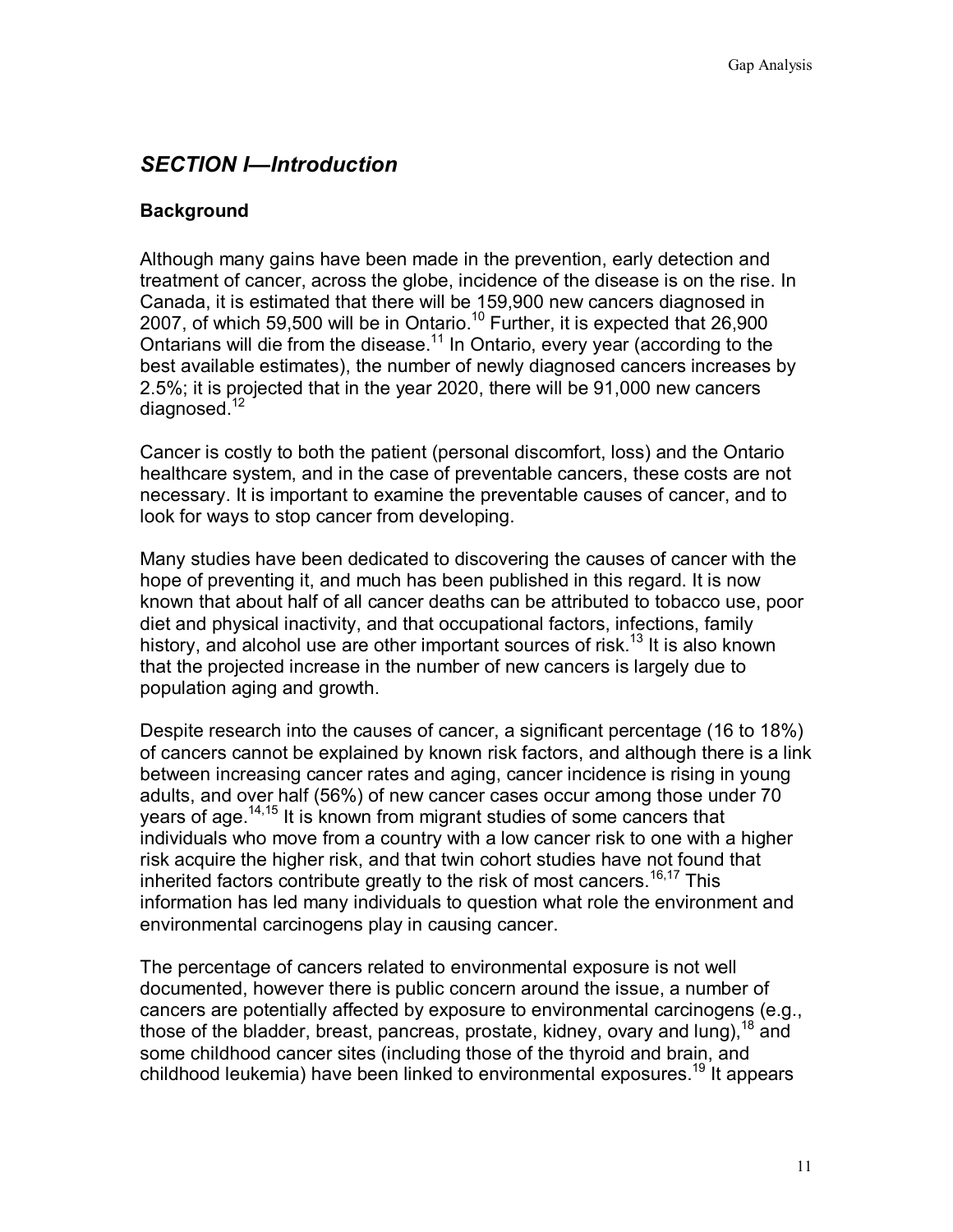## *SECTION I—Introduction*

### Background

Although many gains have been made in the prevention, early detection and treatment of cancer, across the globe, incidence of the disease is on the rise. In Canada, it is estimated that there will be 159,900 new cancers diagnosed in 2007, of which 59,500 will be in Ontario.[10] Further, it is expected that 26,900 Ontarians will die from the disease.[11] In Ontario, every year (according to the best available estimates), the number of newly diagnosed cancers increases by 2.5%; it is projected that in the year 2020, there will be 91,000 new cancers diagnosed.[12]

Cancer is costly to both the patient (personal discomfort, loss) and the Ontario healthcare system, and in the case of preventable cancers, these costs are not necessary. It is important to examine the preventable causes of cancer, and to look for ways to stop cancer from developing.

Many studies have been dedicated to discovering the causes of cancer with the hope of preventing it, and much has been published in this regard. It is now known that about half of all cancer deaths can be attributed to tobacco use, poor diet and physical inactivity, and that occupational factors, infections, family history, and alcohol use are other important sources of risk.[13] It is also known that the projected increase in the number of new cancers is largely due to population aging and growth.

Despite research into the causes of cancer, a significant percentage (16 to 18%) of cancers cannot be explained by known risk factors, and although there is a link between increasing cancer rates and aging, cancer incidence is rising in young adults, and over half (56%) of new cancer cases occur among those under 70 years of age.[14,15] It is known from migrant studies of some cancers that individuals who move from a country with a low cancer risk to one with a higher risk acquire the higher risk, and that twin cohort studies have not found that inherited factors contribute greatly to the risk of most cancers.[16,17] This information has led many individuals to question what role the environment and environmental carcinogens play in causing cancer.

The percentage of cancers related to environmental exposure is not well documented, however there is public concern around the issue, a number of cancers are potentially affected by exposure to environmental carcinogens (e.g., those of the bladder, breast, pancreas, prostate, kidney, ovary and lung),[18] and some childhood cancer sites (including those of the thyroid and brain, and childhood leukemia) have been linked to environmental exposures.[19] It appears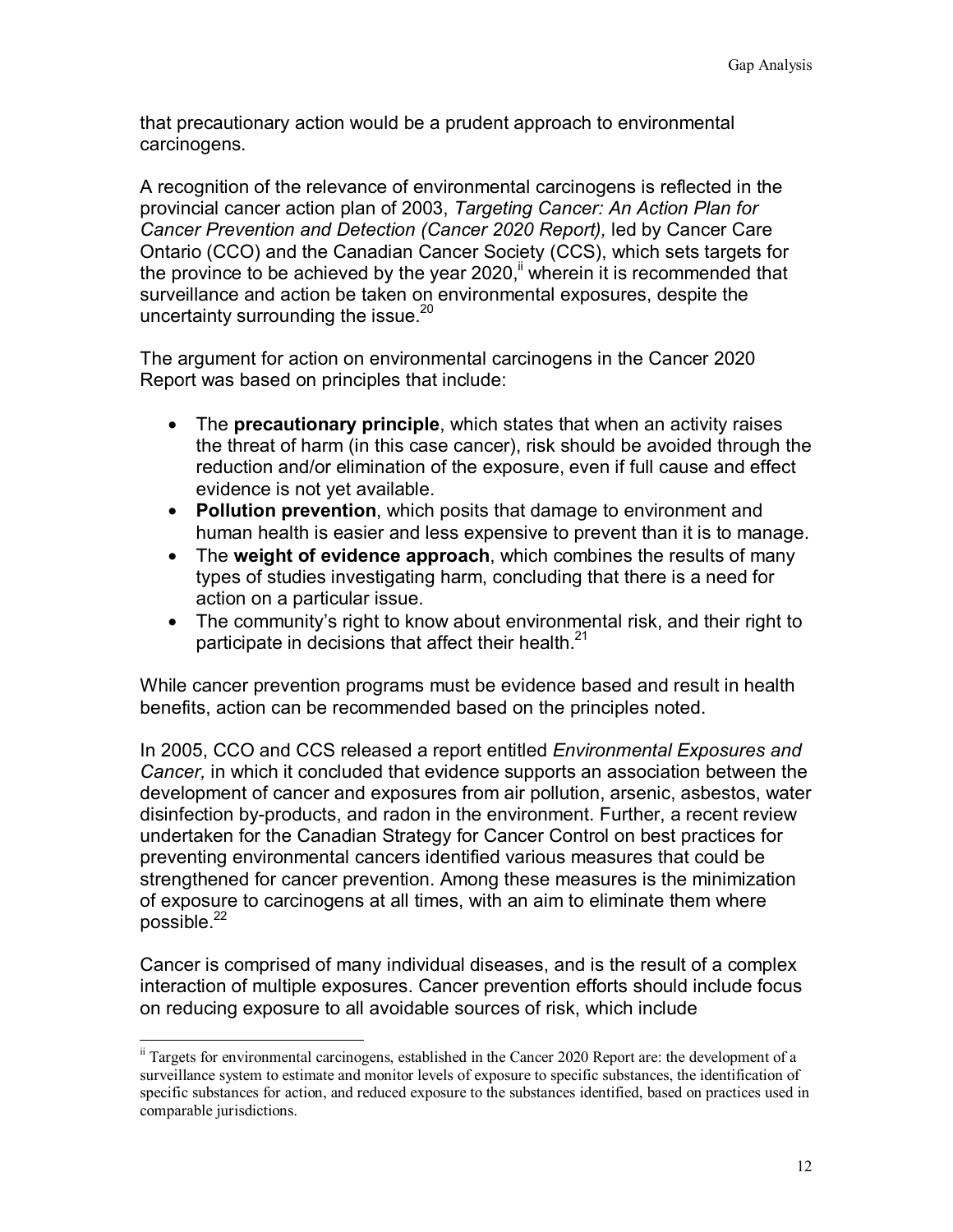that precautionary action would be a prudent approach to environmental carcinogens.

A recognition of the relevance of environmental carcinogens is reflected in the provincial cancer action plan of 2003, *Targeting Cancer: An Action Plan for Cancer Prevention and Detection (Cancer 2020 Report),* led by Cancer Care Ontario (CCO) and the Canadian Cancer Society (CCS), which sets targets for the province to be achieved by the year 2020,[ii] wherein it is recommended that surveillance and action be taken on environmental exposures, despite the uncertainty surrounding the issue.[20]

The argument for action on environmental carcinogens in the Cancer 2020 Report was based on principles that include:

- The **precautionary principle**, which states that when an activity raises the threat of harm (in this case cancer), risk should be avoided through the reduction and/or elimination of the exposure, even if full cause and effect evidence is not yet available.
- **Pollution prevention**, which posits that damage to environment and human health is easier and less expensive to prevent than it is to manage.
- The **weight of evidence approach**, which combines the results of many types of studies investigating harm, concluding that there is a need for action on a particular issue.
- The community's right to know about environmental risk, and their right to participate in decisions that affect their health.[21]

While cancer prevention programs must be evidence based and result in health benefits, action can be recommended based on the principles noted.

In 2005, CCO and CCS released a report entitled *Environmental Exposures and Cancer,* in which it concluded that evidence supports an association between the development of cancer and exposures from air pollution, arsenic, asbestos, water disinfection by-products, and radon in the environment. Further, a recent review undertaken for the Canadian Strategy for Cancer Control on best practices for preventing environmental cancers identified various measures that could be strengthened for cancer prevention. Among these measures is the minimization of exposure to carcinogens at all times, with an aim to eliminate them where possible.[22]

Cancer is comprised of many individual diseases, and is the result of a complex interaction of multiple exposures. Cancer prevention efforts should include focus on reducing exposure to all avoidable sources of risk, which include

---

[ii] Targets for environmental carcinogens, established in the Cancer 2020 Report are: the development of a surveillance system to estimate and monitor levels of exposure to specific substances, the identification of specific substances for action, and reduced exposure to the substances identified, based on practices used in comparable jurisdictions.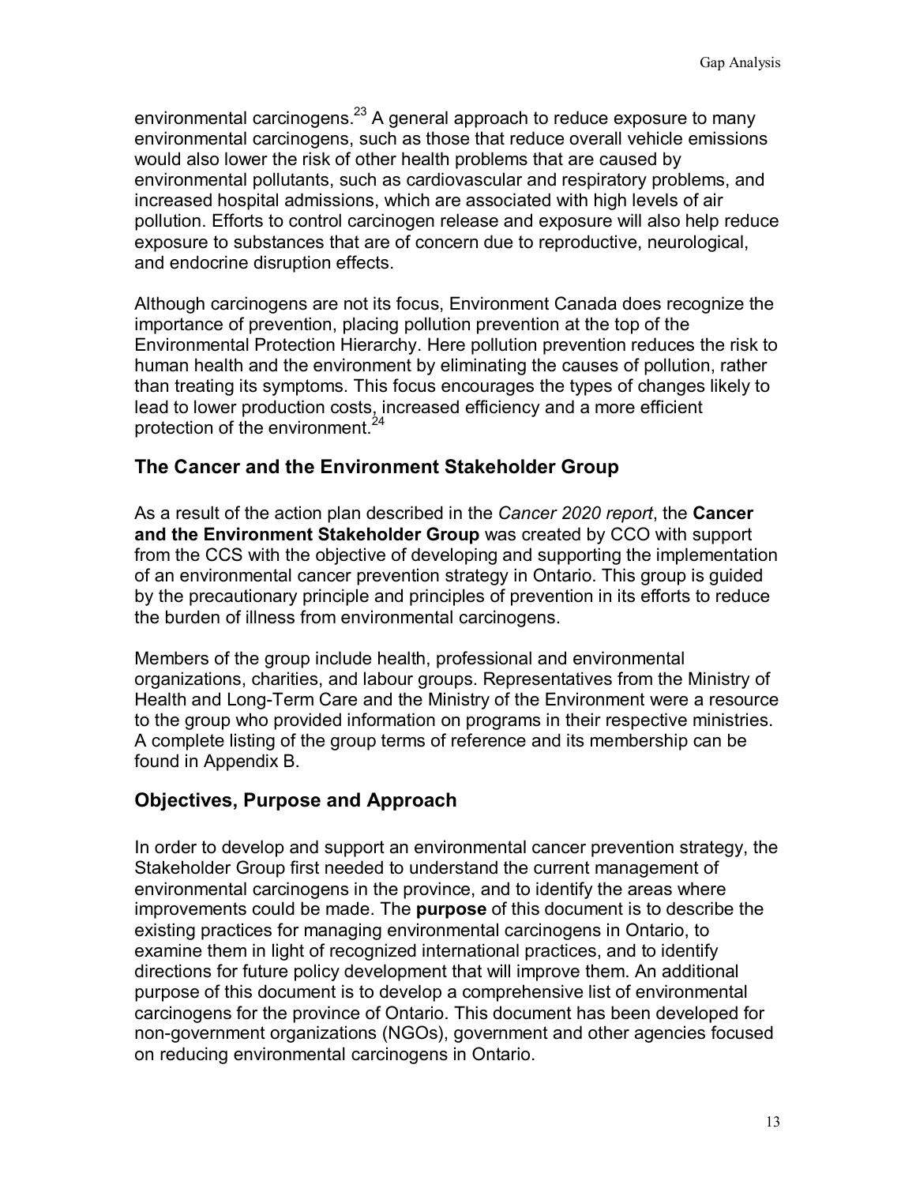environmental carcinogens.[23] A general approach to reduce exposure to many environmental carcinogens, such as those that reduce overall vehicle emissions would also lower the risk of other health problems that are caused by environmental pollutants, such as cardiovascular and respiratory problems, and increased hospital admissions, which are associated with high levels of air pollution. Efforts to control carcinogen release and exposure will also help reduce exposure to substances that are of concern due to reproductive, neurological, and endocrine disruption effects.

Although carcinogens are not its focus, Environment Canada does recognize the importance of prevention, placing pollution prevention at the top of the Environmental Protection Hierarchy. Here pollution prevention reduces the risk to human health and the environment by eliminating the causes of pollution, rather than treating its symptoms. This focus encourages the types of changes likely to lead to lower production costs, increased efficiency and a more efficient protection of the environment.[24]

## The Cancer and the Environment Stakeholder Group

As a result of the action plan described in the *Cancer 2020 report*, the **Cancer and the Environment Stakeholder Group** was created by CCO with support from the CCS with the objective of developing and supporting the implementation of an environmental cancer prevention strategy in Ontario. This group is guided by the precautionary principle and principles of prevention in its efforts to reduce the burden of illness from environmental carcinogens.

Members of the group include health, professional and environmental organizations, charities, and labour groups. Representatives from the Ministry of Health and Long-Term Care and the Ministry of the Environment were a resource to the group who provided information on programs in their respective ministries. A complete listing of the group terms of reference and its membership can be found in Appendix B.

## Objectives, Purpose and Approach

In order to develop and support an environmental cancer prevention strategy, the Stakeholder Group first needed to understand the current management of environmental carcinogens in the province, and to identify the areas where improvements could be made. The **purpose** of this document is to describe the existing practices for managing environmental carcinogens in Ontario, to examine them in light of recognized international practices, and to identify directions for future policy development that will improve them. An additional purpose of this document is to develop a comprehensive list of environmental carcinogens for the province of Ontario. This document has been developed for non-government organizations (NGOs), government and other agencies focused on reducing environmental carcinogens in Ontario.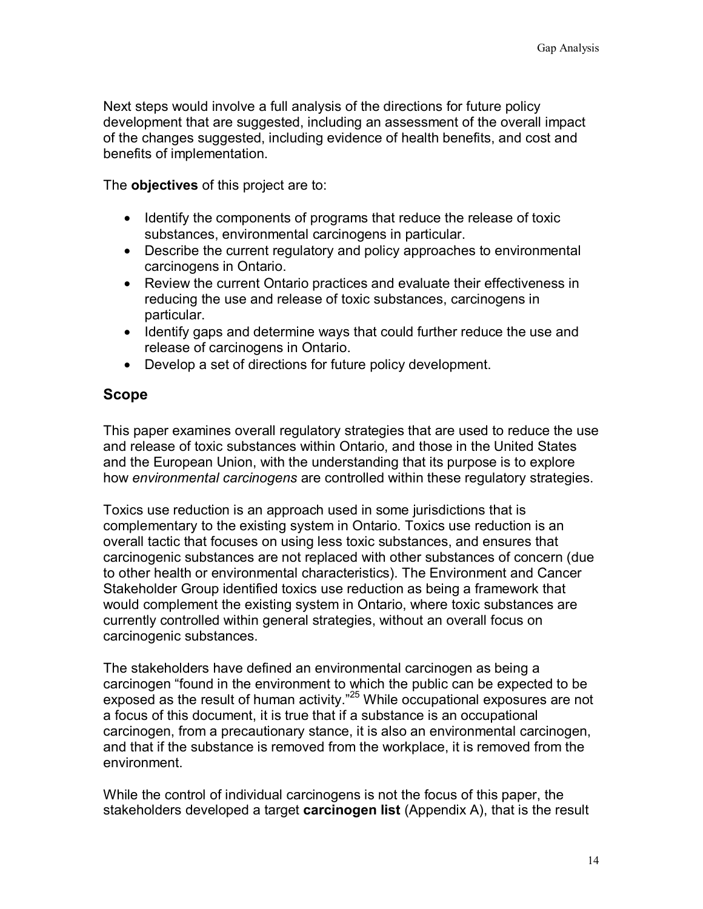Next steps would involve a full analysis of the directions for future policy development that are suggested, including an assessment of the overall impact of the changes suggested, including evidence of health benefits, and cost and benefits of implementation.

The **objectives** of this project are to:

- Identify the components of programs that reduce the release of toxic substances, environmental carcinogens in particular.
- Describe the current regulatory and policy approaches to environmental carcinogens in Ontario.
- Review the current Ontario practices and evaluate their effectiveness in reducing the use and release of toxic substances, carcinogens in particular.
- Identify gaps and determine ways that could further reduce the use and release of carcinogens in Ontario.
- Develop a set of directions for future policy development.

## Scope

This paper examines overall regulatory strategies that are used to reduce the use and release of toxic substances within Ontario, and those in the United States and the European Union, with the understanding that its purpose is to explore how *environmental carcinogens* are controlled within these regulatory strategies.

Toxics use reduction is an approach used in some jurisdictions that is complementary to the existing system in Ontario. Toxics use reduction is an overall tactic that focuses on using less toxic substances, and ensures that carcinogenic substances are not replaced with other substances of concern (due to other health or environmental characteristics). The Environment and Cancer Stakeholder Group identified toxics use reduction as being a framework that would complement the existing system in Ontario, where toxic substances are currently controlled within general strategies, without an overall focus on carcinogenic substances.

The stakeholders have defined an environmental carcinogen as being a carcinogen "found in the environment to which the public can be expected to be exposed as the result of human activity."[25] While occupational exposures are not a focus of this document, it is true that if a substance is an occupational carcinogen, from a precautionary stance, it is also an environmental carcinogen, and that if the substance is removed from the workplace, it is removed from the environment.

While the control of individual carcinogens is not the focus of this paper, the stakeholders developed a target **carcinogen list** (Appendix A), that is the result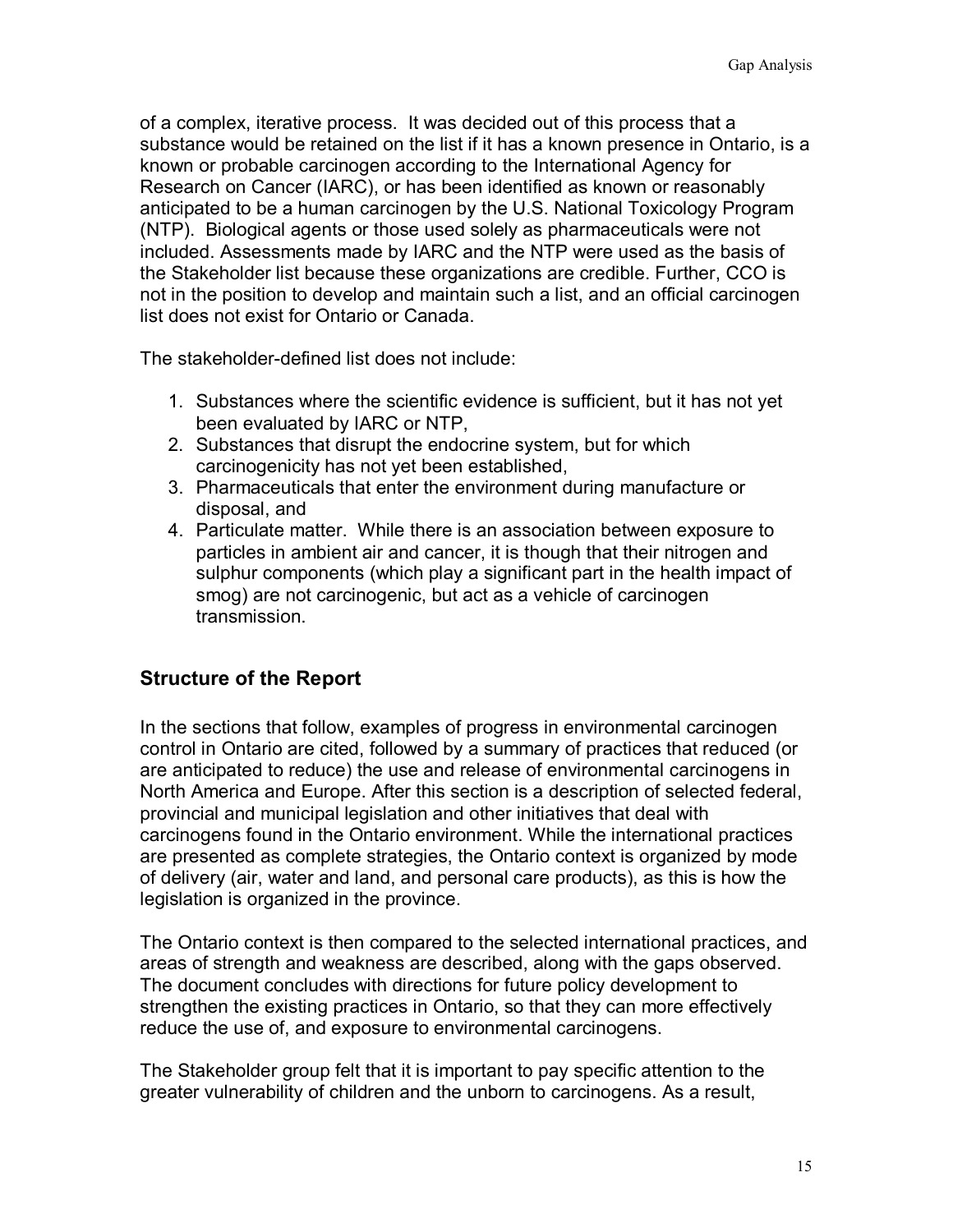of a complex, iterative process. It was decided out of this process that a substance would be retained on the list if it has a known presence in Ontario, is a known or probable carcinogen according to the International Agency for Research on Cancer (IARC), or has been identified as known or reasonably anticipated to be a human carcinogen by the U.S. National Toxicology Program (NTP). Biological agents or those used solely as pharmaceuticals were not included. Assessments made by IARC and the NTP were used as the basis of the Stakeholder list because these organizations are credible. Further, CCO is not in the position to develop and maintain such a list, and an official carcinogen list does not exist for Ontario or Canada.

The stakeholder-defined list does not include:

1. Substances where the scientific evidence is sufficient, but it has not yet been evaluated by IARC or NTP,
2. Substances that disrupt the endocrine system, but for which carcinogenicity has not yet been established,
3. Pharmaceuticals that enter the environment during manufacture or disposal, and
4. Particulate matter. While there is an association between exposure to particles in ambient air and cancer, it is though that their nitrogen and sulphur components (which play a significant part in the health impact of smog) are not carcinogenic, but act as a vehicle of carcinogen transmission.

## Structure of the Report

In the sections that follow, examples of progress in environmental carcinogen control in Ontario are cited, followed by a summary of practices that reduced (or are anticipated to reduce) the use and release of environmental carcinogens in North America and Europe. After this section is a description of selected federal, provincial and municipal legislation and other initiatives that deal with carcinogens found in the Ontario environment. While the international practices are presented as complete strategies, the Ontario context is organized by mode of delivery (air, water and land, and personal care products), as this is how the legislation is organized in the province.

The Ontario context is then compared to the selected international practices, and areas of strength and weakness are described, along with the gaps observed. The document concludes with directions for future policy development to strengthen the existing practices in Ontario, so that they can more effectively reduce the use of, and exposure to environmental carcinogens.

The Stakeholder group felt that it is important to pay specific attention to the greater vulnerability of children and the unborn to carcinogens. As a result,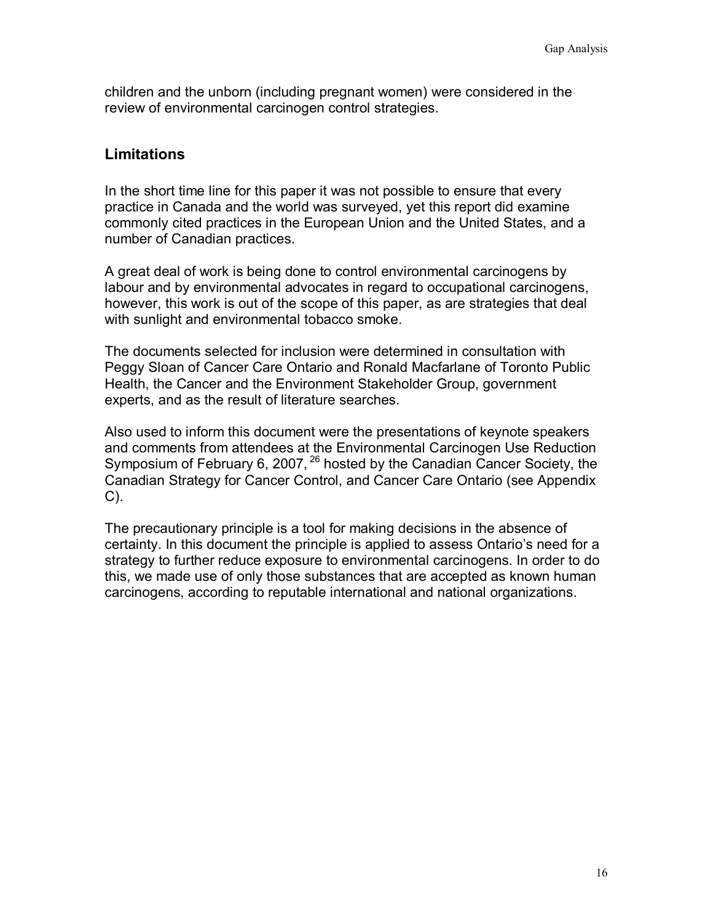children and the unborn (including pregnant women) were considered in the review of environmental carcinogen control strategies.

## Limitations

In the short time line for this paper it was not possible to ensure that every practice in Canada and the world was surveyed, yet this report did examine commonly cited practices in the European Union and the United States, and a number of Canadian practices.

A great deal of work is being done to control environmental carcinogens by labour and by environmental advocates in regard to occupational carcinogens, however, this work is out of the scope of this paper, as are strategies that deal with sunlight and environmental tobacco smoke.

The documents selected for inclusion were determined in consultation with Peggy Sloan of Cancer Care Ontario and Ronald Macfarlane of Toronto Public Health, the Cancer and the Environment Stakeholder Group, government experts, and as the result of literature searches.

Also used to inform this document were the presentations of keynote speakers and comments from attendees at the Environmental Carcinogen Use Reduction Symposium of February 6, 2007, [26] hosted by the Canadian Cancer Society, the Canadian Strategy for Cancer Control, and Cancer Care Ontario (see Appendix C).

The precautionary principle is a tool for making decisions in the absence of certainty. In this document the principle is applied to assess Ontario's need for a strategy to further reduce exposure to environmental carcinogens. In order to do this, we made use of only those substances that are accepted as known human carcinogens, according to reputable international and national organizations.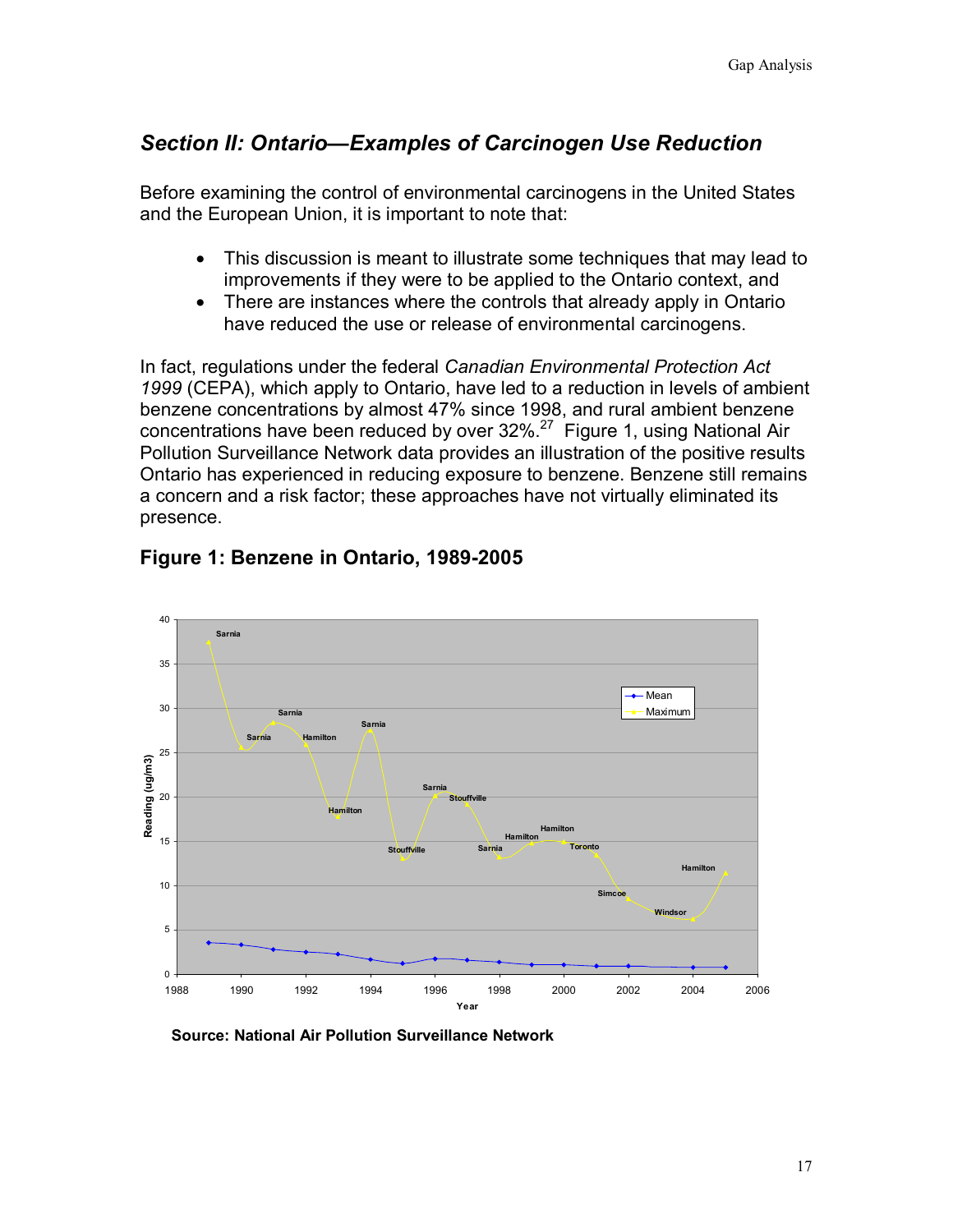## Section II: Ontario—Examples of Carcinogen Use Reduction

Before examining the control of environmental carcinogens in the United States and the European Union, it is important to note that:

- This discussion is meant to illustrate some techniques that may lead to improvements if they were to be applied to the Ontario context, and
- There are instances where the controls that already apply in Ontario have reduced the use or release of environmental carcinogens.

In fact, regulations under the federal *Canadian Environmental Protection Act 1999* (CEPA), which apply to Ontario, have led to a reduction in levels of ambient benzene concentrations by almost 47% since 1998, and rural ambient benzene concentrations have been reduced by over 32%.[27] Figure 1, using National Air Pollution Surveillance Network data provides an illustration of the positive results Ontario has experienced in reducing exposure to benzene. Benzene still remains a concern and a risk factor; these approaches have not virtually eliminated its presence.

### Figure 1: Benzene in Ontario, 1989-2005

**Source: National Air Pollution Surveillance Network**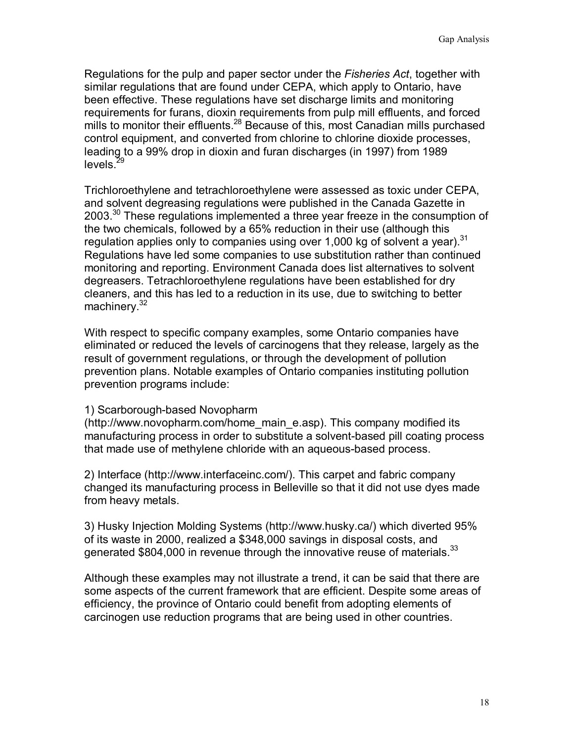Regulations for the pulp and paper sector under the *Fisheries Act*, together with similar regulations that are found under CEPA, which apply to Ontario, have been effective. These regulations have set discharge limits and monitoring requirements for furans, dioxin requirements from pulp mill effluents, and forced mills to monitor their effluents.[28] Because of this, most Canadian mills purchased control equipment, and converted from chlorine to chlorine dioxide processes, leading to a 99% drop in dioxin and furan discharges (in 1997) from 1989 levels.[29]

Trichloroethylene and tetrachloroethylene were assessed as toxic under CEPA, and solvent degreasing regulations were published in the Canada Gazette in 2003.[30] These regulations implemented a three year freeze in the consumption of the two chemicals, followed by a 65% reduction in their use (although this regulation applies only to companies using over 1,000 kg of solvent a year).[31] Regulations have led some companies to use substitution rather than continued monitoring and reporting. Environment Canada does list alternatives to solvent degreasers. Tetrachloroethylene regulations have been established for dry cleaners, and this has led to a reduction in its use, due to switching to better machinery.[32]

With respect to specific company examples, some Ontario companies have eliminated or reduced the levels of carcinogens that they release, largely as the result of government regulations, or through the development of pollution prevention plans. Notable examples of Ontario companies instituting pollution prevention programs include:

1) Scarborough-based Novopharm (http://www.novopharm.com/home_main_e.asp). This company modified its manufacturing process in order to substitute a solvent-based pill coating process that made use of methylene chloride with an aqueous-based process.

2) Interface (http://www.interfaceinc.com/). This carpet and fabric company changed its manufacturing process in Belleville so that it did not use dyes made from heavy metals.

3) Husky Injection Molding Systems (http://www.husky.ca/) which diverted 95% of its waste in 2000, realized a $348,000 savings in disposal costs, and generated $804,000 in revenue through the innovative reuse of materials.[33]

Although these examples may not illustrate a trend, it can be said that there are some aspects of the current framework that are efficient. Despite some areas of efficiency, the province of Ontario could benefit from adopting elements of carcinogen use reduction programs that are being used in other countries.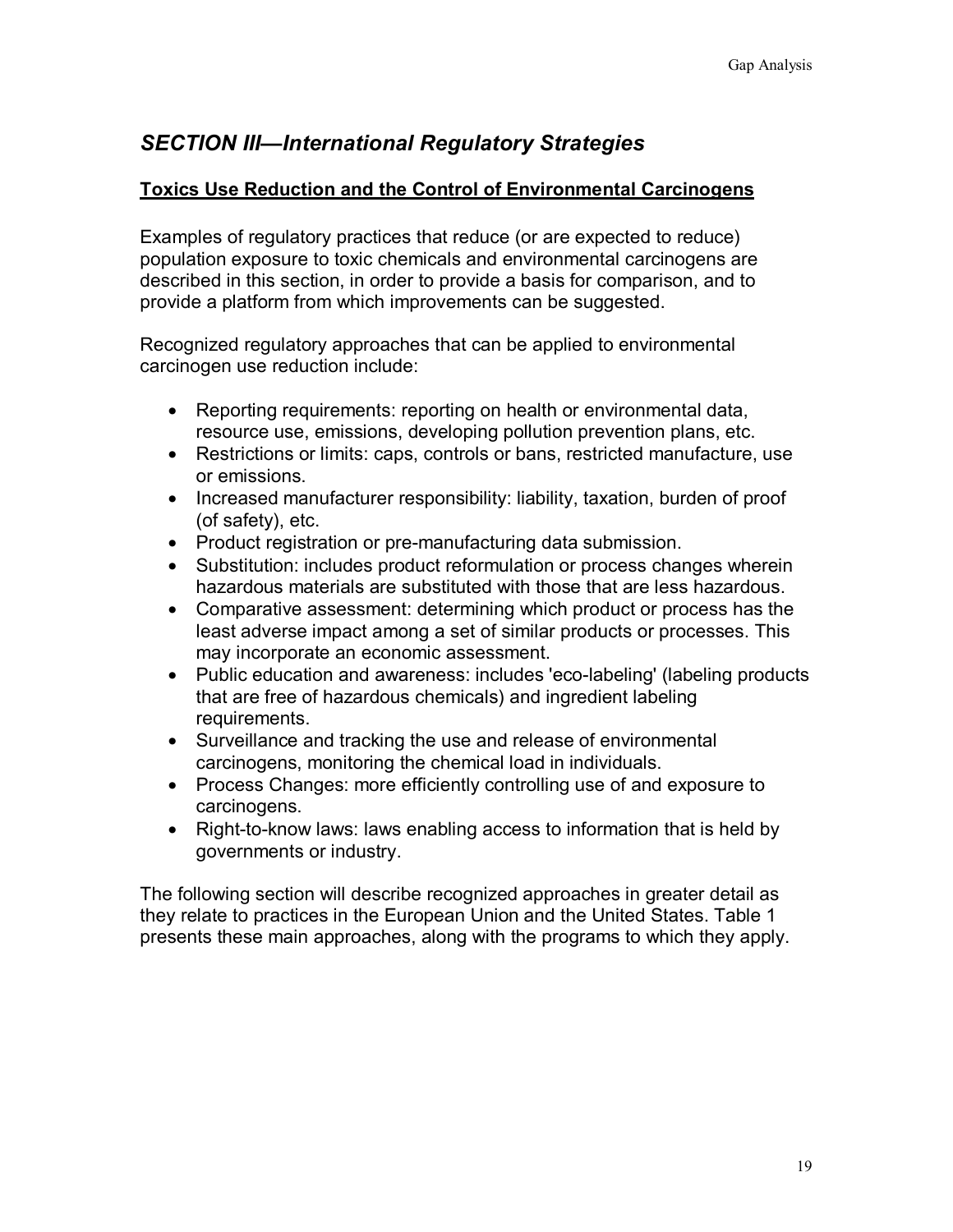## *SECTION III—International Regulatory Strategies*

### Toxics Use Reduction and the Control of Environmental Carcinogens

Examples of regulatory practices that reduce (or are expected to reduce) population exposure to toxic chemicals and environmental carcinogens are described in this section, in order to provide a basis for comparison, and to provide a platform from which improvements can be suggested.

Recognized regulatory approaches that can be applied to environmental carcinogen use reduction include:

- Reporting requirements: reporting on health or environmental data, resource use, emissions, developing pollution prevention plans, etc.
- Restrictions or limits: caps, controls or bans, restricted manufacture, use or emissions.
- Increased manufacturer responsibility: liability, taxation, burden of proof (of safety), etc.
- Product registration or pre-manufacturing data submission.
- Substitution: includes product reformulation or process changes wherein hazardous materials are substituted with those that are less hazardous.
- Comparative assessment: determining which product or process has the least adverse impact among a set of similar products or processes. This may incorporate an economic assessment.
- Public education and awareness: includes 'eco-labeling' (labeling products that are free of hazardous chemicals) and ingredient labeling requirements.
- Surveillance and tracking the use and release of environmental carcinogens, monitoring the chemical load in individuals.
- Process Changes: more efficiently controlling use of and exposure to carcinogens.
- Right-to-know laws: laws enabling access to information that is held by governments or industry.

The following section will describe recognized approaches in greater detail as they relate to practices in the European Union and the United States. Table 1 presents these main approaches, along with the programs to which they apply.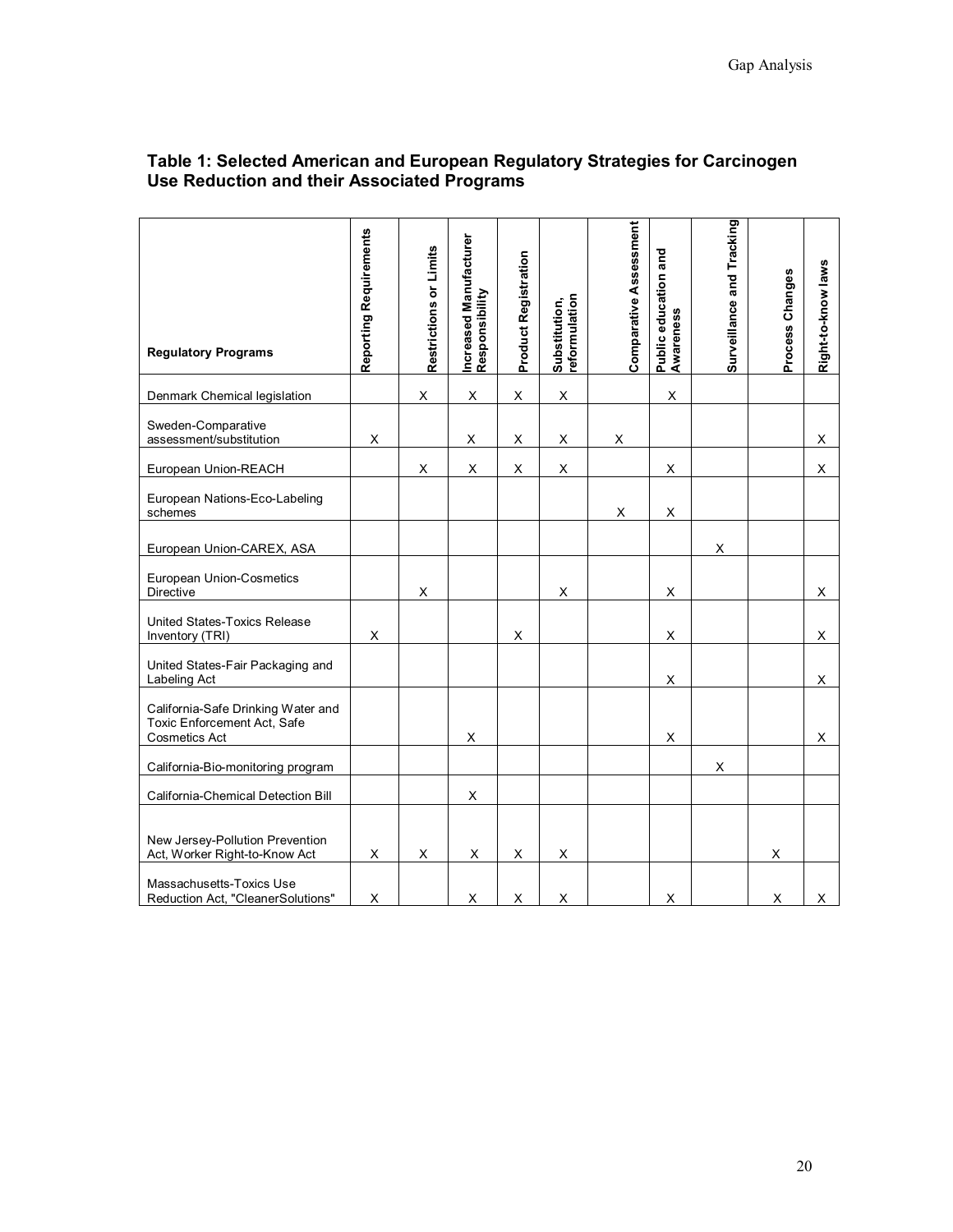### Table 1: Selected American and European Regulatory Strategies for Carcinogen Use Reduction and their Associated Programs

| Regulatory Programs | Reporting Requirements | Restrictions or Limits | Increased Manufacturer Responsibility | Product Registration | Substitution, reformulation | Comparative Assessment | Public education and Awareness | Surveillance and Tracking | Process Changes | Right-to-know laws |
|---|---|---|---|---|---|---|---|---|---|---|
| Denmark Chemical legislation | | X | X | X | X | | X | | | |
| Sweden-Comparative assessment/substitution | X | | X | X | X | X | | | | X |
| European Union-REACH | | X | X | X | X | | X | | | X |
| European Nations-Eco-Labeling schemes | | | | | | X | X | | | |
| European Union-CAREX, ASA | | | | | | | | X | | |
| European Union-Cosmetics Directive | | X | | | X | | X | | | X |
| United States-Toxics Release Inventory (TRI) | X | | | X | | | X | | | X |
| United States-Fair Packaging and Labeling Act | | | | | | | X | | | X |
| California-Safe Drinking Water and Toxic Enforcement Act, Safe Cosmetics Act | | | X | | | | X | | | X |
| California-Bio-monitoring program | | | | | | | | X | | |
| California-Chemical Detection Bill | | | X | | | | | | | |
| New Jersey-Pollution Prevention Act, Worker Right-to-Know Act | X | X | X | X | X | | | | X | |
| Massachusetts-Toxics Use Reduction Act, "CleanerSolutions" | X | | X | X | X | | X | | X | X |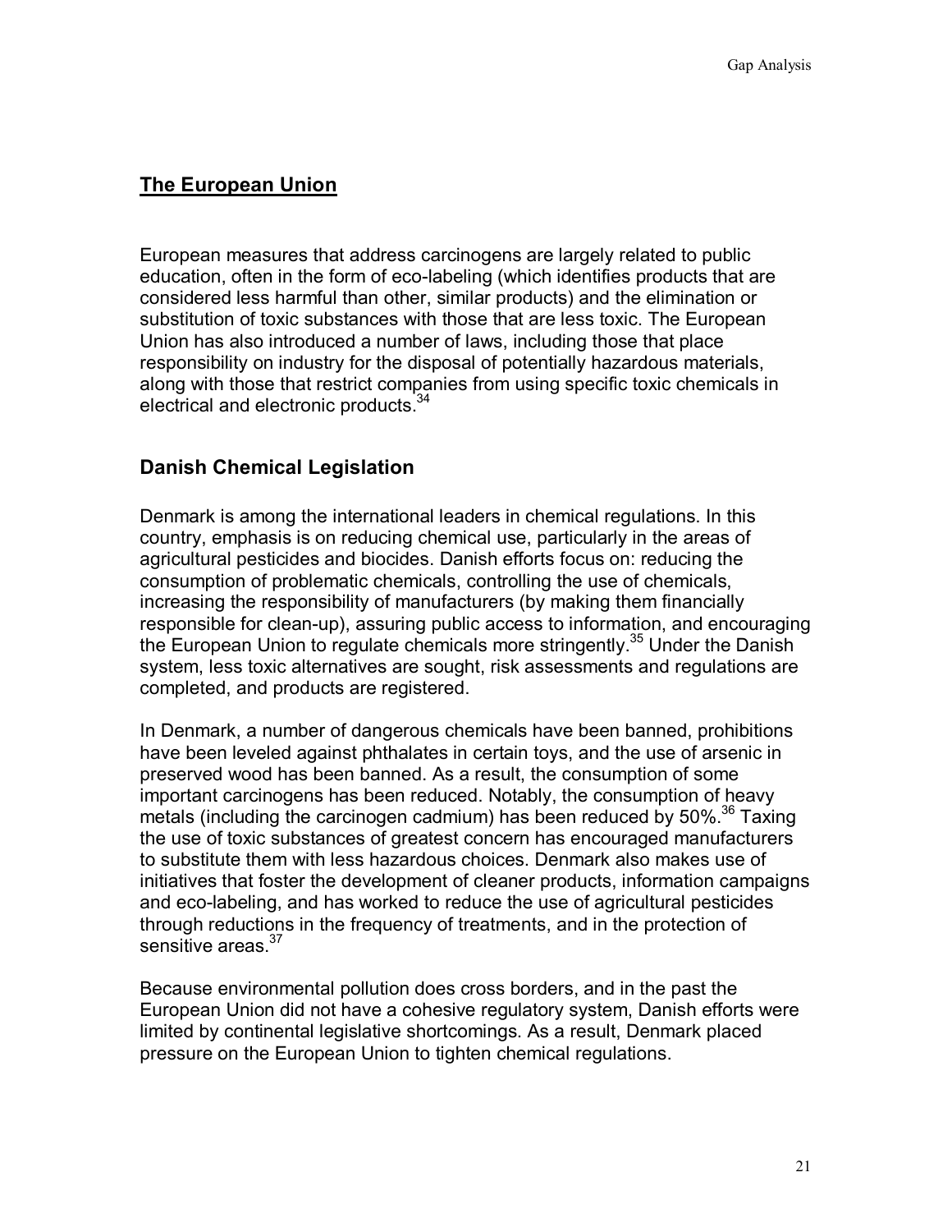## The European Union

European measures that address carcinogens are largely related to public education, often in the form of eco-labeling (which identifies products that are considered less harmful than other, similar products) and the elimination or substitution of toxic substances with those that are less toxic. The European Union has also introduced a number of laws, including those that place responsibility on industry for the disposal of potentially hazardous materials, along with those that restrict companies from using specific toxic chemicals in electrical and electronic products.[34]

### Danish Chemical Legislation

Denmark is among the international leaders in chemical regulations. In this country, emphasis is on reducing chemical use, particularly in the areas of agricultural pesticides and biocides. Danish efforts focus on: reducing the consumption of problematic chemicals, controlling the use of chemicals, increasing the responsibility of manufacturers (by making them financially responsible for clean-up), assuring public access to information, and encouraging the European Union to regulate chemicals more stringently.[35] Under the Danish system, less toxic alternatives are sought, risk assessments and regulations are completed, and products are registered.

In Denmark, a number of dangerous chemicals have been banned, prohibitions have been leveled against phthalates in certain toys, and the use of arsenic in preserved wood has been banned. As a result, the consumption of some important carcinogens has been reduced. Notably, the consumption of heavy metals (including the carcinogen cadmium) has been reduced by 50%.[36] Taxing the use of toxic substances of greatest concern has encouraged manufacturers to substitute them with less hazardous choices. Denmark also makes use of initiatives that foster the development of cleaner products, information campaigns and eco-labeling, and has worked to reduce the use of agricultural pesticides through reductions in the frequency of treatments, and in the protection of sensitive areas.[37]

Because environmental pollution does cross borders, and in the past the European Union did not have a cohesive regulatory system, Danish efforts were limited by continental legislative shortcomings. As a result, Denmark placed pressure on the European Union to tighten chemical regulations.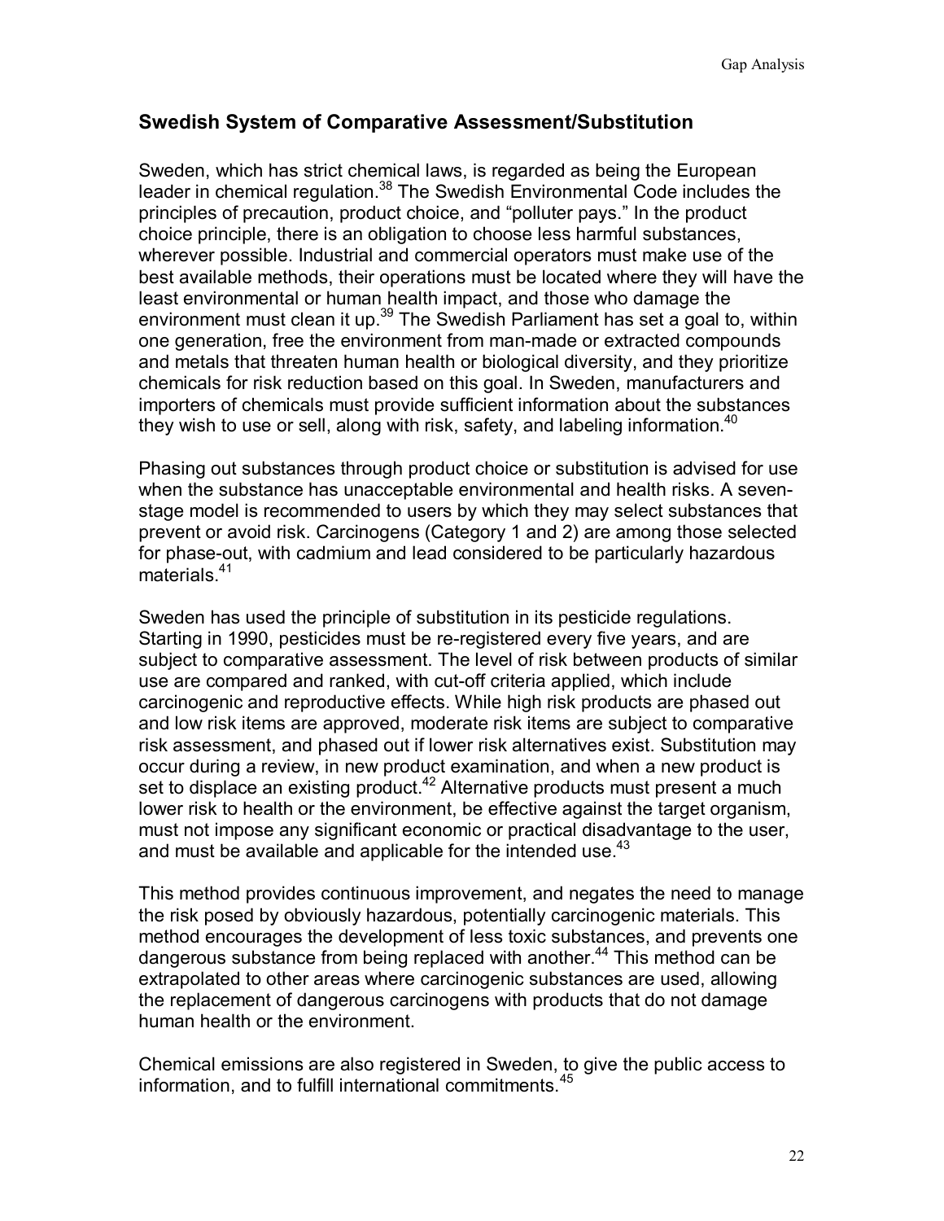## Swedish System of Comparative Assessment/Substitution

Sweden, which has strict chemical laws, is regarded as being the European leader in chemical regulation.[38] The Swedish Environmental Code includes the principles of precaution, product choice, and "polluter pays." In the product choice principle, there is an obligation to choose less harmful substances, wherever possible. Industrial and commercial operators must make use of the best available methods, their operations must be located where they will have the least environmental or human health impact, and those who damage the environment must clean it up.[39] The Swedish Parliament has set a goal to, within one generation, free the environment from man-made or extracted compounds and metals that threaten human health or biological diversity, and they prioritize chemicals for risk reduction based on this goal. In Sweden, manufacturers and importers of chemicals must provide sufficient information about the substances they wish to use or sell, along with risk, safety, and labeling information.[40]

Phasing out substances through product choice or substitution is advised for use when the substance has unacceptable environmental and health risks. A seven-stage model is recommended to users by which they may select substances that prevent or avoid risk. Carcinogens (Category 1 and 2) are among those selected for phase-out, with cadmium and lead considered to be particularly hazardous materials.[41]

Sweden has used the principle of substitution in its pesticide regulations. Starting in 1990, pesticides must be re-registered every five years, and are subject to comparative assessment. The level of risk between products of similar use are compared and ranked, with cut-off criteria applied, which include carcinogenic and reproductive effects. While high risk products are phased out and low risk items are approved, moderate risk items are subject to comparative risk assessment, and phased out if lower risk alternatives exist. Substitution may occur during a review, in new product examination, and when a new product is set to displace an existing product.[42] Alternative products must present a much lower risk to health or the environment, be effective against the target organism, must not impose any significant economic or practical disadvantage to the user, and must be available and applicable for the intended use.[43]

This method provides continuous improvement, and negates the need to manage the risk posed by obviously hazardous, potentially carcinogenic materials. This method encourages the development of less toxic substances, and prevents one dangerous substance from being replaced with another.[44] This method can be extrapolated to other areas where carcinogenic substances are used, allowing the replacement of dangerous carcinogens with products that do not damage human health or the environment.

Chemical emissions are also registered in Sweden, to give the public access to information, and to fulfill international commitments.[45]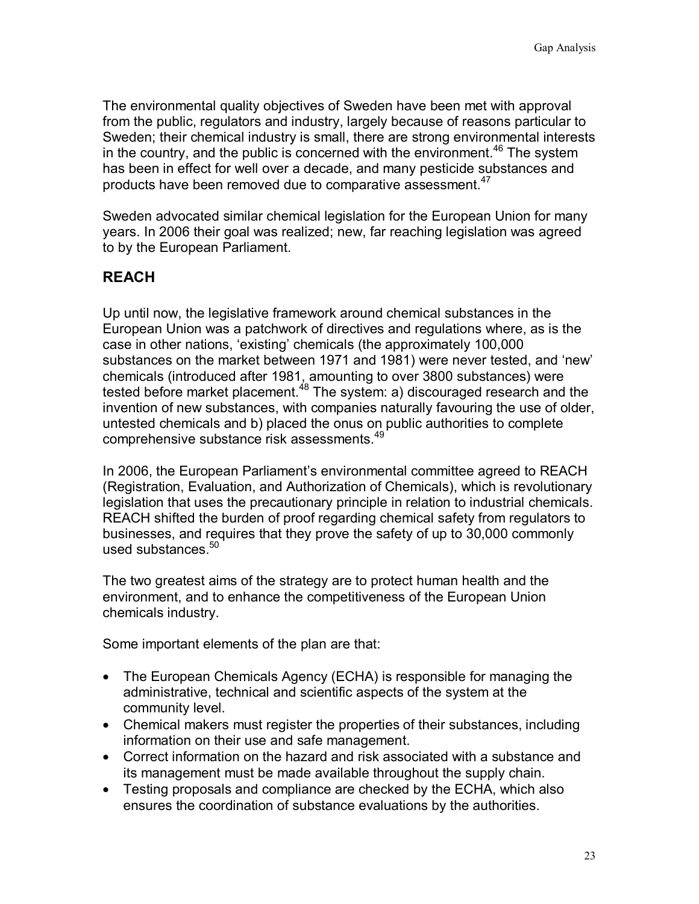The environmental quality objectives of Sweden have been met with approval from the public, regulators and industry, largely because of reasons particular to Sweden; their chemical industry is small, there are strong environmental interests in the country, and the public is concerned with the environment.[46] The system has been in effect for well over a decade, and many pesticide substances and products have been removed due to comparative assessment.[47]

Sweden advocated similar chemical legislation for the European Union for many years. In 2006 their goal was realized; new, far reaching legislation was agreed to by the European Parliament.

## REACH

Up until now, the legislative framework around chemical substances in the European Union was a patchwork of directives and regulations where, as is the case in other nations, 'existing' chemicals (the approximately 100,000 substances on the market between 1971 and 1981) were never tested, and 'new' chemicals (introduced after 1981, amounting to over 3800 substances) were tested before market placement.[48] The system: a) discouraged research and the invention of new substances, with companies naturally favouring the use of older, untested chemicals and b) placed the onus on public authorities to complete comprehensive substance risk assessments.[49]

In 2006, the European Parliament's environmental committee agreed to REACH (Registration, Evaluation, and Authorization of Chemicals), which is revolutionary legislation that uses the precautionary principle in relation to industrial chemicals. REACH shifted the burden of proof regarding chemical safety from regulators to businesses, and requires that they prove the safety of up to 30,000 commonly used substances.[50]

The two greatest aims of the strategy are to protect human health and the environment, and to enhance the competitiveness of the European Union chemicals industry.

Some important elements of the plan are that:

- The European Chemicals Agency (ECHA) is responsible for managing the administrative, technical and scientific aspects of the system at the community level.
- Chemical makers must register the properties of their substances, including information on their use and safe management.
- Correct information on the hazard and risk associated with a substance and its management must be made available throughout the supply chain.
- Testing proposals and compliance are checked by the ECHA, which also ensures the coordination of substance evaluations by the authorities.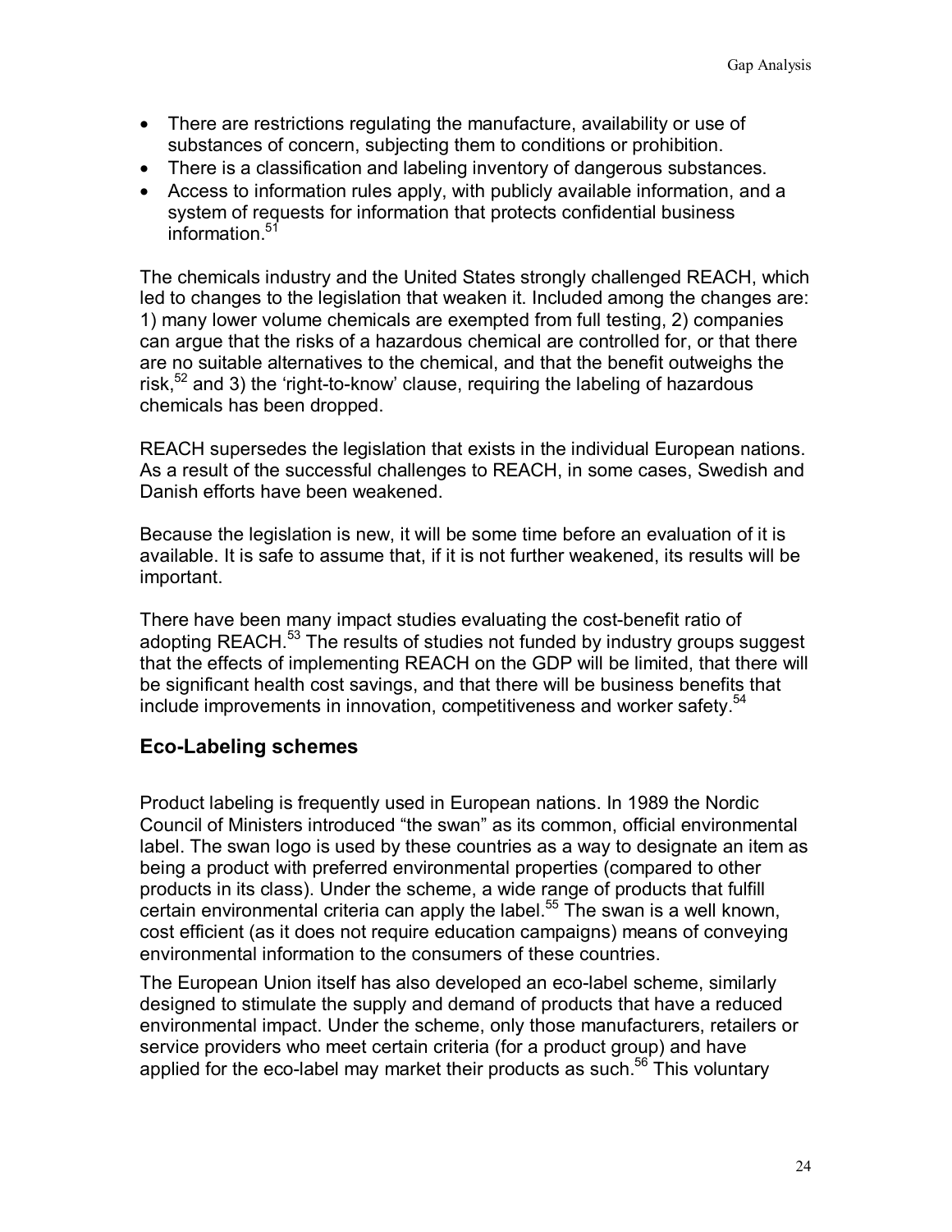- There are restrictions regulating the manufacture, availability or use of substances of concern, subjecting them to conditions or prohibition.
- There is a classification and labeling inventory of dangerous substances.
- Access to information rules apply, with publicly available information, and a system of requests for information that protects confidential business information.[51]

The chemicals industry and the United States strongly challenged REACH, which led to changes to the legislation that weaken it. Included among the changes are: 1) many lower volume chemicals are exempted from full testing, 2) companies can argue that the risks of a hazardous chemical are controlled for, or that there are no suitable alternatives to the chemical, and that the benefit outweighs the risk,[52] and 3) the 'right-to-know' clause, requiring the labeling of hazardous chemicals has been dropped.

REACH supersedes the legislation that exists in the individual European nations. As a result of the successful challenges to REACH, in some cases, Swedish and Danish efforts have been weakened.

Because the legislation is new, it will be some time before an evaluation of it is available. It is safe to assume that, if it is not further weakened, its results will be important.

There have been many impact studies evaluating the cost-benefit ratio of adopting REACH.[53] The results of studies not funded by industry groups suggest that the effects of implementing REACH on the GDP will be limited, that there will be significant health cost savings, and that there will be business benefits that include improvements in innovation, competitiveness and worker safety.[54]

## Eco-Labeling schemes

Product labeling is frequently used in European nations. In 1989 the Nordic Council of Ministers introduced "the swan" as its common, official environmental label. The swan logo is used by these countries as a way to designate an item as being a product with preferred environmental properties (compared to other products in its class). Under the scheme, a wide range of products that fulfill certain environmental criteria can apply the label.[55] The swan is a well known, cost efficient (as it does not require education campaigns) means of conveying environmental information to the consumers of these countries.

The European Union itself has also developed an eco-label scheme, similarly designed to stimulate the supply and demand of products that have a reduced environmental impact. Under the scheme, only those manufacturers, retailers or service providers who meet certain criteria (for a product group) and have applied for the eco-label may market their products as such.[56] This voluntary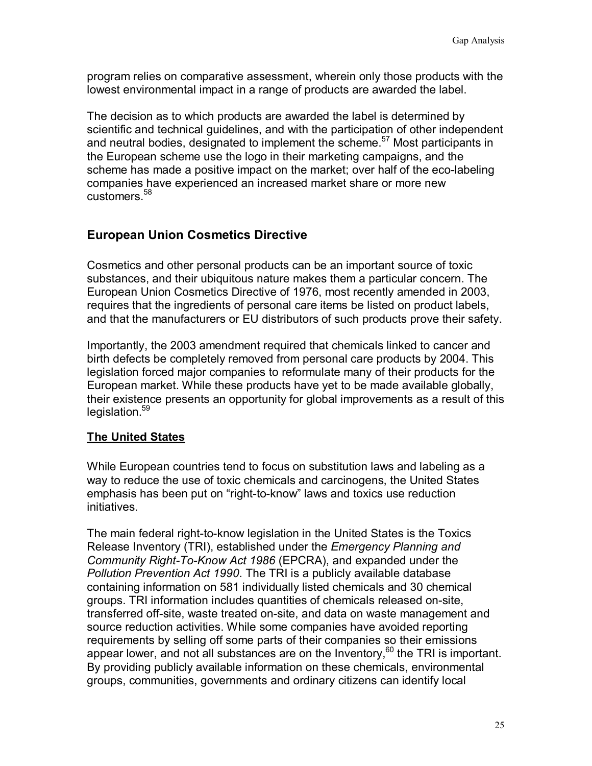program relies on comparative assessment, wherein only those products with the lowest environmental impact in a range of products are awarded the label.

The decision as to which products are awarded the label is determined by scientific and technical guidelines, and with the participation of other independent and neutral bodies, designated to implement the scheme.[57] Most participants in the European scheme use the logo in their marketing campaigns, and the scheme has made a positive impact on the market; over half of the eco-labeling companies have experienced an increased market share or more new customers.[58]

## European Union Cosmetics Directive

Cosmetics and other personal products can be an important source of toxic substances, and their ubiquitous nature makes them a particular concern. The European Union Cosmetics Directive of 1976, most recently amended in 2003, requires that the ingredients of personal care items be listed on product labels, and that the manufacturers or EU distributors of such products prove their safety.

Importantly, the 2003 amendment required that chemicals linked to cancer and birth defects be completely removed from personal care products by 2004. This legislation forced major companies to reformulate many of their products for the European market. While these products have yet to be made available globally, their existence presents an opportunity for global improvements as a result of this legislation.[59]

## <u>The United States</u>

While European countries tend to focus on substitution laws and labeling as a way to reduce the use of toxic chemicals and carcinogens, the United States emphasis has been put on "right-to-know" laws and toxics use reduction initiatives.

The main federal right-to-know legislation in the United States is the Toxics Release Inventory (TRI), established under the *Emergency Planning and Community Right-To-Know Act 1986* (EPCRA), and expanded under the *Pollution Prevention Act 1990*. The TRI is a publicly available database containing information on 581 individually listed chemicals and 30 chemical groups. TRI information includes quantities of chemicals released on-site, transferred off-site, waste treated on-site, and data on waste management and source reduction activities. While some companies have avoided reporting requirements by selling off some parts of their companies so their emissions appear lower, and not all substances are on the Inventory,[60] the TRI is important. By providing publicly available information on these chemicals, environmental groups, communities, governments and ordinary citizens can identify local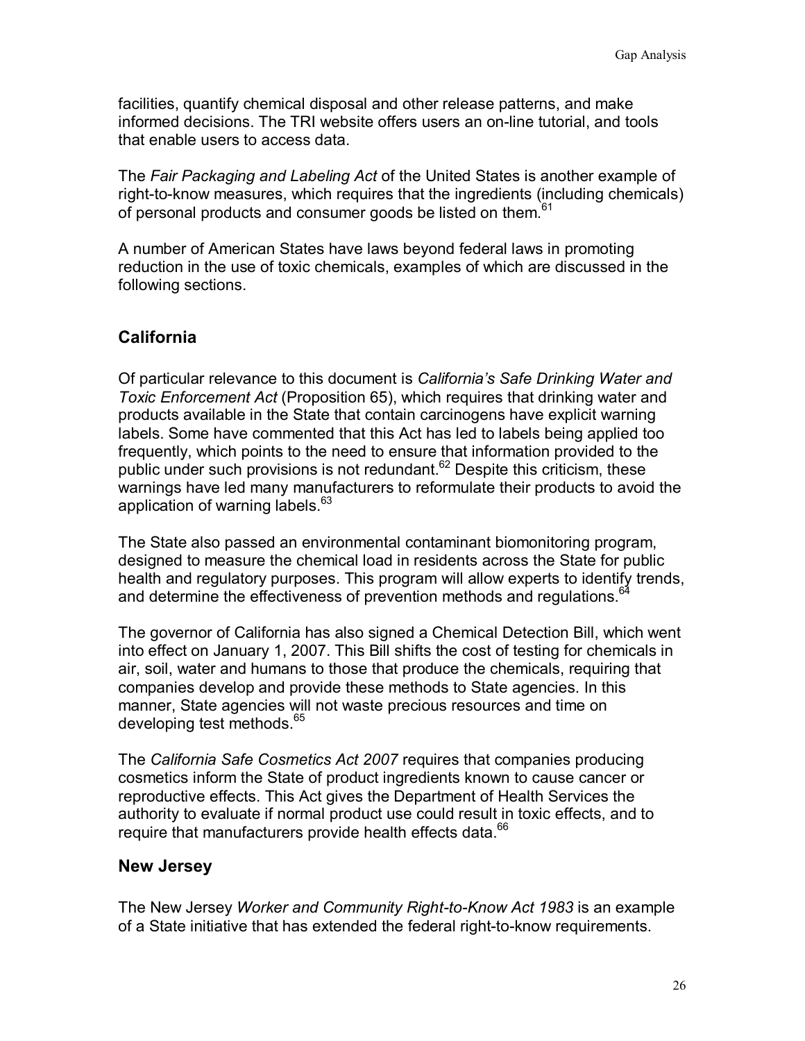facilities, quantify chemical disposal and other release patterns, and make informed decisions. The TRI website offers users an on-line tutorial, and tools that enable users to access data.

The *Fair Packaging and Labeling Act* of the United States is another example of right-to-know measures, which requires that the ingredients (including chemicals) of personal products and consumer goods be listed on them.[61]

A number of American States have laws beyond federal laws in promoting reduction in the use of toxic chemicals, examples of which are discussed in the following sections.

## California

Of particular relevance to this document is *California's Safe Drinking Water and Toxic Enforcement Act* (Proposition 65), which requires that drinking water and products available in the State that contain carcinogens have explicit warning labels. Some have commented that this Act has led to labels being applied too frequently, which points to the need to ensure that information provided to the public under such provisions is not redundant.[62] Despite this criticism, these warnings have led many manufacturers to reformulate their products to avoid the application of warning labels.[63]

The State also passed an environmental contaminant biomonitoring program, designed to measure the chemical load in residents across the State for public health and regulatory purposes. This program will allow experts to identify trends, and determine the effectiveness of prevention methods and regulations.[64]

The governor of California has also signed a Chemical Detection Bill, which went into effect on January 1, 2007. This Bill shifts the cost of testing for chemicals in air, soil, water and humans to those that produce the chemicals, requiring that companies develop and provide these methods to State agencies. In this manner, State agencies will not waste precious resources and time on developing test methods.[65]

The *California Safe Cosmetics Act 2007* requires that companies producing cosmetics inform the State of product ingredients known to cause cancer or reproductive effects. This Act gives the Department of Health Services the authority to evaluate if normal product use could result in toxic effects, and to require that manufacturers provide health effects data.[66]

## New Jersey

The New Jersey *Worker and Community Right-to-Know Act 1983* is an example of a State initiative that has extended the federal right-to-know requirements.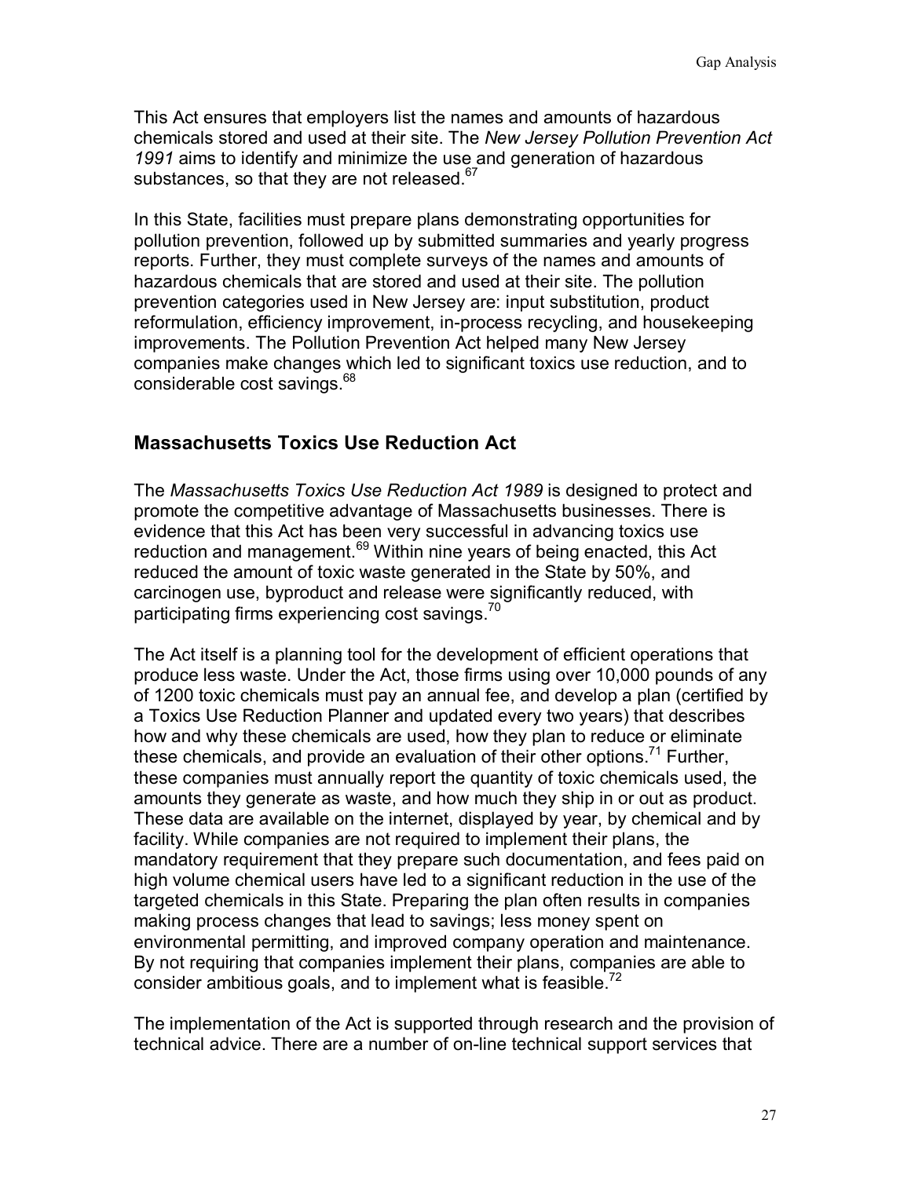This Act ensures that employers list the names and amounts of hazardous chemicals stored and used at their site. The *New Jersey Pollution Prevention Act 1991* aims to identify and minimize the use and generation of hazardous substances, so that they are not released.[67]

In this State, facilities must prepare plans demonstrating opportunities for pollution prevention, followed up by submitted summaries and yearly progress reports. Further, they must complete surveys of the names and amounts of hazardous chemicals that are stored and used at their site. The pollution prevention categories used in New Jersey are: input substitution, product reformulation, efficiency improvement, in-process recycling, and housekeeping improvements. The Pollution Prevention Act helped many New Jersey companies make changes which led to significant toxics use reduction, and to considerable cost savings.[68]

## Massachusetts Toxics Use Reduction Act

The *Massachusetts Toxics Use Reduction Act 1989* is designed to protect and promote the competitive advantage of Massachusetts businesses. There is evidence that this Act has been very successful in advancing toxics use reduction and management.[69] Within nine years of being enacted, this Act reduced the amount of toxic waste generated in the State by 50%, and carcinogen use, byproduct and release were significantly reduced, with participating firms experiencing cost savings.[70]

The Act itself is a planning tool for the development of efficient operations that produce less waste. Under the Act, those firms using over 10,000 pounds of any of 1200 toxic chemicals must pay an annual fee, and develop a plan (certified by a Toxics Use Reduction Planner and updated every two years) that describes how and why these chemicals are used, how they plan to reduce or eliminate these chemicals, and provide an evaluation of their other options.[71] Further, these companies must annually report the quantity of toxic chemicals used, the amounts they generate as waste, and how much they ship in or out as product. These data are available on the internet, displayed by year, by chemical and by facility. While companies are not required to implement their plans, the mandatory requirement that they prepare such documentation, and fees paid on high volume chemical users have led to a significant reduction in the use of the targeted chemicals in this State. Preparing the plan often results in companies making process changes that lead to savings; less money spent on environmental permitting, and improved company operation and maintenance. By not requiring that companies implement their plans, companies are able to consider ambitious goals, and to implement what is feasible.[72]

The implementation of the Act is supported through research and the provision of technical advice. There are a number of on-line technical support services that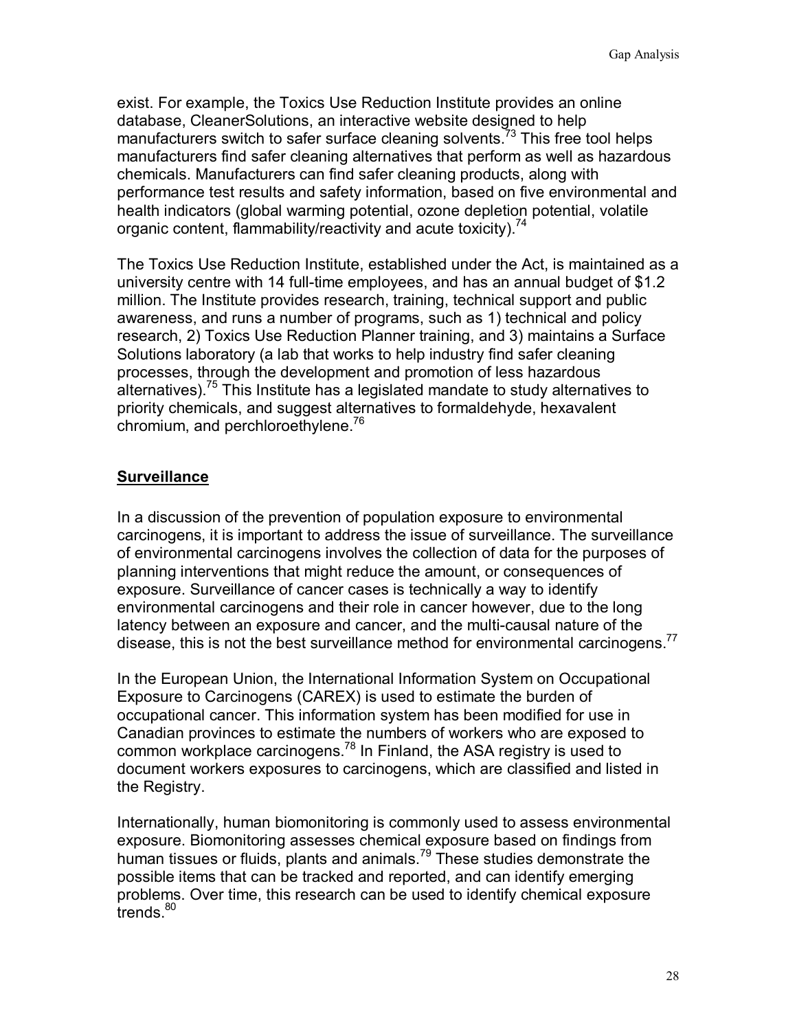exist. For example, the Toxics Use Reduction Institute provides an online database, CleanerSolutions, an interactive website designed to help manufacturers switch to safer surface cleaning solvents.[73] This free tool helps manufacturers find safer cleaning alternatives that perform as well as hazardous chemicals. Manufacturers can find safer cleaning products, along with performance test results and safety information, based on five environmental and health indicators (global warming potential, ozone depletion potential, volatile organic content, flammability/reactivity and acute toxicity).[74]

The Toxics Use Reduction Institute, established under the Act, is maintained as a university centre with 14 full-time employees, and has an annual budget of $1.2 million. The Institute provides research, training, technical support and public awareness, and runs a number of programs, such as 1) technical and policy research, 2) Toxics Use Reduction Planner training, and 3) maintains a Surface Solutions laboratory (a lab that works to help industry find safer cleaning processes, through the development and promotion of less hazardous alternatives).[75] This Institute has a legislated mandate to study alternatives to priority chemicals, and suggest alternatives to formaldehyde, hexavalent chromium, and perchloroethylene.[76]

## Surveillance

In a discussion of the prevention of population exposure to environmental carcinogens, it is important to address the issue of surveillance. The surveillance of environmental carcinogens involves the collection of data for the purposes of planning interventions that might reduce the amount, or consequences of exposure. Surveillance of cancer cases is technically a way to identify environmental carcinogens and their role in cancer however, due to the long latency between an exposure and cancer, and the multi-causal nature of the disease, this is not the best surveillance method for environmental carcinogens.[77]

In the European Union, the International Information System on Occupational Exposure to Carcinogens (CAREX) is used to estimate the burden of occupational cancer. This information system has been modified for use in Canadian provinces to estimate the numbers of workers who are exposed to common workplace carcinogens.[78] In Finland, the ASA registry is used to document workers exposures to carcinogens, which are classified and listed in the Registry.

Internationally, human biomonitoring is commonly used to assess environmental exposure. Biomonitoring assesses chemical exposure based on findings from human tissues or fluids, plants and animals.[79] These studies demonstrate the possible items that can be tracked and reported, and can identify emerging problems. Over time, this research can be used to identify chemical exposure trends.[80]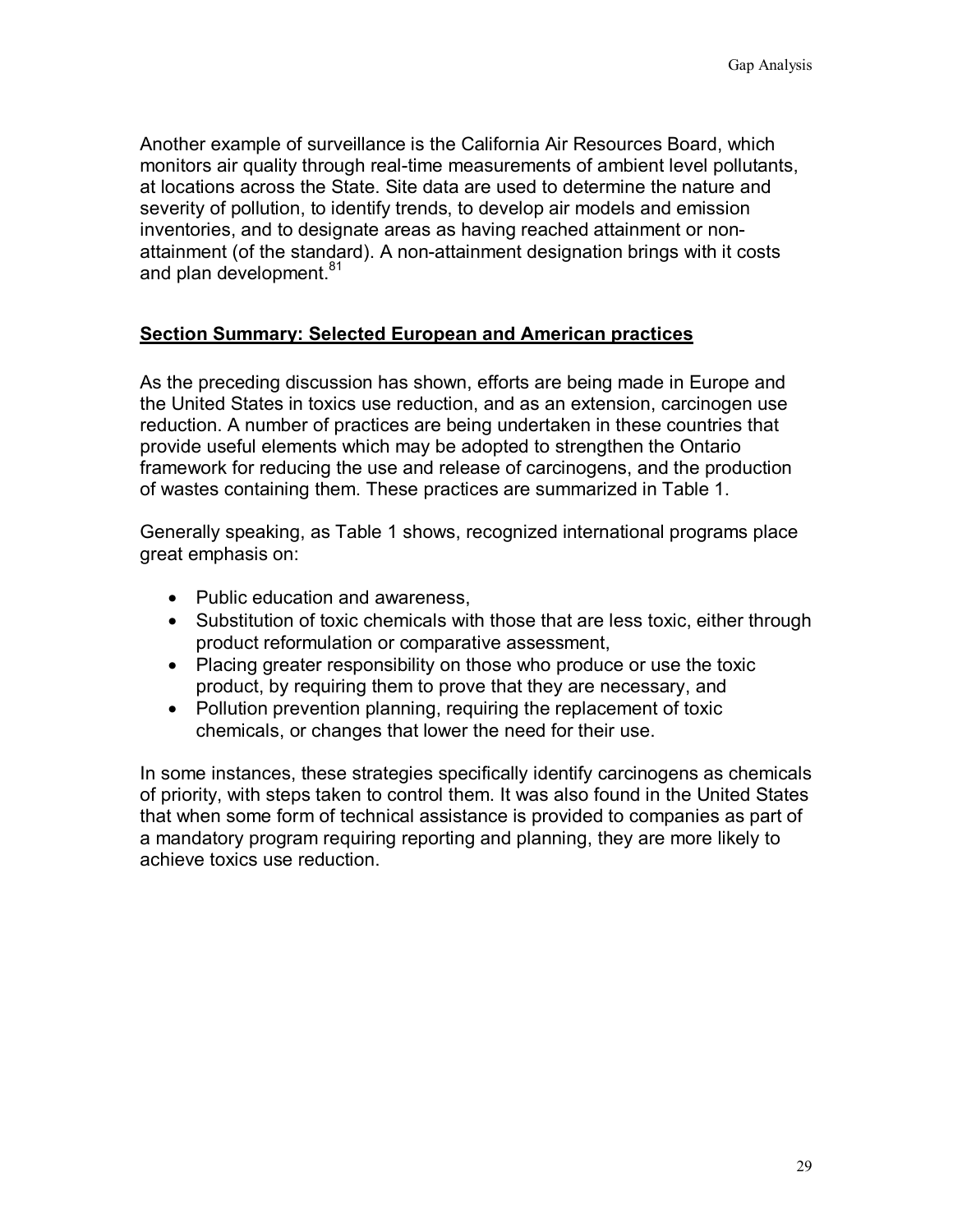Another example of surveillance is the California Air Resources Board, which monitors air quality through real-time measurements of ambient level pollutants, at locations across the State. Site data are used to determine the nature and severity of pollution, to identify trends, to develop air models and emission inventories, and to designate areas as having reached attainment or non-attainment (of the standard). A non-attainment designation brings with it costs and plan development.[81]

## Section Summary: Selected European and American practices

As the preceding discussion has shown, efforts are being made in Europe and the United States in toxics use reduction, and as an extension, carcinogen use reduction. A number of practices are being undertaken in these countries that provide useful elements which may be adopted to strengthen the Ontario framework for reducing the use and release of carcinogens, and the production of wastes containing them. These practices are summarized in Table 1.

Generally speaking, as Table 1 shows, recognized international programs place great emphasis on:

- Public education and awareness,
- Substitution of toxic chemicals with those that are less toxic, either through product reformulation or comparative assessment,
- Placing greater responsibility on those who produce or use the toxic product, by requiring them to prove that they are necessary, and
- Pollution prevention planning, requiring the replacement of toxic chemicals, or changes that lower the need for their use.

In some instances, these strategies specifically identify carcinogens as chemicals of priority, with steps taken to control them. It was also found in the United States that when some form of technical assistance is provided to companies as part of a mandatory program requiring reporting and planning, they are more likely to achieve toxics use reduction.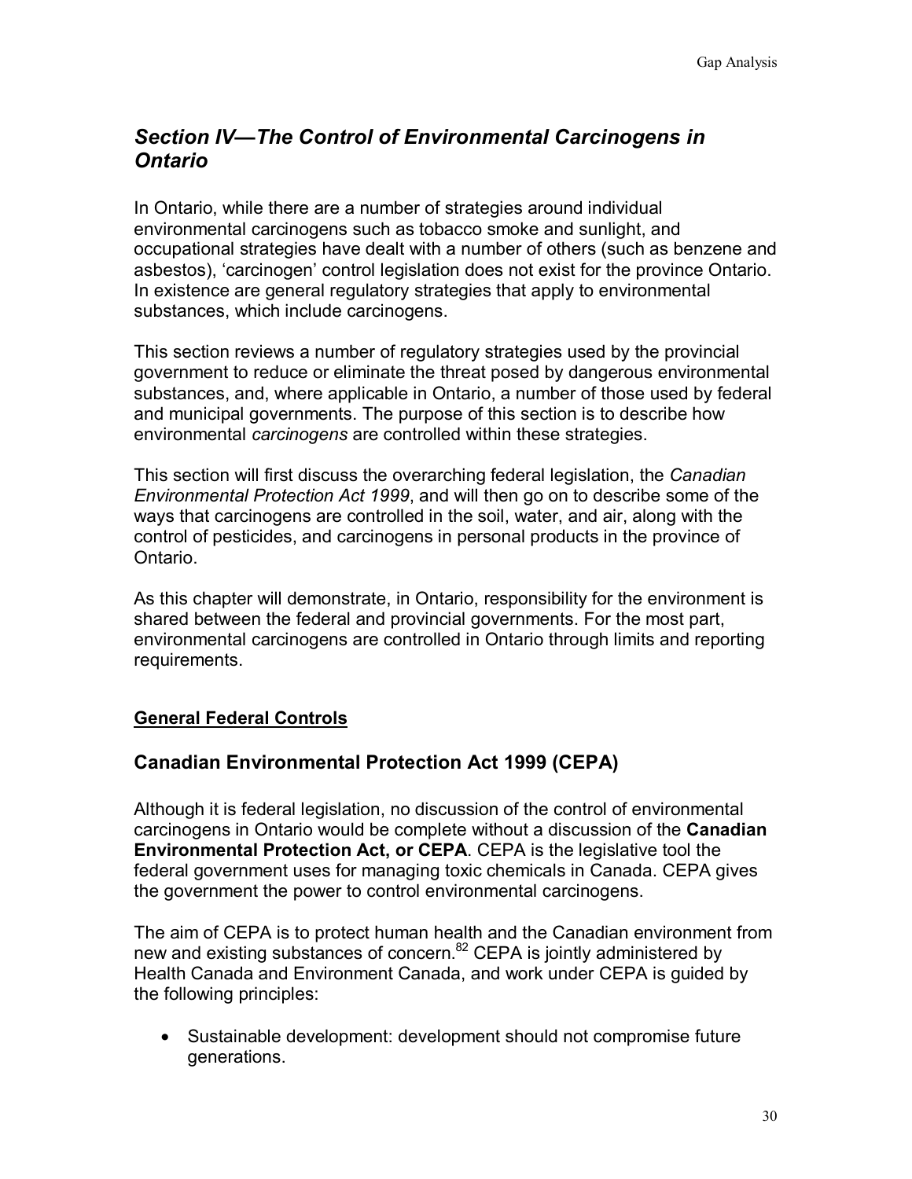## *Section IV—The Control of Environmental Carcinogens in Ontario*

In Ontario, while there are a number of strategies around individual environmental carcinogens such as tobacco smoke and sunlight, and occupational strategies have dealt with a number of others (such as benzene and asbestos), 'carcinogen' control legislation does not exist for the province Ontario. In existence are general regulatory strategies that apply to environmental substances, which include carcinogens.

This section reviews a number of regulatory strategies used by the provincial government to reduce or eliminate the threat posed by dangerous environmental substances, and, where applicable in Ontario, a number of those used by federal and municipal governments. The purpose of this section is to describe how environmental *carcinogens* are controlled within these strategies.

This section will first discuss the overarching federal legislation, the *Canadian Environmental Protection Act 1999*, and will then go on to describe some of the ways that carcinogens are controlled in the soil, water, and air, along with the control of pesticides, and carcinogens in personal products in the province of Ontario.

As this chapter will demonstrate, in Ontario, responsibility for the environment is shared between the federal and provincial governments. For the most part, environmental carcinogens are controlled in Ontario through limits and reporting requirements.

**General Federal Controls**

### Canadian Environmental Protection Act 1999 (CEPA)

Although it is federal legislation, no discussion of the control of environmental carcinogens in Ontario would be complete without a discussion of the **Canadian Environmental Protection Act, or CEPA**. CEPA is the legislative tool the federal government uses for managing toxic chemicals in Canada. CEPA gives the government the power to control environmental carcinogens.

The aim of CEPA is to protect human health and the Canadian environment from new and existing substances of concern.[82] CEPA is jointly administered by Health Canada and Environment Canada, and work under CEPA is guided by the following principles:

- Sustainable development: development should not compromise future generations.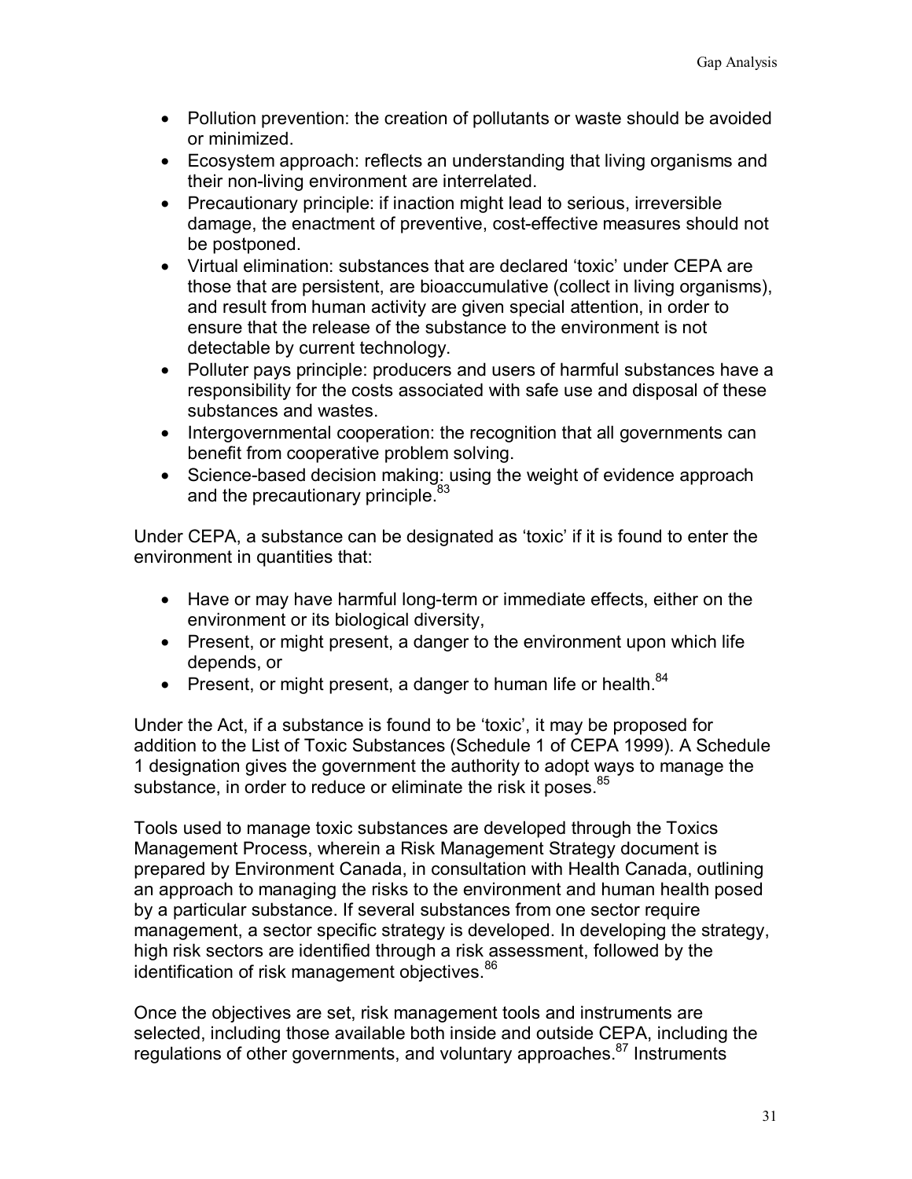- Pollution prevention: the creation of pollutants or waste should be avoided or minimized.
- Ecosystem approach: reflects an understanding that living organisms and their non-living environment are interrelated.
- Precautionary principle: if inaction might lead to serious, irreversible damage, the enactment of preventive, cost-effective measures should not be postponed.
- Virtual elimination: substances that are declared 'toxic' under CEPA are those that are persistent, are bioaccumulative (collect in living organisms), and result from human activity are given special attention, in order to ensure that the release of the substance to the environment is not detectable by current technology.
- Polluter pays principle: producers and users of harmful substances have a responsibility for the costs associated with safe use and disposal of these substances and wastes.
- Intergovernmental cooperation: the recognition that all governments can benefit from cooperative problem solving.
- Science-based decision making: using the weight of evidence approach and the precautionary principle.[83]

Under CEPA, a substance can be designated as 'toxic' if it is found to enter the environment in quantities that:

- Have or may have harmful long-term or immediate effects, either on the environment or its biological diversity,
- Present, or might present, a danger to the environment upon which life depends, or
- Present, or might present, a danger to human life or health.[84]

Under the Act, if a substance is found to be 'toxic', it may be proposed for addition to the List of Toxic Substances (Schedule 1 of CEPA 1999). A Schedule 1 designation gives the government the authority to adopt ways to manage the substance, in order to reduce or eliminate the risk it poses.[85]

Tools used to manage toxic substances are developed through the Toxics Management Process, wherein a Risk Management Strategy document is prepared by Environment Canada, in consultation with Health Canada, outlining an approach to managing the risks to the environment and human health posed by a particular substance. If several substances from one sector require management, a sector specific strategy is developed. In developing the strategy, high risk sectors are identified through a risk assessment, followed by the identification of risk management objectives.[86]

Once the objectives are set, risk management tools and instruments are selected, including those available both inside and outside CEPA, including the regulations of other governments, and voluntary approaches.[87] Instruments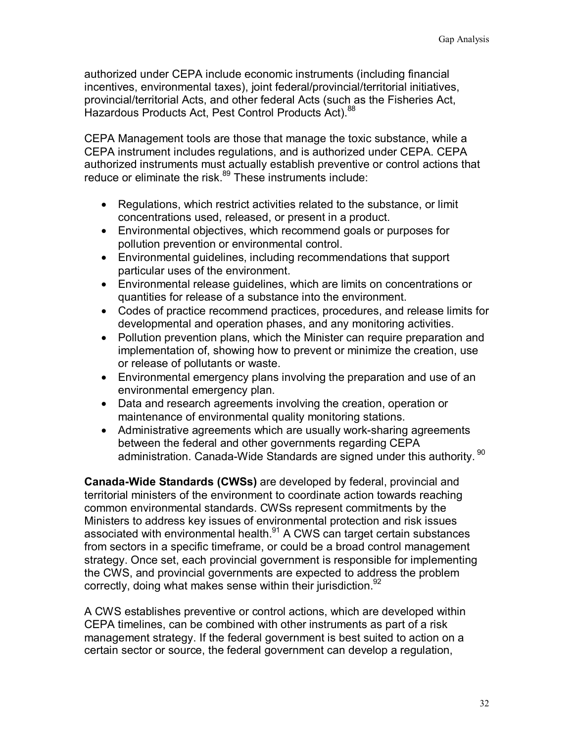authorized under CEPA include economic instruments (including financial incentives, environmental taxes), joint federal/provincial/territorial initiatives, provincial/territorial Acts, and other federal Acts (such as the Fisheries Act, Hazardous Products Act, Pest Control Products Act).[88]

CEPA Management tools are those that manage the toxic substance, while a CEPA instrument includes regulations, and is authorized under CEPA. CEPA authorized instruments must actually establish preventive or control actions that reduce or eliminate the risk.[89] These instruments include:

- Regulations, which restrict activities related to the substance, or limit concentrations used, released, or present in a product.
- Environmental objectives, which recommend goals or purposes for pollution prevention or environmental control.
- Environmental guidelines, including recommendations that support particular uses of the environment.
- Environmental release guidelines, which are limits on concentrations or quantities for release of a substance into the environment.
- Codes of practice recommend practices, procedures, and release limits for developmental and operation phases, and any monitoring activities.
- Pollution prevention plans, which the Minister can require preparation and implementation of, showing how to prevent or minimize the creation, use or release of pollutants or waste.
- Environmental emergency plans involving the preparation and use of an environmental emergency plan.
- Data and research agreements involving the creation, operation or maintenance of environmental quality monitoring stations.
- Administrative agreements which are usually work-sharing agreements between the federal and other governments regarding CEPA administration. Canada-Wide Standards are signed under this authority.[90]

**Canada-Wide Standards (CWSs)** are developed by federal, provincial and territorial ministers of the environment to coordinate action towards reaching common environmental standards. CWSs represent commitments by the Ministers to address key issues of environmental protection and risk issues associated with environmental health.[91] A CWS can target certain substances from sectors in a specific timeframe, or could be a broad control management strategy. Once set, each provincial government is responsible for implementing the CWS, and provincial governments are expected to address the problem correctly, doing what makes sense within their jurisdiction.[92]

A CWS establishes preventive or control actions, which are developed within CEPA timelines, can be combined with other instruments as part of a risk management strategy. If the federal government is best suited to action on a certain sector or source, the federal government can develop a regulation,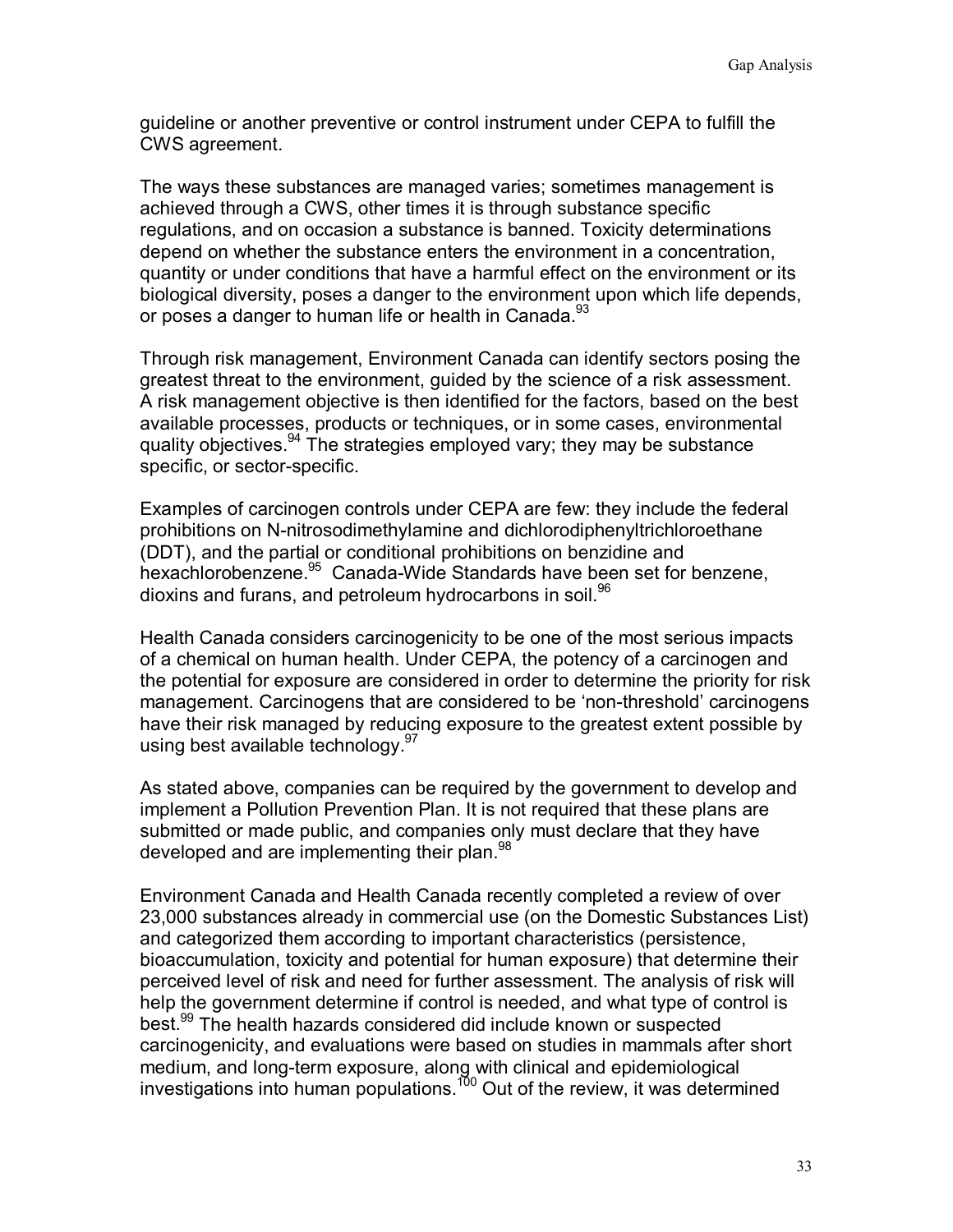guideline or another preventive or control instrument under CEPA to fulfill the CWS agreement.

The ways these substances are managed varies; sometimes management is achieved through a CWS, other times it is through substance specific regulations, and on occasion a substance is banned. Toxicity determinations depend on whether the substance enters the environment in a concentration, quantity or under conditions that have a harmful effect on the environment or its biological diversity, poses a danger to the environment upon which life depends, or poses a danger to human life or health in Canada.[93]

Through risk management, Environment Canada can identify sectors posing the greatest threat to the environment, guided by the science of a risk assessment. A risk management objective is then identified for the factors, based on the best available processes, products or techniques, or in some cases, environmental quality objectives.[94] The strategies employed vary; they may be substance specific, or sector-specific.

Examples of carcinogen controls under CEPA are few: they include the federal prohibitions on N-nitrosodimethylamine and dichlorodiphenyltrichloroethane (DDT), and the partial or conditional prohibitions on benzidine and hexachlorobenzene.[95] Canada-Wide Standards have been set for benzene, dioxins and furans, and petroleum hydrocarbons in soil.[96]

Health Canada considers carcinogenicity to be one of the most serious impacts of a chemical on human health. Under CEPA, the potency of a carcinogen and the potential for exposure are considered in order to determine the priority for risk management. Carcinogens that are considered to be 'non-threshold' carcinogens have their risk managed by reducing exposure to the greatest extent possible by using best available technology.[97]

As stated above, companies can be required by the government to develop and implement a Pollution Prevention Plan. It is not required that these plans are submitted or made public, and companies only must declare that they have developed and are implementing their plan.[98]

Environment Canada and Health Canada recently completed a review of over 23,000 substances already in commercial use (on the Domestic Substances List) and categorized them according to important characteristics (persistence, bioaccumulation, toxicity and potential for human exposure) that determine their perceived level of risk and need for further assessment. The analysis of risk will help the government determine if control is needed, and what type of control is best.[99] The health hazards considered did include known or suspected carcinogenicity, and evaluations were based on studies in mammals after short medium, and long-term exposure, along with clinical and epidemiological investigations into human populations.[100] Out of the review, it was determined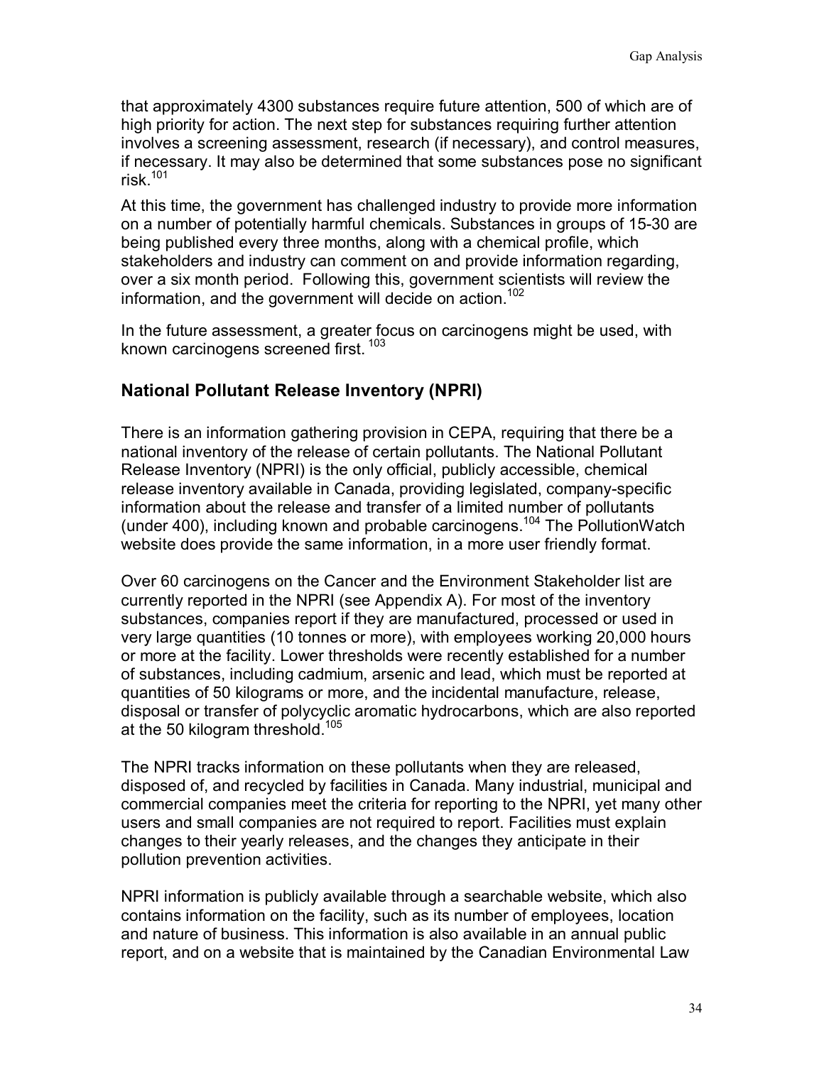that approximately 4300 substances require future attention, 500 of which are of high priority for action. The next step for substances requiring further attention involves a screening assessment, research (if necessary), and control measures, if necessary. It may also be determined that some substances pose no significant risk.[101]

At this time, the government has challenged industry to provide more information on a number of potentially harmful chemicals. Substances in groups of 15-30 are being published every three months, along with a chemical profile, which stakeholders and industry can comment on and provide information regarding, over a six month period. Following this, government scientists will review the information, and the government will decide on action.[102]

In the future assessment, a greater focus on carcinogens might be used, with known carcinogens screened first.[103]

## National Pollutant Release Inventory (NPRI)

There is an information gathering provision in CEPA, requiring that there be a national inventory of the release of certain pollutants. The National Pollutant Release Inventory (NPRI) is the only official, publicly accessible, chemical release inventory available in Canada, providing legislated, company-specific information about the release and transfer of a limited number of pollutants (under 400), including known and probable carcinogens.[104] The PollutionWatch website does provide the same information, in a more user friendly format.

Over 60 carcinogens on the Cancer and the Environment Stakeholder list are currently reported in the NPRI (see Appendix A). For most of the inventory substances, companies report if they are manufactured, processed or used in very large quantities (10 tonnes or more), with employees working 20,000 hours or more at the facility. Lower thresholds were recently established for a number of substances, including cadmium, arsenic and lead, which must be reported at quantities of 50 kilograms or more, and the incidental manufacture, release, disposal or transfer of polycyclic aromatic hydrocarbons, which are also reported at the 50 kilogram threshold.[105]

The NPRI tracks information on these pollutants when they are released, disposed of, and recycled by facilities in Canada. Many industrial, municipal and commercial companies meet the criteria for reporting to the NPRI, yet many other users and small companies are not required to report. Facilities must explain changes to their yearly releases, and the changes they anticipate in their pollution prevention activities.

NPRI information is publicly available through a searchable website, which also contains information on the facility, such as its number of employees, location and nature of business. This information is also available in an annual public report, and on a website that is maintained by the Canadian Environmental Law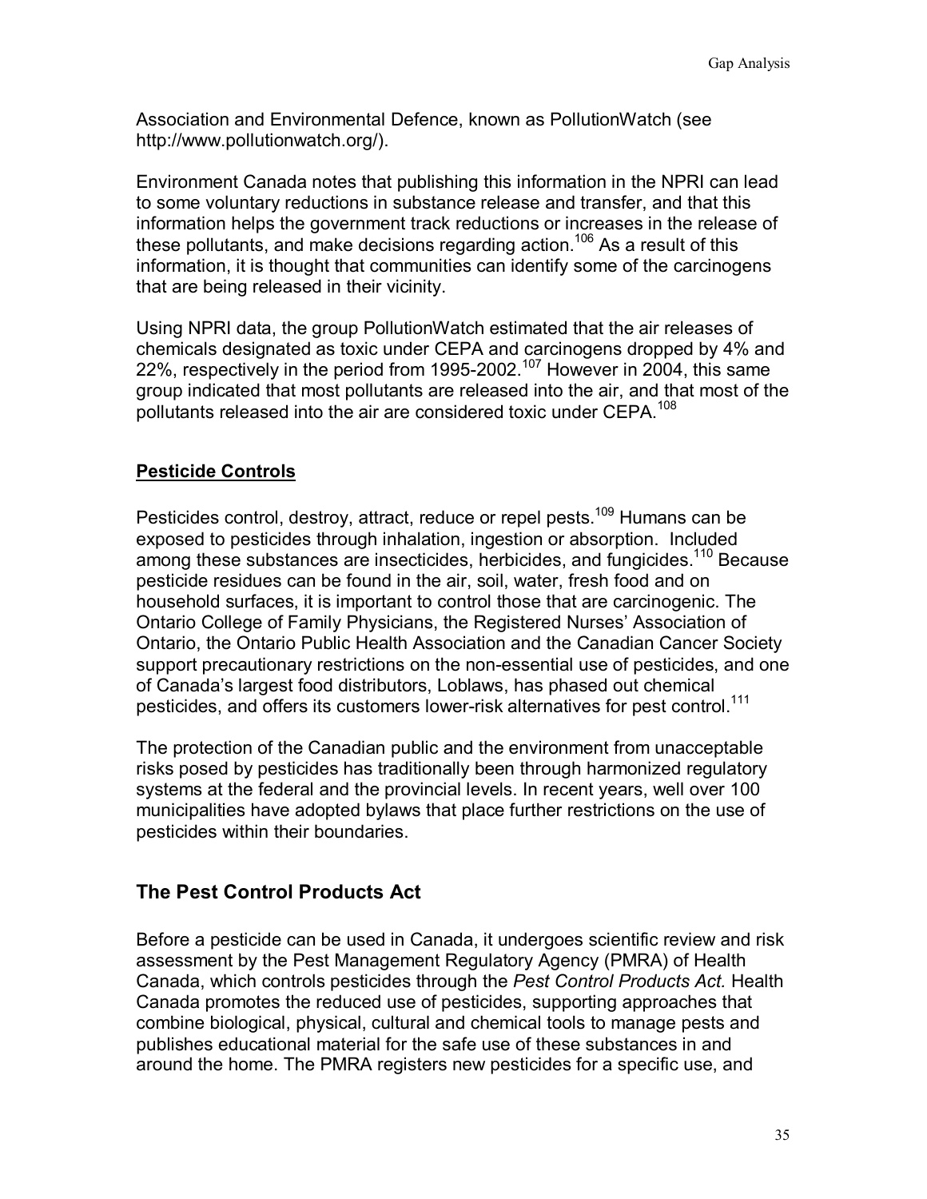Association and Environmental Defence, known as PollutionWatch (see http://www.pollutionwatch.org/).

Environment Canada notes that publishing this information in the NPRI can lead to some voluntary reductions in substance release and transfer, and that this information helps the government track reductions or increases in the release of these pollutants, and make decisions regarding action.[106] As a result of this information, it is thought that communities can identify some of the carcinogens that are being released in their vicinity.

Using NPRI data, the group PollutionWatch estimated that the air releases of chemicals designated as toxic under CEPA and carcinogens dropped by 4% and 22%, respectively in the period from 1995-2002.[107] However in 2004, this same group indicated that most pollutants are released into the air, and that most of the pollutants released into the air are considered toxic under CEPA.[108]

**Pesticide Controls**

Pesticides control, destroy, attract, reduce or repel pests.[109] Humans can be exposed to pesticides through inhalation, ingestion or absorption. Included among these substances are insecticides, herbicides, and fungicides.[110] Because pesticide residues can be found in the air, soil, water, fresh food and on household surfaces, it is important to control those that are carcinogenic. The Ontario College of Family Physicians, the Registered Nurses' Association of Ontario, the Ontario Public Health Association and the Canadian Cancer Society support precautionary restrictions on the non-essential use of pesticides, and one of Canada's largest food distributors, Loblaws, has phased out chemical pesticides, and offers its customers lower-risk alternatives for pest control.[111]

The protection of the Canadian public and the environment from unacceptable risks posed by pesticides has traditionally been through harmonized regulatory systems at the federal and the provincial levels. In recent years, well over 100 municipalities have adopted bylaws that place further restrictions on the use of pesticides within their boundaries.

## The Pest Control Products Act

Before a pesticide can be used in Canada, it undergoes scientific review and risk assessment by the Pest Management Regulatory Agency (PMRA) of Health Canada, which controls pesticides through the *Pest Control Products Act.* Health Canada promotes the reduced use of pesticides, supporting approaches that combine biological, physical, cultural and chemical tools to manage pests and publishes educational material for the safe use of these substances in and around the home. The PMRA registers new pesticides for a specific use, and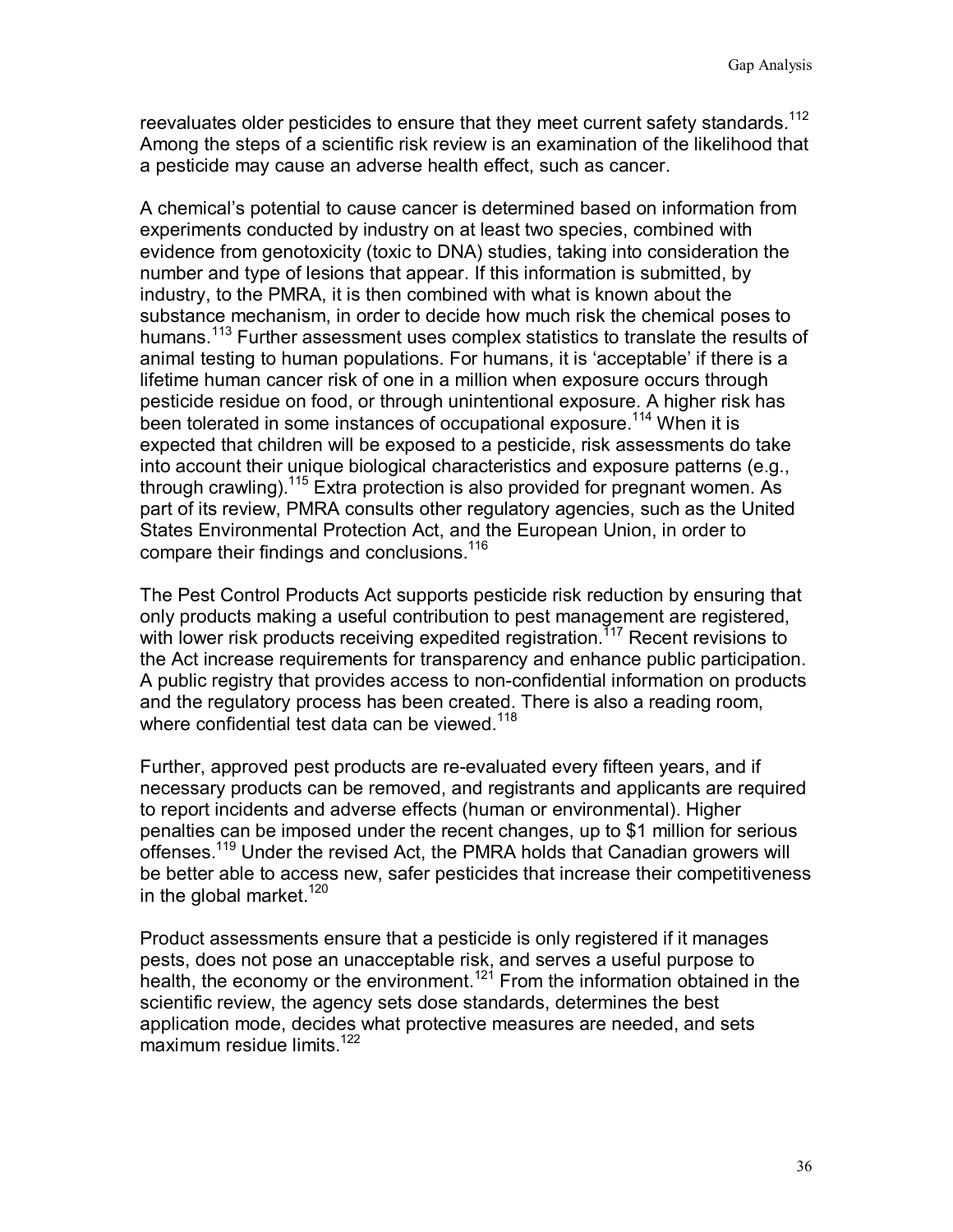reevaluates older pesticides to ensure that they meet current safety standards.[112] Among the steps of a scientific risk review is an examination of the likelihood that a pesticide may cause an adverse health effect, such as cancer.

A chemical's potential to cause cancer is determined based on information from experiments conducted by industry on at least two species, combined with evidence from genotoxicity (toxic to DNA) studies, taking into consideration the number and type of lesions that appear. If this information is submitted, by industry, to the PMRA, it is then combined with what is known about the substance mechanism, in order to decide how much risk the chemical poses to humans.[113] Further assessment uses complex statistics to translate the results of animal testing to human populations. For humans, it is 'acceptable' if there is a lifetime human cancer risk of one in a million when exposure occurs through pesticide residue on food, or through unintentional exposure. A higher risk has been tolerated in some instances of occupational exposure.[114] When it is expected that children will be exposed to a pesticide, risk assessments do take into account their unique biological characteristics and exposure patterns (e.g., through crawling).[115] Extra protection is also provided for pregnant women. As part of its review, PMRA consults other regulatory agencies, such as the United States Environmental Protection Act, and the European Union, in order to compare their findings and conclusions.[116]

The Pest Control Products Act supports pesticide risk reduction by ensuring that only products making a useful contribution to pest management are registered, with lower risk products receiving expedited registration.[117] Recent revisions to the Act increase requirements for transparency and enhance public participation. A public registry that provides access to non-confidential information on products and the regulatory process has been created. There is also a reading room, where confidential test data can be viewed.[118]

Further, approved pest products are re-evaluated every fifteen years, and if necessary products can be removed, and registrants and applicants are required to report incidents and adverse effects (human or environmental). Higher penalties can be imposed under the recent changes, up to $1 million for serious offenses.[119] Under the revised Act, the PMRA holds that Canadian growers will be better able to access new, safer pesticides that increase their competitiveness in the global market.[120]

Product assessments ensure that a pesticide is only registered if it manages pests, does not pose an unacceptable risk, and serves a useful purpose to health, the economy or the environment.[121] From the information obtained in the scientific review, the agency sets dose standards, determines the best application mode, decides what protective measures are needed, and sets maximum residue limits.[122]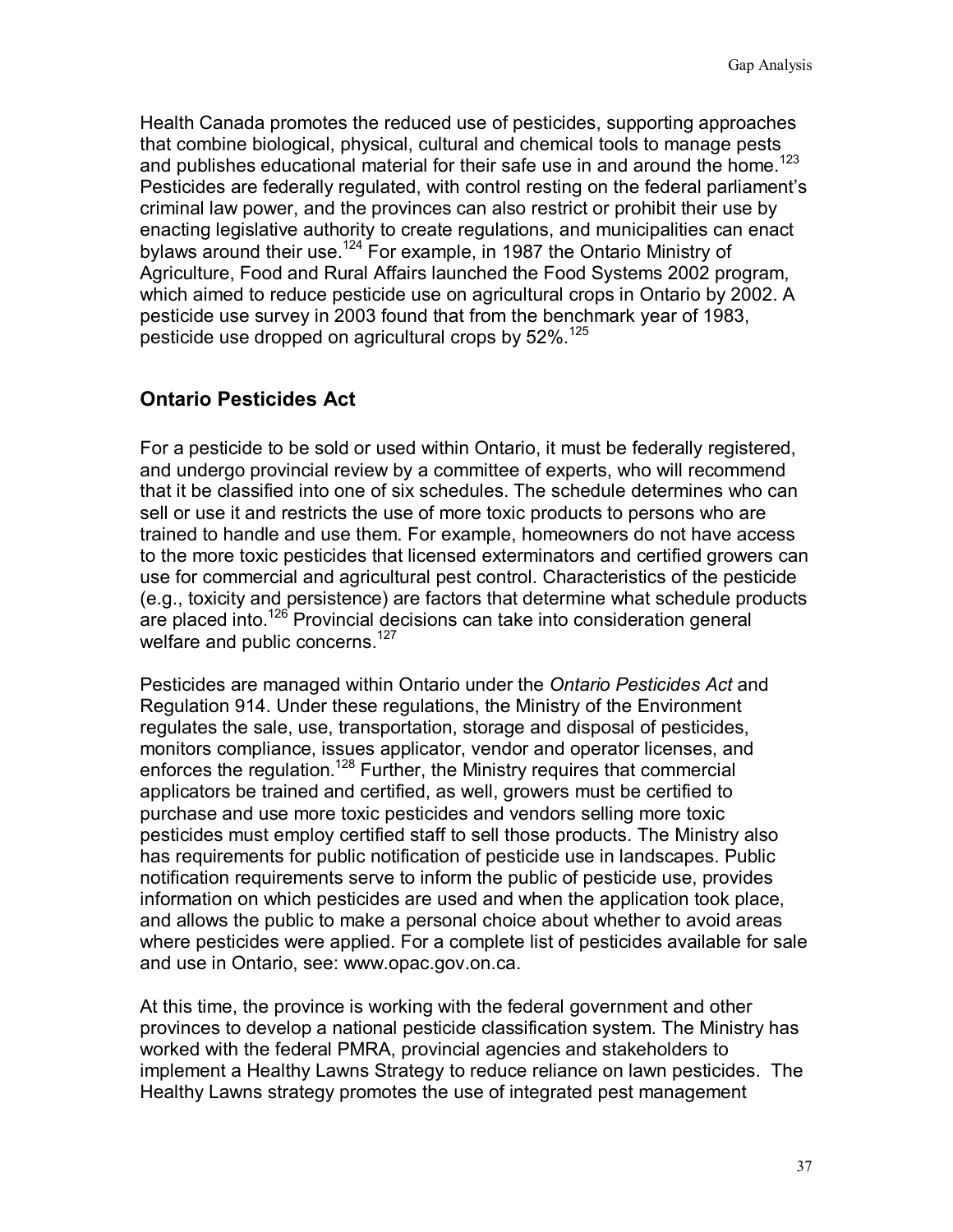Health Canada promotes the reduced use of pesticides, supporting approaches that combine biological, physical, cultural and chemical tools to manage pests and publishes educational material for their safe use in and around the home.[123] Pesticides are federally regulated, with control resting on the federal parliament's criminal law power, and the provinces can also restrict or prohibit their use by enacting legislative authority to create regulations, and municipalities can enact bylaws around their use.[124] For example, in 1987 the Ontario Ministry of Agriculture, Food and Rural Affairs launched the Food Systems 2002 program, which aimed to reduce pesticide use on agricultural crops in Ontario by 2002. A pesticide use survey in 2003 found that from the benchmark year of 1983, pesticide use dropped on agricultural crops by 52%.[125]

## Ontario Pesticides Act

For a pesticide to be sold or used within Ontario, it must be federally registered, and undergo provincial review by a committee of experts, who will recommend that it be classified into one of six schedules. The schedule determines who can sell or use it and restricts the use of more toxic products to persons who are trained to handle and use them. For example, homeowners do not have access to the more toxic pesticides that licensed exterminators and certified growers can use for commercial and agricultural pest control. Characteristics of the pesticide (e.g., toxicity and persistence) are factors that determine what schedule products are placed into.[126] Provincial decisions can take into consideration general welfare and public concerns.[127]

Pesticides are managed within Ontario under the *Ontario Pesticides Act* and Regulation 914. Under these regulations, the Ministry of the Environment regulates the sale, use, transportation, storage and disposal of pesticides, monitors compliance, issues applicator, vendor and operator licenses, and enforces the regulation.[128] Further, the Ministry requires that commercial applicators be trained and certified, as well, growers must be certified to purchase and use more toxic pesticides and vendors selling more toxic pesticides must employ certified staff to sell those products. The Ministry also has requirements for public notification of pesticide use in landscapes. Public notification requirements serve to inform the public of pesticide use, provides information on which pesticides are used and when the application took place, and allows the public to make a personal choice about whether to avoid areas where pesticides were applied. For a complete list of pesticides available for sale and use in Ontario, see: www.opac.gov.on.ca.

At this time, the province is working with the federal government and other provinces to develop a national pesticide classification system. The Ministry has worked with the federal PMRA, provincial agencies and stakeholders to implement a Healthy Lawns Strategy to reduce reliance on lawn pesticides. The Healthy Lawns strategy promotes the use of integrated pest management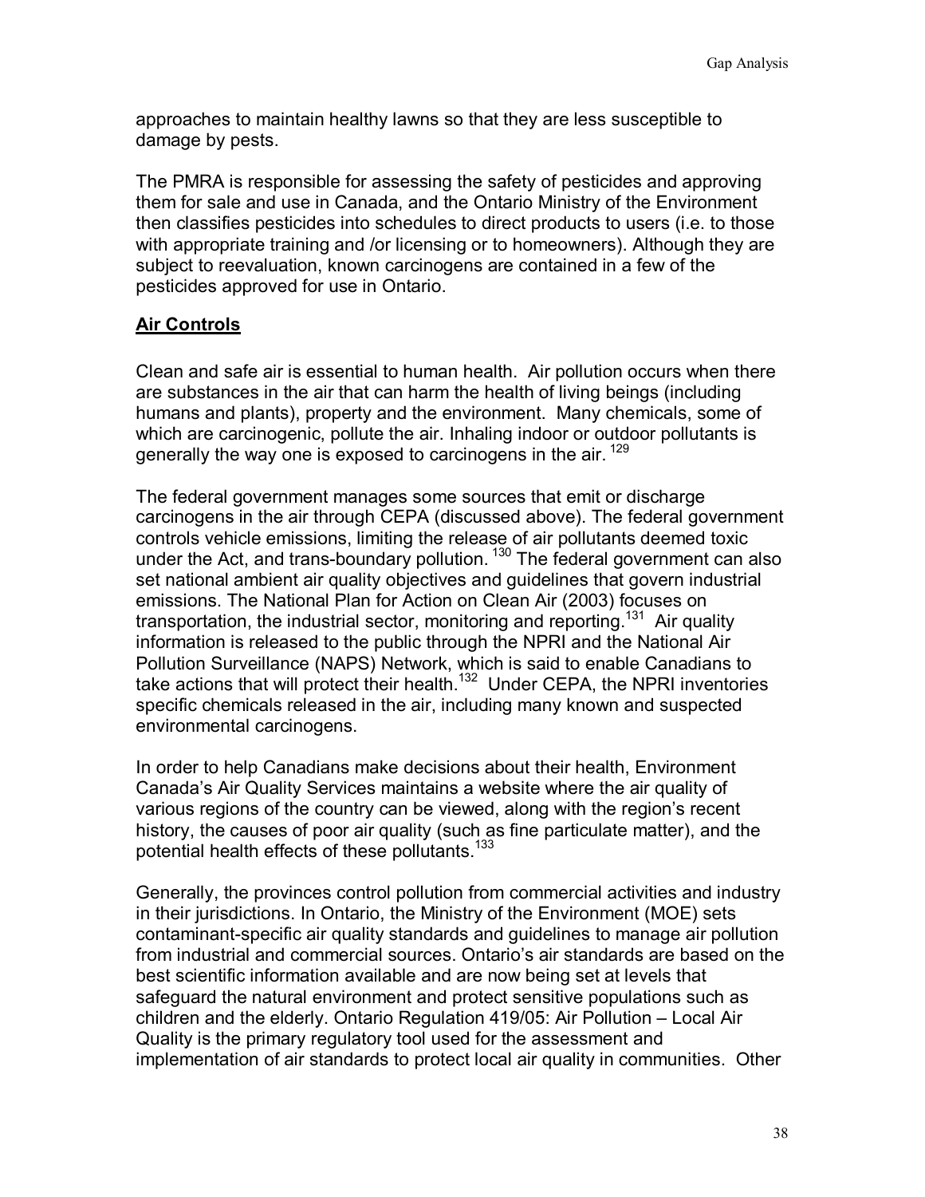approaches to maintain healthy lawns so that they are less susceptible to damage by pests.

The PMRA is responsible for assessing the safety of pesticides and approving them for sale and use in Canada, and the Ontario Ministry of the Environment then classifies pesticides into schedules to direct products to users (i.e. to those with appropriate training and /or licensing or to homeowners). Although they are subject to reevaluation, known carcinogens are contained in a few of the pesticides approved for use in Ontario.

## Air Controls

Clean and safe air is essential to human health. Air pollution occurs when there are substances in the air that can harm the health of living beings (including humans and plants), property and the environment. Many chemicals, some of which are carcinogenic, pollute the air. Inhaling indoor or outdoor pollutants is generally the way one is exposed to carcinogens in the air. [129]

The federal government manages some sources that emit or discharge carcinogens in the air through CEPA (discussed above). The federal government controls vehicle emissions, limiting the release of air pollutants deemed toxic under the Act, and trans-boundary pollution. [130] The federal government can also set national ambient air quality objectives and guidelines that govern industrial emissions. The National Plan for Action on Clean Air (2003) focuses on transportation, the industrial sector, monitoring and reporting.[131] Air quality information is released to the public through the NPRI and the National Air Pollution Surveillance (NAPS) Network, which is said to enable Canadians to take actions that will protect their health.[132] Under CEPA, the NPRI inventories specific chemicals released in the air, including many known and suspected environmental carcinogens.

In order to help Canadians make decisions about their health, Environment Canada's Air Quality Services maintains a website where the air quality of various regions of the country can be viewed, along with the region's recent history, the causes of poor air quality (such as fine particulate matter), and the potential health effects of these pollutants.[133]

Generally, the provinces control pollution from commercial activities and industry in their jurisdictions. In Ontario, the Ministry of the Environment (MOE) sets contaminant-specific air quality standards and guidelines to manage air pollution from industrial and commercial sources. Ontario's air standards are based on the best scientific information available and are now being set at levels that safeguard the natural environment and protect sensitive populations such as children and the elderly. Ontario Regulation 419/05: Air Pollution – Local Air Quality is the primary regulatory tool used for the assessment and implementation of air standards to protect local air quality in communities. Other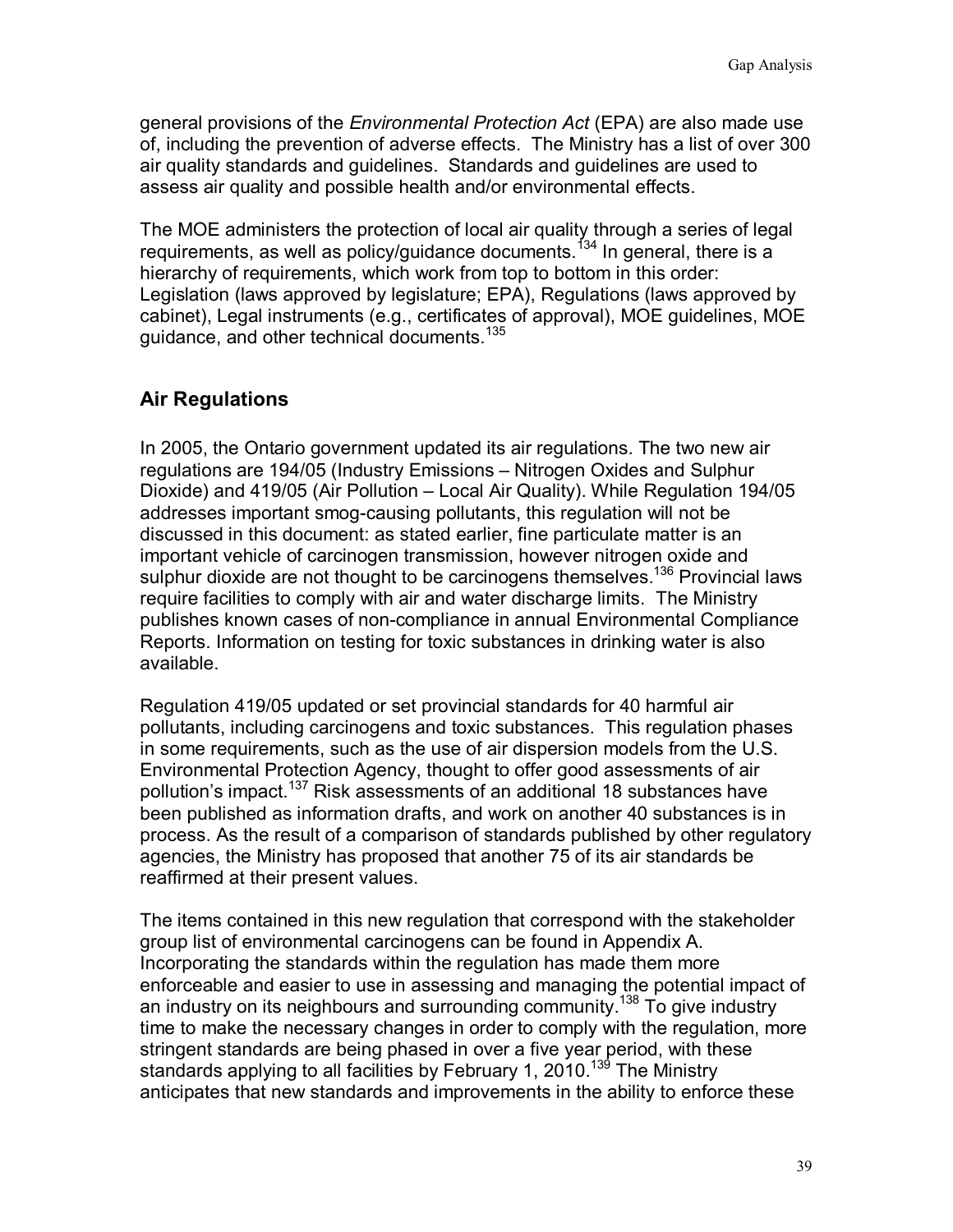general provisions of the *Environmental Protection Act* (EPA) are also made use of, including the prevention of adverse effects. The Ministry has a list of over 300 air quality standards and guidelines. Standards and guidelines are used to assess air quality and possible health and/or environmental effects.

The MOE administers the protection of local air quality through a series of legal requirements, as well as policy/guidance documents.[134] In general, there is a hierarchy of requirements, which work from top to bottom in this order: Legislation (laws approved by legislature; EPA), Regulations (laws approved by cabinet), Legal instruments (e.g., certificates of approval), MOE guidelines, MOE guidance, and other technical documents.[135]

## Air Regulations

In 2005, the Ontario government updated its air regulations. The two new air regulations are 194/05 (Industry Emissions – Nitrogen Oxides and Sulphur Dioxide) and 419/05 (Air Pollution – Local Air Quality). While Regulation 194/05 addresses important smog-causing pollutants, this regulation will not be discussed in this document: as stated earlier, fine particulate matter is an important vehicle of carcinogen transmission, however nitrogen oxide and sulphur dioxide are not thought to be carcinogens themselves.[136] Provincial laws require facilities to comply with air and water discharge limits. The Ministry publishes known cases of non-compliance in annual Environmental Compliance Reports. Information on testing for toxic substances in drinking water is also available.

Regulation 419/05 updated or set provincial standards for 40 harmful air pollutants, including carcinogens and toxic substances. This regulation phases in some requirements, such as the use of air dispersion models from the U.S. Environmental Protection Agency, thought to offer good assessments of air pollution's impact.[137] Risk assessments of an additional 18 substances have been published as information drafts, and work on another 40 substances is in process. As the result of a comparison of standards published by other regulatory agencies, the Ministry has proposed that another 75 of its air standards be reaffirmed at their present values.

The items contained in this new regulation that correspond with the stakeholder group list of environmental carcinogens can be found in Appendix A. Incorporating the standards within the regulation has made them more enforceable and easier to use in assessing and managing the potential impact of an industry on its neighbours and surrounding community.[138] To give industry time to make the necessary changes in order to comply with the regulation, more stringent standards are being phased in over a five year period, with these standards applying to all facilities by February 1, 2010.[139] The Ministry anticipates that new standards and improvements in the ability to enforce these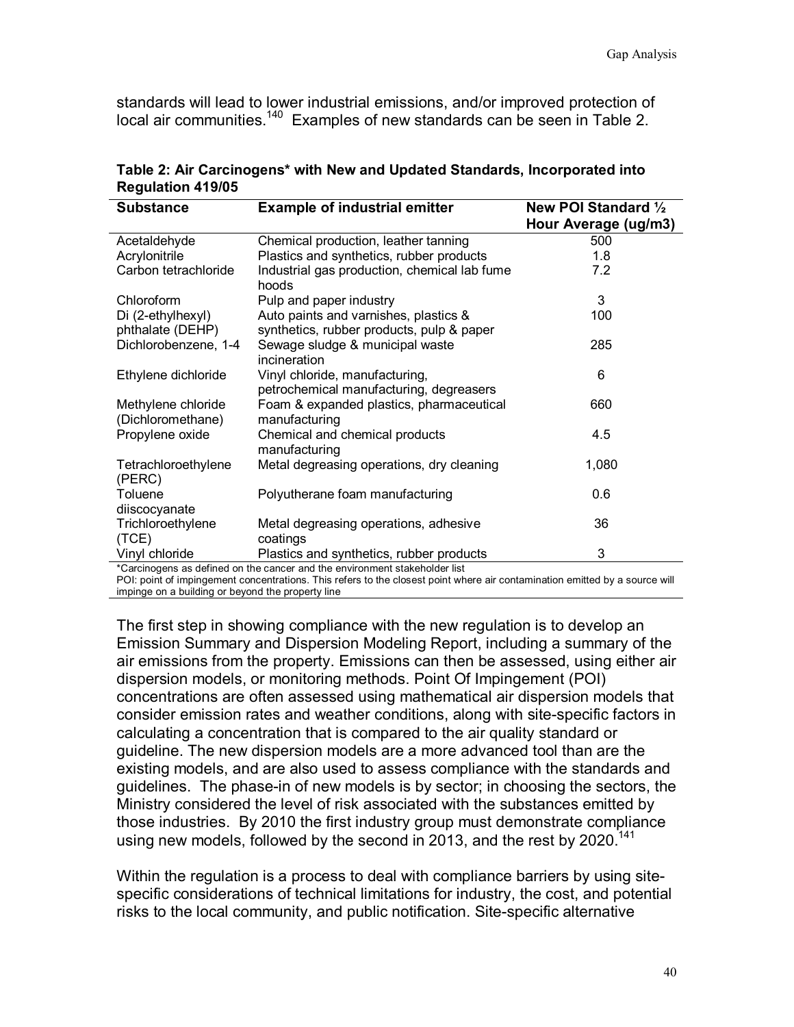standards will lead to lower industrial emissions, and/or improved protection of local air communities.[140] Examples of new standards can be seen in Table 2.

**Table 2: Air Carcinogens* with New and Updated Standards, Incorporated into Regulation 419/05**

| Substance | Example of industrial emitter | New POI Standard ½ Hour Average (ug/m3) |
|---|---|---|
| Acetaldehyde | Chemical production, leather tanning | 500 |
| Acrylonitrile | Plastics and synthetics, rubber products | 1.8 |
| Carbon tetrachloride | Industrial gas production, chemical lab fume hoods | 7.2 |
| Chloroform | Pulp and paper industry | 3 |
| Di (2-ethylhexyl) phthalate (DEHP) | Auto paints and varnishes, plastics & synthetics, rubber products, pulp & paper | 100 |
| Dichlorobenzene, 1-4 | Sewage sludge & municipal waste incineration | 285 |
| Ethylene dichloride | Vinyl chloride, manufacturing, petrochemical manufacturing, degreasers | 6 |
| Methylene chloride (Dichloromethane) | Foam & expanded plastics, pharmaceutical manufacturing | 660 |
| Propylene oxide | Chemical and chemical products manufacturing | 4.5 |
| Tetrachloroethylene (PERC) | Metal degreasing operations, dry cleaning | 1,080 |
| Toluene diiscocyanate | Polyutherane foam manufacturing | 0.6 |
| Trichloroethylene (TCE) | Metal degreasing operations, adhesive coatings | 36 |
| Vinyl chloride | Plastics and synthetics, rubber products | 3 |

*Carcinogens as defined on the cancer and the environment stakeholder list
POI: point of impingement concentrations. This refers to the closest point where air contamination emitted by a source will impinge on a building or beyond the property line

The first step in showing compliance with the new regulation is to develop an Emission Summary and Dispersion Modeling Report, including a summary of the air emissions from the property. Emissions can then be assessed, using either air dispersion models, or monitoring methods. Point Of Impingement (POI) concentrations are often assessed using mathematical air dispersion models that consider emission rates and weather conditions, along with site-specific factors in calculating a concentration that is compared to the air quality standard or guideline. The new dispersion models are a more advanced tool than are the existing models, and are also used to assess compliance with the standards and guidelines. The phase-in of new models is by sector; in choosing the sectors, the Ministry considered the level of risk associated with the substances emitted by those industries. By 2010 the first industry group must demonstrate compliance using new models, followed by the second in 2013, and the rest by 2020.[141]

Within the regulation is a process to deal with compliance barriers by using site-specific considerations of technical limitations for industry, the cost, and potential risks to the local community, and public notification. Site-specific alternative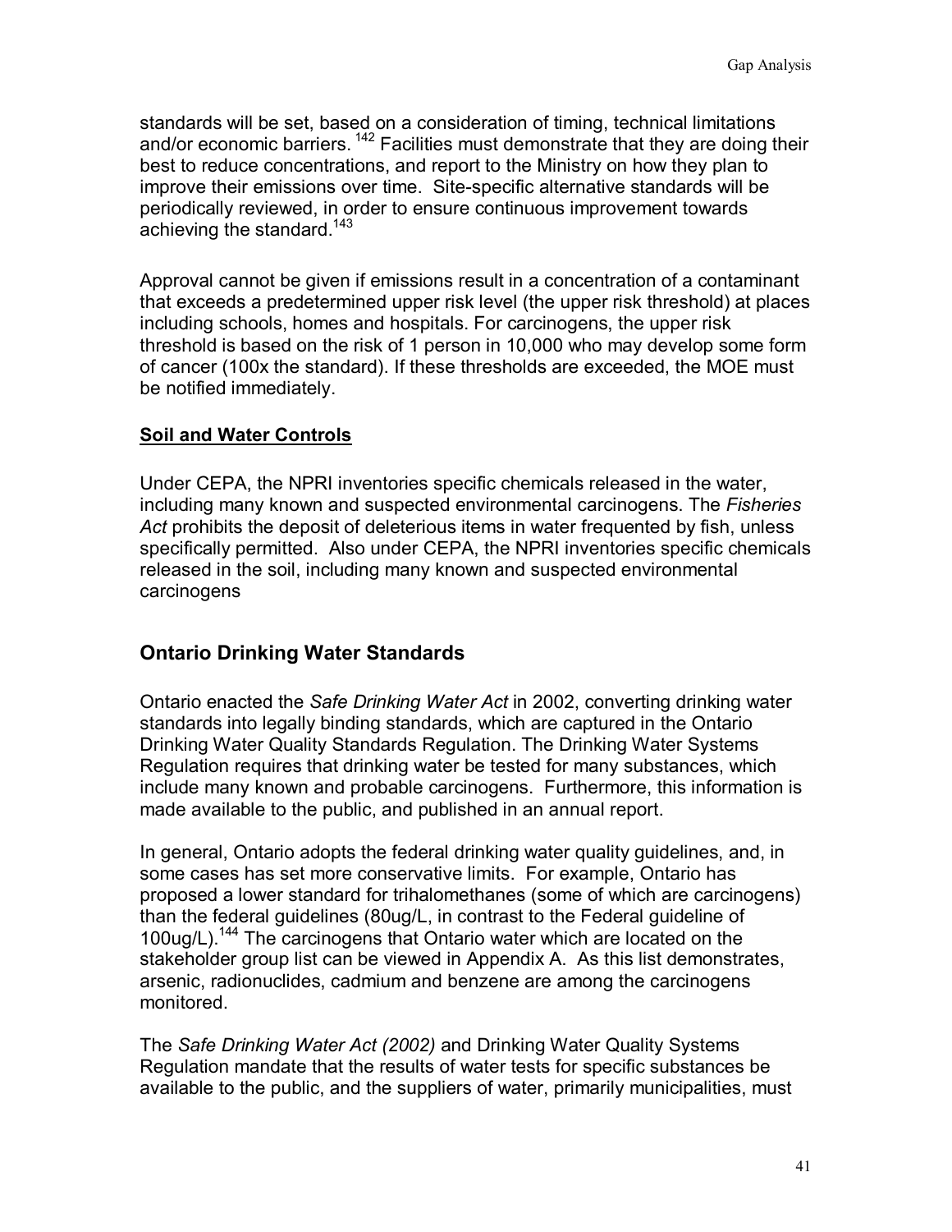standards will be set, based on a consideration of timing, technical limitations and/or economic barriers. [142] Facilities must demonstrate that they are doing their best to reduce concentrations, and report to the Ministry on how they plan to improve their emissions over time. Site-specific alternative standards will be periodically reviewed, in order to ensure continuous improvement towards achieving the standard.[143]

Approval cannot be given if emissions result in a concentration of a contaminant that exceeds a predetermined upper risk level (the upper risk threshold) at places including schools, homes and hospitals. For carcinogens, the upper risk threshold is based on the risk of 1 person in 10,000 who may develop some form of cancer (100x the standard). If these thresholds are exceeded, the MOE must be notified immediately.

**Soil and Water Controls**

Under CEPA, the NPRI inventories specific chemicals released in the water, including many known and suspected environmental carcinogens. The *Fisheries Act* prohibits the deposit of deleterious items in water frequented by fish, unless specifically permitted. Also under CEPA, the NPRI inventories specific chemicals released in the soil, including many known and suspected environmental carcinogens

## Ontario Drinking Water Standards

Ontario enacted the *Safe Drinking Water Act* in 2002, converting drinking water standards into legally binding standards, which are captured in the Ontario Drinking Water Quality Standards Regulation. The Drinking Water Systems Regulation requires that drinking water be tested for many substances, which include many known and probable carcinogens. Furthermore, this information is made available to the public, and published in an annual report.

In general, Ontario adopts the federal drinking water quality guidelines, and, in some cases has set more conservative limits. For example, Ontario has proposed a lower standard for trihalomethanes (some of which are carcinogens) than the federal guidelines (80ug/L, in contrast to the Federal guideline of 100ug/L).[144] The carcinogens that Ontario water which are located on the stakeholder group list can be viewed in Appendix A. As this list demonstrates, arsenic, radionuclides, cadmium and benzene are among the carcinogens monitored.

The *Safe Drinking Water Act (2002)* and Drinking Water Quality Systems Regulation mandate that the results of water tests for specific substances be available to the public, and the suppliers of water, primarily municipalities, must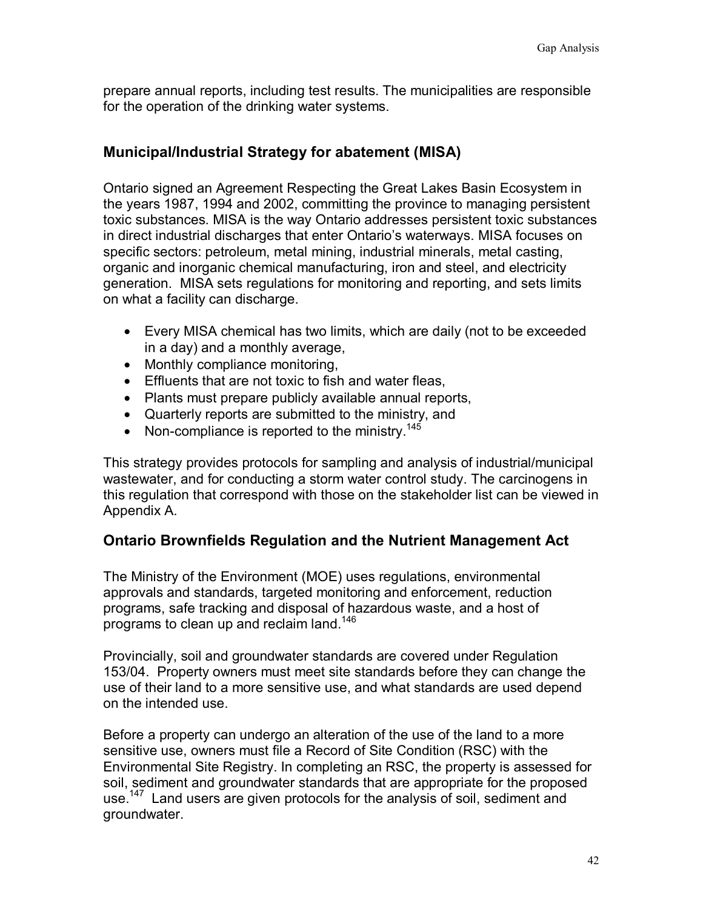prepare annual reports, including test results. The municipalities are responsible for the operation of the drinking water systems.

## Municipal/Industrial Strategy for abatement (MISA)

Ontario signed an Agreement Respecting the Great Lakes Basin Ecosystem in the years 1987, 1994 and 2002, committing the province to managing persistent toxic substances. MISA is the way Ontario addresses persistent toxic substances in direct industrial discharges that enter Ontario's waterways. MISA focuses on specific sectors: petroleum, metal mining, industrial minerals, metal casting, organic and inorganic chemical manufacturing, iron and steel, and electricity generation. MISA sets regulations for monitoring and reporting, and sets limits on what a facility can discharge.

- Every MISA chemical has two limits, which are daily (not to be exceeded in a day) and a monthly average,
- Monthly compliance monitoring,
- Effluents that are not toxic to fish and water fleas,
- Plants must prepare publicly available annual reports,
- Quarterly reports are submitted to the ministry, and
- Non-compliance is reported to the ministry.[145]

This strategy provides protocols for sampling and analysis of industrial/municipal wastewater, and for conducting a storm water control study. The carcinogens in this regulation that correspond with those on the stakeholder list can be viewed in Appendix A.

## Ontario Brownfields Regulation and the Nutrient Management Act

The Ministry of the Environment (MOE) uses regulations, environmental approvals and standards, targeted monitoring and enforcement, reduction programs, safe tracking and disposal of hazardous waste, and a host of programs to clean up and reclaim land.[146]

Provincially, soil and groundwater standards are covered under Regulation 153/04. Property owners must meet site standards before they can change the use of their land to a more sensitive use, and what standards are used depend on the intended use.

Before a property can undergo an alteration of the use of the land to a more sensitive use, owners must file a Record of Site Condition (RSC) with the Environmental Site Registry. In completing an RSC, the property is assessed for soil, sediment and groundwater standards that are appropriate for the proposed use.[147] Land users are given protocols for the analysis of soil, sediment and groundwater.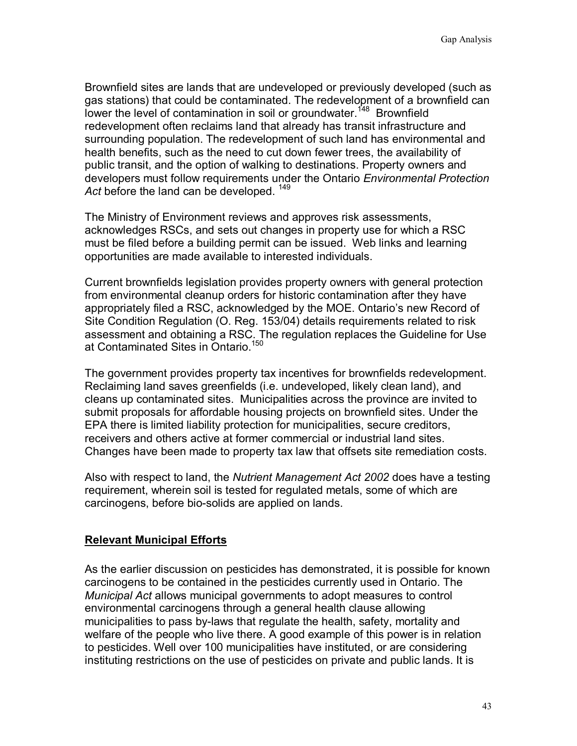Brownfield sites are lands that are undeveloped or previously developed (such as gas stations) that could be contaminated. The redevelopment of a brownfield can lower the level of contamination in soil or groundwater.[148] Brownfield redevelopment often reclaims land that already has transit infrastructure and surrounding population. The redevelopment of such land has environmental and health benefits, such as the need to cut down fewer trees, the availability of public transit, and the option of walking to destinations. Property owners and developers must follow requirements under the Ontario *Environmental Protection Act* before the land can be developed. [149]

The Ministry of Environment reviews and approves risk assessments, acknowledges RSCs, and sets out changes in property use for which a RSC must be filed before a building permit can be issued. Web links and learning opportunities are made available to interested individuals.

Current brownfields legislation provides property owners with general protection from environmental cleanup orders for historic contamination after they have appropriately filed a RSC, acknowledged by the MOE. Ontario's new Record of Site Condition Regulation (O. Reg. 153/04) details requirements related to risk assessment and obtaining a RSC. The regulation replaces the Guideline for Use at Contaminated Sites in Ontario.[150]

The government provides property tax incentives for brownfields redevelopment. Reclaiming land saves greenfields (i.e. undeveloped, likely clean land), and cleans up contaminated sites. Municipalities across the province are invited to submit proposals for affordable housing projects on brownfield sites. Under the EPA there is limited liability protection for municipalities, secure creditors, receivers and others active at former commercial or industrial land sites. Changes have been made to property tax law that offsets site remediation costs.

Also with respect to land, the *Nutrient Management Act 2002* does have a testing requirement, wherein soil is tested for regulated metals, some of which are carcinogens, before bio-solids are applied on lands.

## **Relevant Municipal Efforts**

As the earlier discussion on pesticides has demonstrated, it is possible for known carcinogens to be contained in the pesticides currently used in Ontario. The *Municipal Act* allows municipal governments to adopt measures to control environmental carcinogens through a general health clause allowing municipalities to pass by-laws that regulate the health, safety, mortality and welfare of the people who live there. A good example of this power is in relation to pesticides. Well over 100 municipalities have instituted, or are considering instituting restrictions on the use of pesticides on private and public lands. It is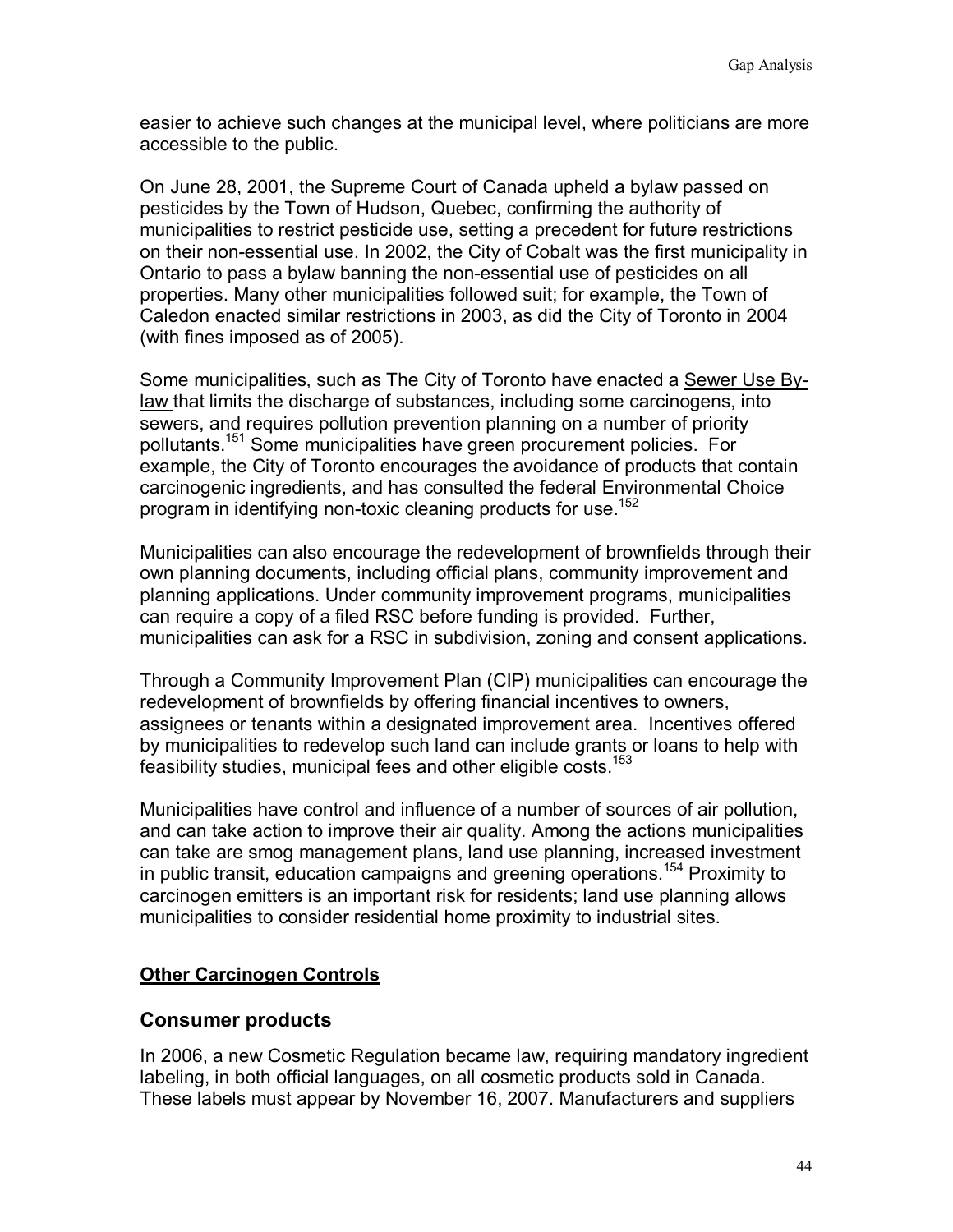easier to achieve such changes at the municipal level, where politicians are more accessible to the public.

On June 28, 2001, the Supreme Court of Canada upheld a bylaw passed on pesticides by the Town of Hudson, Quebec, confirming the authority of municipalities to restrict pesticide use, setting a precedent for future restrictions on their non-essential use. In 2002, the City of Cobalt was the first municipality in Ontario to pass a bylaw banning the non-essential use of pesticides on all properties. Many other municipalities followed suit; for example, the Town of Caledon enacted similar restrictions in 2003, as did the City of Toronto in 2004 (with fines imposed as of 2005).

Some municipalities, such as The City of Toronto have enacted a Sewer Use By-law that limits the discharge of substances, including some carcinogens, into sewers, and requires pollution prevention planning on a number of priority pollutants.[151] Some municipalities have green procurement policies. For example, the City of Toronto encourages the avoidance of products that contain carcinogenic ingredients, and has consulted the federal Environmental Choice program in identifying non-toxic cleaning products for use.[152]

Municipalities can also encourage the redevelopment of brownfields through their own planning documents, including official plans, community improvement and planning applications. Under community improvement programs, municipalities can require a copy of a filed RSC before funding is provided. Further, municipalities can ask for a RSC in subdivision, zoning and consent applications.

Through a Community Improvement Plan (CIP) municipalities can encourage the redevelopment of brownfields by offering financial incentives to owners, assignees or tenants within a designated improvement area. Incentives offered by municipalities to redevelop such land can include grants or loans to help with feasibility studies, municipal fees and other eligible costs.[153]

Municipalities have control and influence of a number of sources of air pollution, and can take action to improve their air quality. Among the actions municipalities can take are smog management plans, land use planning, increased investment in public transit, education campaigns and greening operations.[154] Proximity to carcinogen emitters is an important risk for residents; land use planning allows municipalities to consider residential home proximity to industrial sites.

**Other Carcinogen Controls**

## Consumer products

In 2006, a new Cosmetic Regulation became law, requiring mandatory ingredient labeling, in both official languages, on all cosmetic products sold in Canada. These labels must appear by November 16, 2007. Manufacturers and suppliers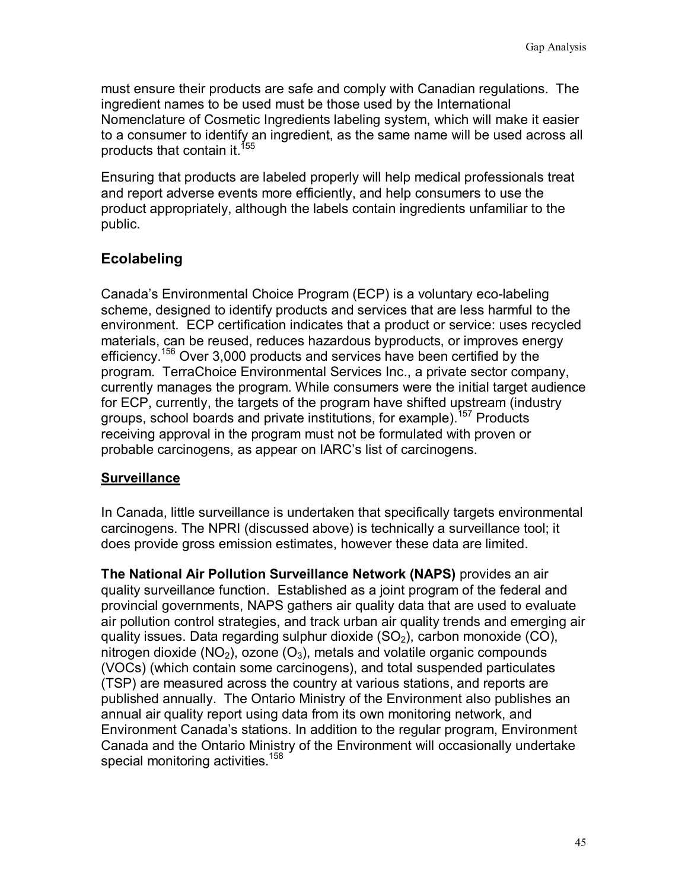must ensure their products are safe and comply with Canadian regulations. The ingredient names to be used must be those used by the International Nomenclature of Cosmetic Ingredients labeling system, which will make it easier to a consumer to identify an ingredient, as the same name will be used across all products that contain it.[155]

Ensuring that products are labeled properly will help medical professionals treat and report adverse events more efficiently, and help consumers to use the product appropriately, although the labels contain ingredients unfamiliar to the public.

## Ecolabeling

Canada's Environmental Choice Program (ECP) is a voluntary eco-labeling scheme, designed to identify products and services that are less harmful to the environment. ECP certification indicates that a product or service: uses recycled materials, can be reused, reduces hazardous byproducts, or improves energy efficiency.[156] Over 3,000 products and services have been certified by the program. TerraChoice Environmental Services Inc., a private sector company, currently manages the program. While consumers were the initial target audience for ECP, currently, the targets of the program have shifted upstream (industry groups, school boards and private institutions, for example).[157] Products receiving approval in the program must not be formulated with proven or probable carcinogens, as appear on IARC's list of carcinogens.

## Surveillance

In Canada, little surveillance is undertaken that specifically targets environmental carcinogens. The NPRI (discussed above) is technically a surveillance tool; it does provide gross emission estimates, however these data are limited.

**The National Air Pollution Surveillance Network (NAPS)** provides an air quality surveillance function. Established as a joint program of the federal and provincial governments, NAPS gathers air quality data that are used to evaluate air pollution control strategies, and track urban air quality trends and emerging air quality issues. Data regarding sulphur dioxide ($SO_2$), carbon monoxide (CO), nitrogen dioxide ($NO_2$), ozone ($O_3$), metals and volatile organic compounds (VOCs) (which contain some carcinogens), and total suspended particulates (TSP) are measured across the country at various stations, and reports are published annually. The Ontario Ministry of the Environment also publishes an annual air quality report using data from its own monitoring network, and Environment Canada's stations. In addition to the regular program, Environment Canada and the Ontario Ministry of the Environment will occasionally undertake special monitoring activities.[158]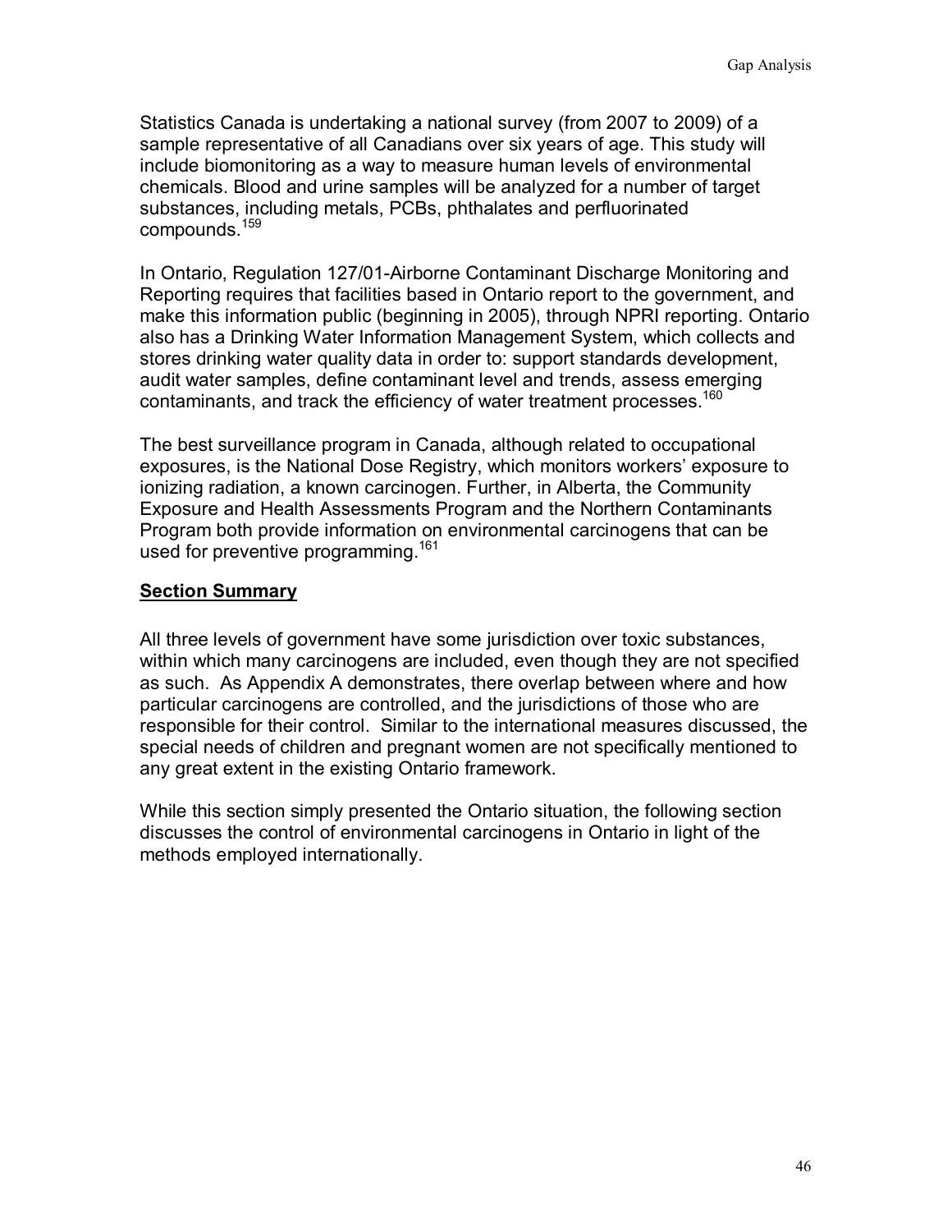Statistics Canada is undertaking a national survey (from 2007 to 2009) of a sample representative of all Canadians over six years of age. This study will include biomonitoring as a way to measure human levels of environmental chemicals. Blood and urine samples will be analyzed for a number of target substances, including metals, PCBs, phthalates and perfluorinated compounds.[159]

In Ontario, Regulation 127/01-Airborne Contaminant Discharge Monitoring and Reporting requires that facilities based in Ontario report to the government, and make this information public (beginning in 2005), through NPRI reporting. Ontario also has a Drinking Water Information Management System, which collects and stores drinking water quality data in order to: support standards development, audit water samples, define contaminant level and trends, assess emerging contaminants, and track the efficiency of water treatment processes.[160]

The best surveillance program in Canada, although related to occupational exposures, is the National Dose Registry, which monitors workers' exposure to ionizing radiation, a known carcinogen. Further, in Alberta, the Community Exposure and Health Assessments Program and the Northern Contaminants Program both provide information on environmental carcinogens that can be used for preventive programming.[161]

## Section Summary

All three levels of government have some jurisdiction over toxic substances, within which many carcinogens are included, even though they are not specified as such. As Appendix A demonstrates, there overlap between where and how particular carcinogens are controlled, and the jurisdictions of those who are responsible for their control. Similar to the international measures discussed, the special needs of children and pregnant women are not specifically mentioned to any great extent in the existing Ontario framework.

While this section simply presented the Ontario situation, the following section discusses the control of environmental carcinogens in Ontario in light of the methods employed internationally.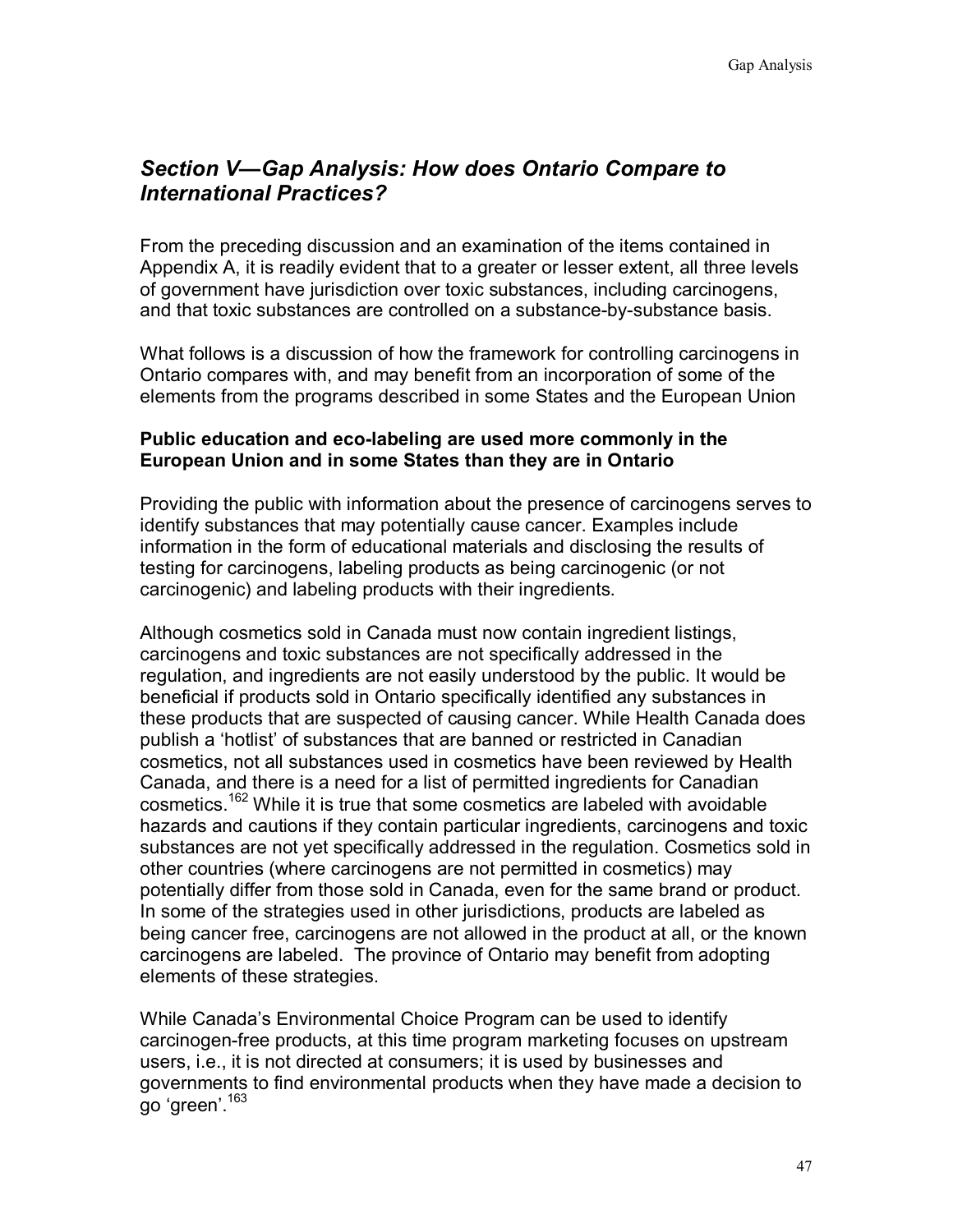## *Section V—Gap Analysis: How does Ontario Compare to International Practices?*

From the preceding discussion and an examination of the items contained in Appendix A, it is readily evident that to a greater or lesser extent, all three levels of government have jurisdiction over toxic substances, including carcinogens, and that toxic substances are controlled on a substance-by-substance basis.

What follows is a discussion of how the framework for controlling carcinogens in Ontario compares with, and may benefit from an incorporation of some of the elements from the programs described in some States and the European Union

**Public education and eco-labeling are used more commonly in the European Union and in some States than they are in Ontario**

Providing the public with information about the presence of carcinogens serves to identify substances that may potentially cause cancer. Examples include information in the form of educational materials and disclosing the results of testing for carcinogens, labeling products as being carcinogenic (or not carcinogenic) and labeling products with their ingredients.

Although cosmetics sold in Canada must now contain ingredient listings, carcinogens and toxic substances are not specifically addressed in the regulation, and ingredients are not easily understood by the public. It would be beneficial if products sold in Ontario specifically identified any substances in these products that are suspected of causing cancer. While Health Canada does publish a 'hotlist' of substances that are banned or restricted in Canadian cosmetics, not all substances used in cosmetics have been reviewed by Health Canada, and there is a need for a list of permitted ingredients for Canadian cosmetics.[162] While it is true that some cosmetics are labeled with avoidable hazards and cautions if they contain particular ingredients, carcinogens and toxic substances are not yet specifically addressed in the regulation. Cosmetics sold in other countries (where carcinogens are not permitted in cosmetics) may potentially differ from those sold in Canada, even for the same brand or product. In some of the strategies used in other jurisdictions, products are labeled as being cancer free, carcinogens are not allowed in the product at all, or the known carcinogens are labeled. The province of Ontario may benefit from adopting elements of these strategies.

While Canada's Environmental Choice Program can be used to identify carcinogen-free products, at this time program marketing focuses on upstream users, i.e., it is not directed at consumers; it is used by businesses and governments to find environmental products when they have made a decision to go 'green'.[163]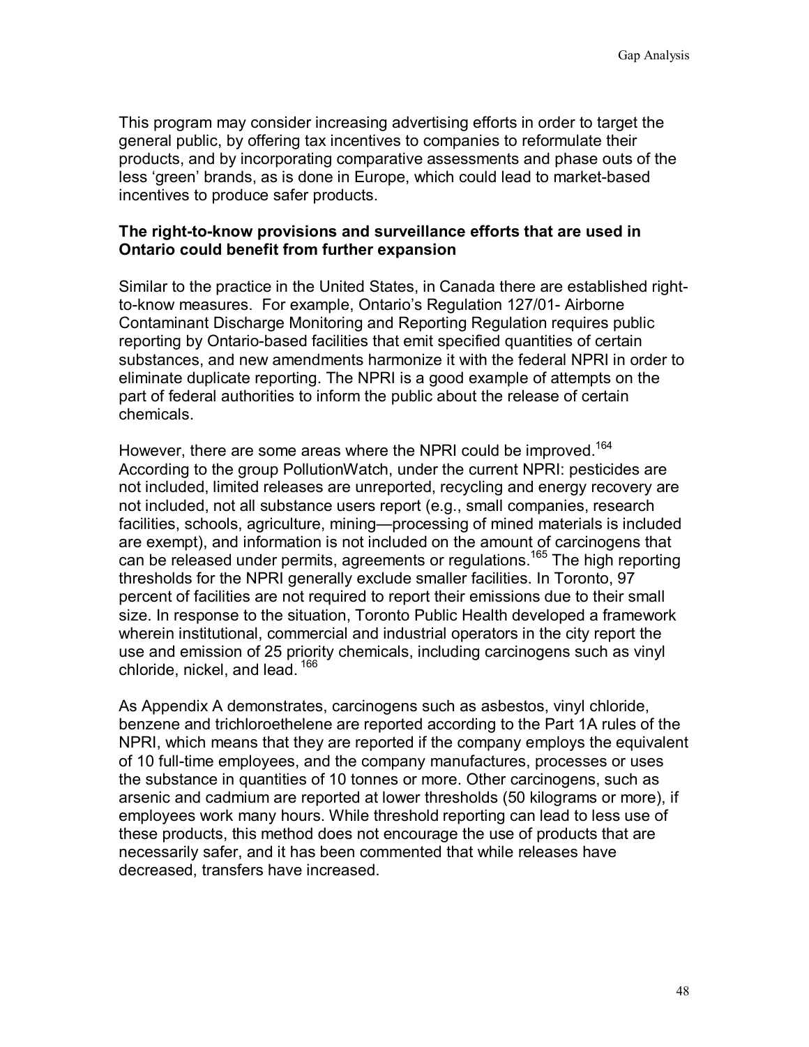This program may consider increasing advertising efforts in order to target the general public, by offering tax incentives to companies to reformulate their products, and by incorporating comparative assessments and phase outs of the less 'green' brands, as is done in Europe, which could lead to market-based incentives to produce safer products.

**The right-to-know provisions and surveillance efforts that are used in Ontario could benefit from further expansion**

Similar to the practice in the United States, in Canada there are established right-to-know measures. For example, Ontario's Regulation 127/01- Airborne Contaminant Discharge Monitoring and Reporting Regulation requires public reporting by Ontario-based facilities that emit specified quantities of certain substances, and new amendments harmonize it with the federal NPRI in order to eliminate duplicate reporting. The NPRI is a good example of attempts on the part of federal authorities to inform the public about the release of certain chemicals.

However, there are some areas where the NPRI could be improved.[164] According to the group PollutionWatch, under the current NPRI: pesticides are not included, limited releases are unreported, recycling and energy recovery are not included, not all substance users report (e.g., small companies, research facilities, schools, agriculture, mining—processing of mined materials is included are exempt), and information is not included on the amount of carcinogens that can be released under permits, agreements or regulations.[165] The high reporting thresholds for the NPRI generally exclude smaller facilities. In Toronto, 97 percent of facilities are not required to report their emissions due to their small size. In response to the situation, Toronto Public Health developed a framework wherein institutional, commercial and industrial operators in the city report the use and emission of 25 priority chemicals, including carcinogens such as vinyl chloride, nickel, and lead.[166]

As Appendix A demonstrates, carcinogens such as asbestos, vinyl chloride, benzene and trichloroethelene are reported according to the Part 1A rules of the NPRI, which means that they are reported if the company employs the equivalent of 10 full-time employees, and the company manufactures, processes or uses the substance in quantities of 10 tonnes or more. Other carcinogens, such as arsenic and cadmium are reported at lower thresholds (50 kilograms or more), if employees work many hours. While threshold reporting can lead to less use of these products, this method does not encourage the use of products that are necessarily safer, and it has been commented that while releases have decreased, transfers have increased.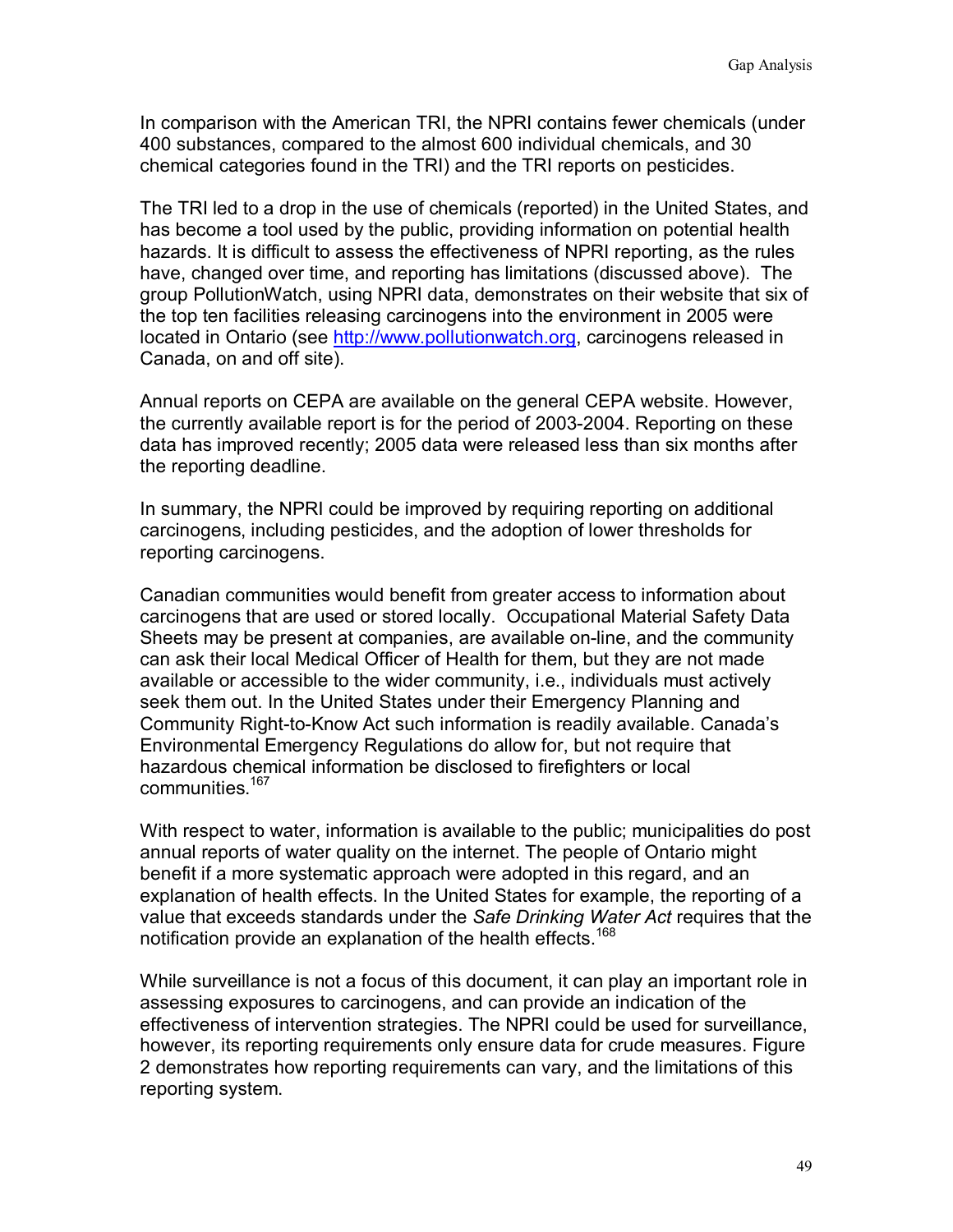In comparison with the American TRI, the NPRI contains fewer chemicals (under 400 substances, compared to the almost 600 individual chemicals, and 30 chemical categories found in the TRI) and the TRI reports on pesticides.

The TRI led to a drop in the use of chemicals (reported) in the United States, and has become a tool used by the public, providing information on potential health hazards. It is difficult to assess the effectiveness of NPRI reporting, as the rules have, changed over time, and reporting has limitations (discussed above). The group PollutionWatch, using NPRI data, demonstrates on their website that six of the top ten facilities releasing carcinogens into the environment in 2005 were located in Ontario (see http://www.pollutionwatch.org, carcinogens released in Canada, on and off site).

Annual reports on CEPA are available on the general CEPA website. However, the currently available report is for the period of 2003-2004. Reporting on these data has improved recently; 2005 data were released less than six months after the reporting deadline.

In summary, the NPRI could be improved by requiring reporting on additional carcinogens, including pesticides, and the adoption of lower thresholds for reporting carcinogens.

Canadian communities would benefit from greater access to information about carcinogens that are used or stored locally. Occupational Material Safety Data Sheets may be present at companies, are available on-line, and the community can ask their local Medical Officer of Health for them, but they are not made available or accessible to the wider community, i.e., individuals must actively seek them out. In the United States under their Emergency Planning and Community Right-to-Know Act such information is readily available. Canada's Environmental Emergency Regulations do allow for, but not require that hazardous chemical information be disclosed to firefighters or local communities.[167]

With respect to water, information is available to the public; municipalities do post annual reports of water quality on the internet. The people of Ontario might benefit if a more systematic approach were adopted in this regard, and an explanation of health effects. In the United States for example, the reporting of a value that exceeds standards under the *Safe Drinking Water Act* requires that the notification provide an explanation of the health effects.[168]

While surveillance is not a focus of this document, it can play an important role in assessing exposures to carcinogens, and can provide an indication of the effectiveness of intervention strategies. The NPRI could be used for surveillance, however, its reporting requirements only ensure data for crude measures. Figure 2 demonstrates how reporting requirements can vary, and the limitations of this reporting system.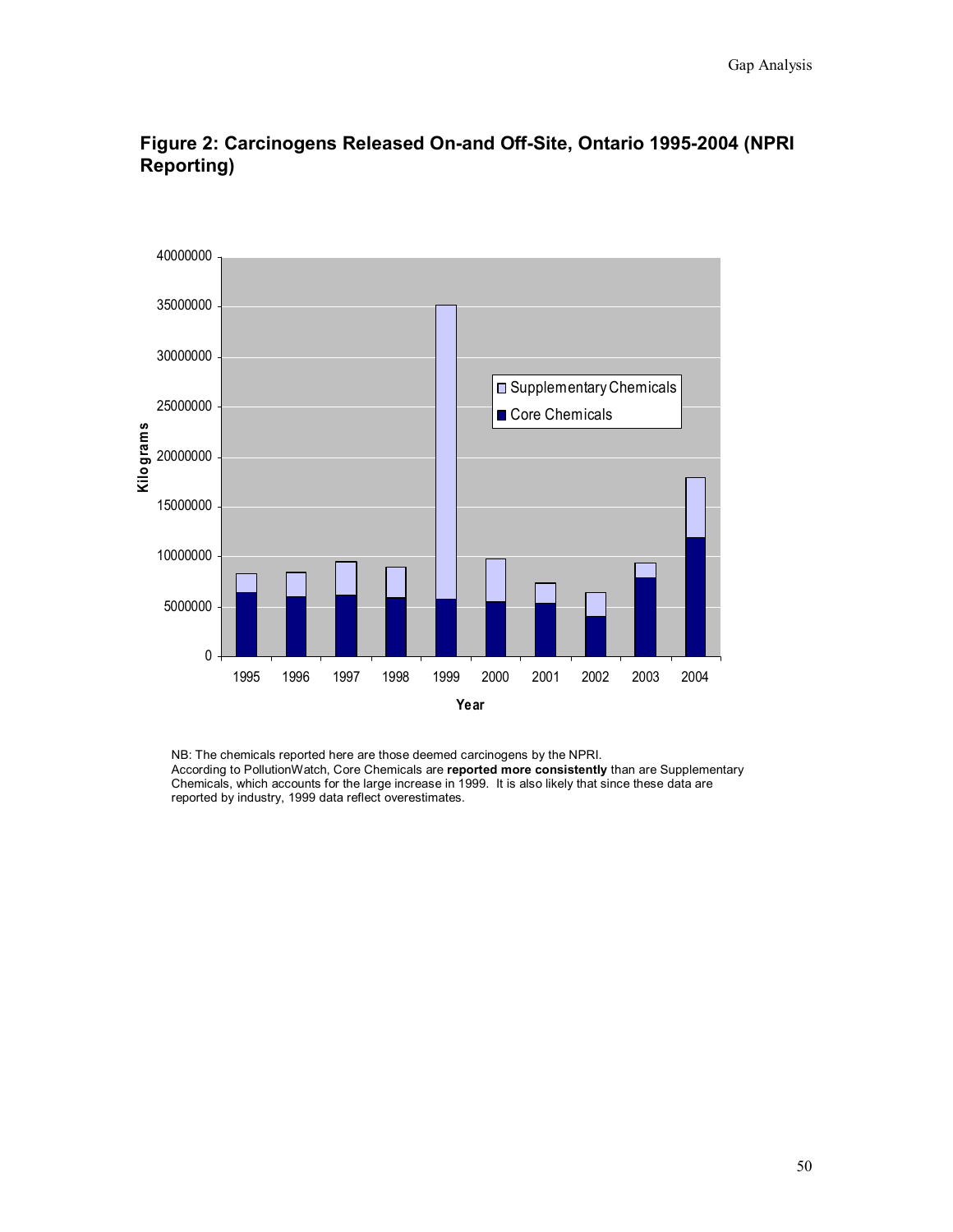**Figure 2: Carcinogens Released On-and Off-Site, Ontario 1995-2004 (NPRI Reporting)**

NB: The chemicals reported here are those deemed carcinogens by the NPRI.
According to PollutionWatch, Core Chemicals are **reported more consistently** than are Supplementary Chemicals, which accounts for the large increase in 1999. It is also likely that since these data are reported by industry, 1999 data reflect overestimates.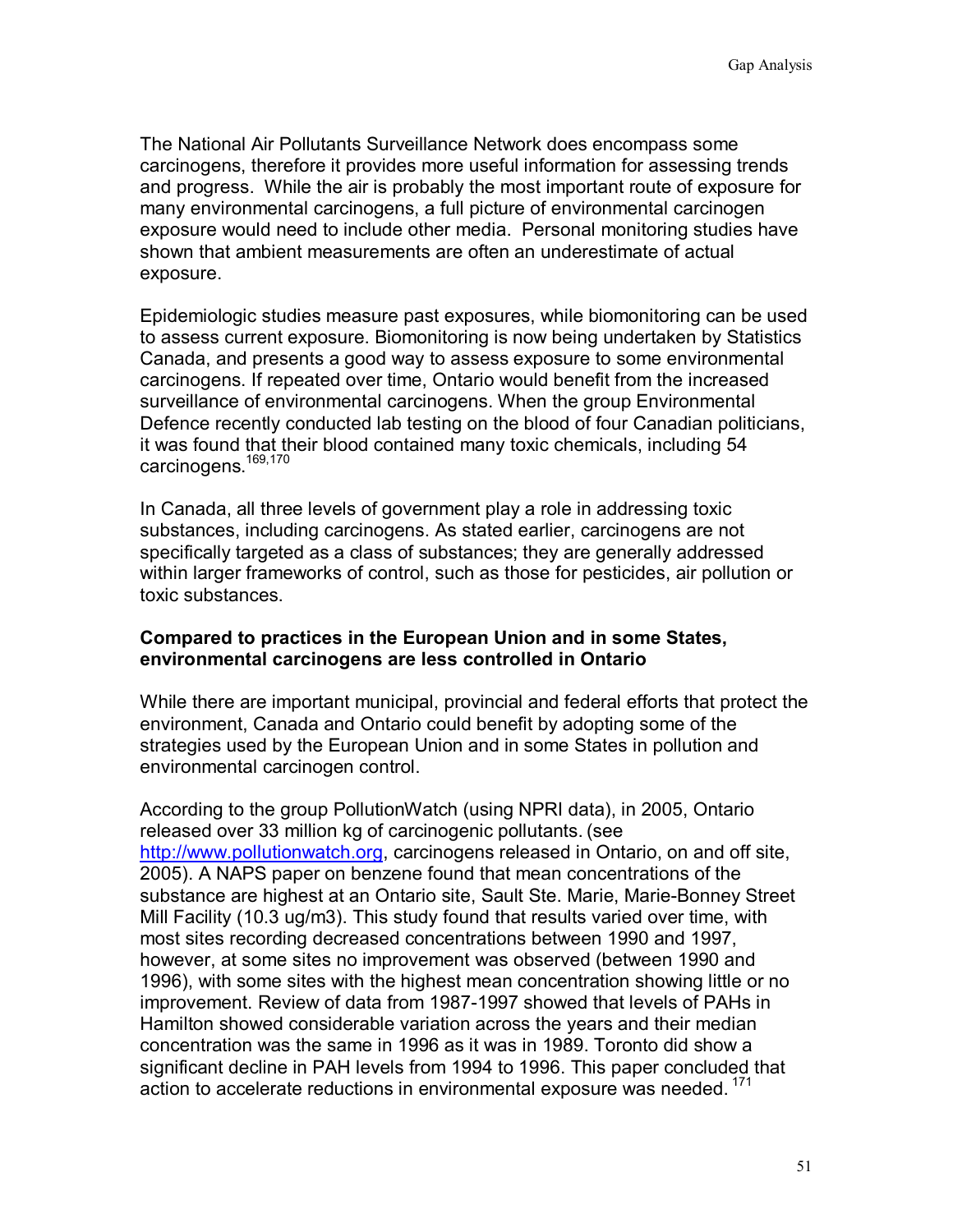The National Air Pollutants Surveillance Network does encompass some carcinogens, therefore it provides more useful information for assessing trends and progress. While the air is probably the most important route of exposure for many environmental carcinogens, a full picture of environmental carcinogen exposure would need to include other media. Personal monitoring studies have shown that ambient measurements are often an underestimate of actual exposure.

Epidemiologic studies measure past exposures, while biomonitoring can be used to assess current exposure. Biomonitoring is now being undertaken by Statistics Canada, and presents a good way to assess exposure to some environmental carcinogens. If repeated over time, Ontario would benefit from the increased surveillance of environmental carcinogens. When the group Environmental Defence recently conducted lab testing on the blood of four Canadian politicians, it was found that their blood contained many toxic chemicals, including 54 carcinogens.[169,170]

In Canada, all three levels of government play a role in addressing toxic substances, including carcinogens. As stated earlier, carcinogens are not specifically targeted as a class of substances; they are generally addressed within larger frameworks of control, such as those for pesticides, air pollution or toxic substances.

**Compared to practices in the European Union and in some States, environmental carcinogens are less controlled in Ontario**

While there are important municipal, provincial and federal efforts that protect the environment, Canada and Ontario could benefit by adopting some of the strategies used by the European Union and in some States in pollution and environmental carcinogen control.

According to the group PollutionWatch (using NPRI data), in 2005, Ontario released over 33 million kg of carcinogenic pollutants. (see http://www.pollutionwatch.org, carcinogens released in Ontario, on and off site, 2005). A NAPS paper on benzene found that mean concentrations of the substance are highest at an Ontario site, Sault Ste. Marie, Marie-Bonney Street Mill Facility (10.3 ug/m3). This study found that results varied over time, with most sites recording decreased concentrations between 1990 and 1997, however, at some sites no improvement was observed (between 1990 and 1996), with some sites with the highest mean concentration showing little or no improvement. Review of data from 1987-1997 showed that levels of PAHs in Hamilton showed considerable variation across the years and their median concentration was the same in 1996 as it was in 1989. Toronto did show a significant decline in PAH levels from 1994 to 1996. This paper concluded that action to accelerate reductions in environmental exposure was needed.[171]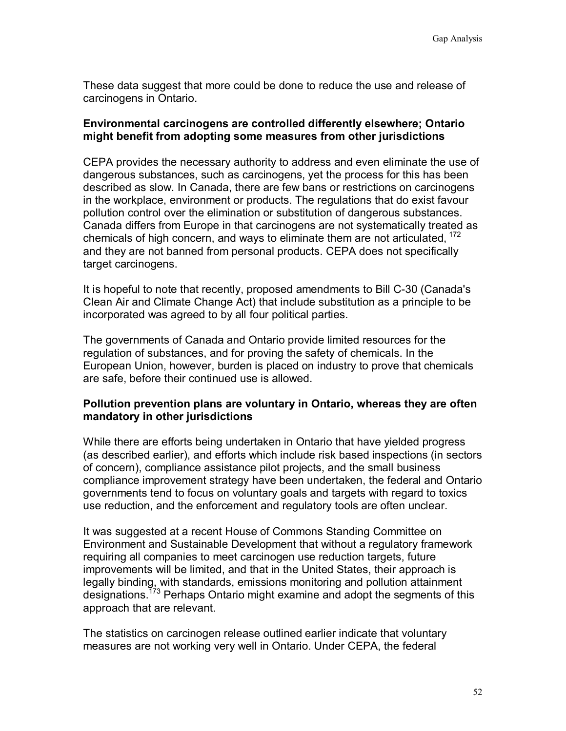These data suggest that more could be done to reduce the use and release of carcinogens in Ontario.

**Environmental carcinogens are controlled differently elsewhere; Ontario might benefit from adopting some measures from other jurisdictions**

CEPA provides the necessary authority to address and even eliminate the use of dangerous substances, such as carcinogens, yet the process for this has been described as slow. In Canada, there are few bans or restrictions on carcinogens in the workplace, environment or products. The regulations that do exist favour pollution control over the elimination or substitution of dangerous substances. Canada differs from Europe in that carcinogens are not systematically treated as chemicals of high concern, and ways to eliminate them are not articulated, [172] and they are not banned from personal products. CEPA does not specifically target carcinogens.

It is hopeful to note that recently, proposed amendments to Bill C-30 (Canada's Clean Air and Climate Change Act) that include substitution as a principle to be incorporated was agreed to by all four political parties.

The governments of Canada and Ontario provide limited resources for the regulation of substances, and for proving the safety of chemicals. In the European Union, however, burden is placed on industry to prove that chemicals are safe, before their continued use is allowed.

**Pollution prevention plans are voluntary in Ontario, whereas they are often mandatory in other jurisdictions**

While there are efforts being undertaken in Ontario that have yielded progress (as described earlier), and efforts which include risk based inspections (in sectors of concern), compliance assistance pilot projects, and the small business compliance improvement strategy have been undertaken, the federal and Ontario governments tend to focus on voluntary goals and targets with regard to toxics use reduction, and the enforcement and regulatory tools are often unclear.

It was suggested at a recent House of Commons Standing Committee on Environment and Sustainable Development that without a regulatory framework requiring all companies to meet carcinogen use reduction targets, future improvements will be limited, and that in the United States, their approach is legally binding, with standards, emissions monitoring and pollution attainment designations.[173] Perhaps Ontario might examine and adopt the segments of this approach that are relevant.

The statistics on carcinogen release outlined earlier indicate that voluntary measures are not working very well in Ontario. Under CEPA, the federal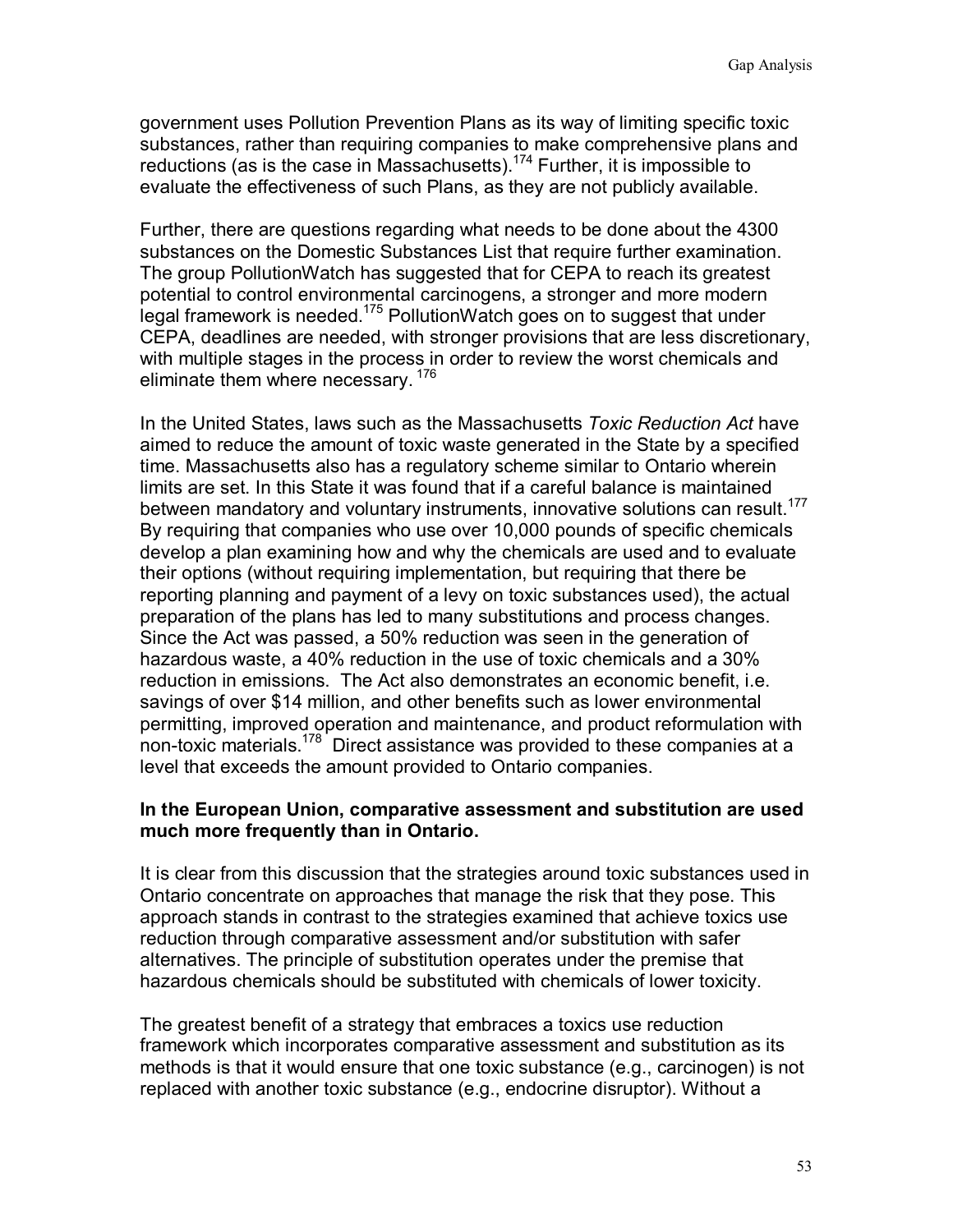government uses Pollution Prevention Plans as its way of limiting specific toxic substances, rather than requiring companies to make comprehensive plans and reductions (as is the case in Massachusetts).[174] Further, it is impossible to evaluate the effectiveness of such Plans, as they are not publicly available.

Further, there are questions regarding what needs to be done about the 4300 substances on the Domestic Substances List that require further examination. The group PollutionWatch has suggested that for CEPA to reach its greatest potential to control environmental carcinogens, a stronger and more modern legal framework is needed.[175] PollutionWatch goes on to suggest that under CEPA, deadlines are needed, with stronger provisions that are less discretionary, with multiple stages in the process in order to review the worst chemicals and eliminate them where necessary.[176]

In the United States, laws such as the Massachusetts *Toxic Reduction Act* have aimed to reduce the amount of toxic waste generated in the State by a specified time. Massachusetts also has a regulatory scheme similar to Ontario wherein limits are set. In this State it was found that if a careful balance is maintained between mandatory and voluntary instruments, innovative solutions can result.[177] By requiring that companies who use over 10,000 pounds of specific chemicals develop a plan examining how and why the chemicals are used and to evaluate their options (without requiring implementation, but requiring that there be reporting planning and payment of a levy on toxic substances used), the actual preparation of the plans has led to many substitutions and process changes. Since the Act was passed, a 50% reduction was seen in the generation of hazardous waste, a 40% reduction in the use of toxic chemicals and a 30% reduction in emissions. The Act also demonstrates an economic benefit, i.e. savings of over $14 million, and other benefits such as lower environmental permitting, improved operation and maintenance, and product reformulation with non-toxic materials.[178] Direct assistance was provided to these companies at a level that exceeds the amount provided to Ontario companies.

**In the European Union, comparative assessment and substitution are used much more frequently than in Ontario.**

It is clear from this discussion that the strategies around toxic substances used in Ontario concentrate on approaches that manage the risk that they pose. This approach stands in contrast to the strategies examined that achieve toxics use reduction through comparative assessment and/or substitution with safer alternatives. The principle of substitution operates under the premise that hazardous chemicals should be substituted with chemicals of lower toxicity.

The greatest benefit of a strategy that embraces a toxics use reduction framework which incorporates comparative assessment and substitution as its methods is that it would ensure that one toxic substance (e.g., carcinogen) is not replaced with another toxic substance (e.g., endocrine disruptor). Without a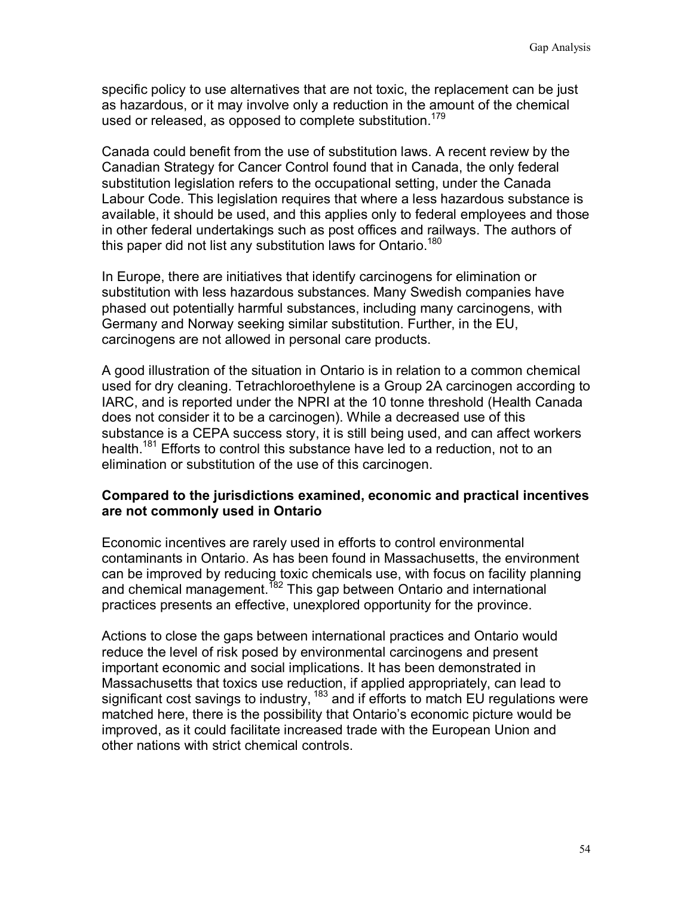specific policy to use alternatives that are not toxic, the replacement can be just as hazardous, or it may involve only a reduction in the amount of the chemical used or released, as opposed to complete substitution.[179]

Canada could benefit from the use of substitution laws. A recent review by the Canadian Strategy for Cancer Control found that in Canada, the only federal substitution legislation refers to the occupational setting, under the Canada Labour Code. This legislation requires that where a less hazardous substance is available, it should be used, and this applies only to federal employees and those in other federal undertakings such as post offices and railways. The authors of this paper did not list any substitution laws for Ontario.[180]

In Europe, there are initiatives that identify carcinogens for elimination or substitution with less hazardous substances. Many Swedish companies have phased out potentially harmful substances, including many carcinogens, with Germany and Norway seeking similar substitution. Further, in the EU, carcinogens are not allowed in personal care products.

A good illustration of the situation in Ontario is in relation to a common chemical used for dry cleaning. Tetrachloroethylene is a Group 2A carcinogen according to IARC, and is reported under the NPRI at the 10 tonne threshold (Health Canada does not consider it to be a carcinogen). While a decreased use of this substance is a CEPA success story, it is still being used, and can affect workers health.[181] Efforts to control this substance have led to a reduction, not to an elimination or substitution of the use of this carcinogen.

**Compared to the jurisdictions examined, economic and practical incentives are not commonly used in Ontario**

Economic incentives are rarely used in efforts to control environmental contaminants in Ontario. As has been found in Massachusetts, the environment can be improved by reducing toxic chemicals use, with focus on facility planning and chemical management.[182] This gap between Ontario and international practices presents an effective, unexplored opportunity for the province.

Actions to close the gaps between international practices and Ontario would reduce the level of risk posed by environmental carcinogens and present important economic and social implications. It has been demonstrated in Massachusetts that toxics use reduction, if applied appropriately, can lead to significant cost savings to industry, [183] and if efforts to match EU regulations were matched here, there is the possibility that Ontario's economic picture would be improved, as it could facilitate increased trade with the European Union and other nations with strict chemical controls.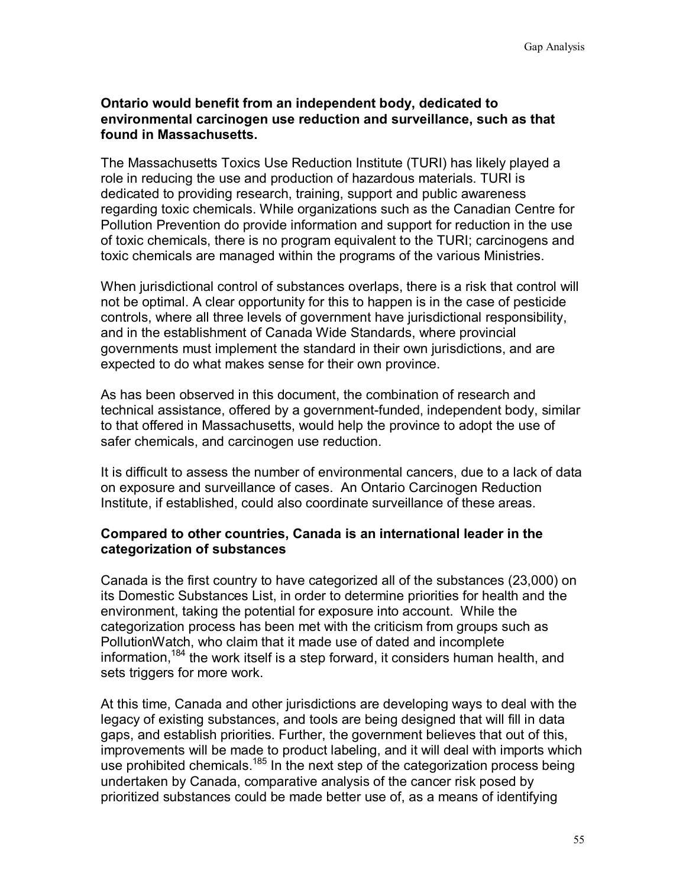**Ontario would benefit from an independent body, dedicated to environmental carcinogen use reduction and surveillance, such as that found in Massachusetts.**

The Massachusetts Toxics Use Reduction Institute (TURI) has likely played a role in reducing the use and production of hazardous materials. TURI is dedicated to providing research, training, support and public awareness regarding toxic chemicals. While organizations such as the Canadian Centre for Pollution Prevention do provide information and support for reduction in the use of toxic chemicals, there is no program equivalent to the TURI; carcinogens and toxic chemicals are managed within the programs of the various Ministries.

When jurisdictional control of substances overlaps, there is a risk that control will not be optimal. A clear opportunity for this to happen is in the case of pesticide controls, where all three levels of government have jurisdictional responsibility, and in the establishment of Canada Wide Standards, where provincial governments must implement the standard in their own jurisdictions, and are expected to do what makes sense for their own province.

As has been observed in this document, the combination of research and technical assistance, offered by a government-funded, independent body, similar to that offered in Massachusetts, would help the province to adopt the use of safer chemicals, and carcinogen use reduction.

It is difficult to assess the number of environmental cancers, due to a lack of data on exposure and surveillance of cases. An Ontario Carcinogen Reduction Institute, if established, could also coordinate surveillance of these areas.

**Compared to other countries, Canada is an international leader in the categorization of substances**

Canada is the first country to have categorized all of the substances (23,000) on its Domestic Substances List, in order to determine priorities for health and the environment, taking the potential for exposure into account. While the categorization process has been met with the criticism from groups such as PollutionWatch, who claim that it made use of dated and incomplete information,[184] the work itself is a step forward, it considers human health, and sets triggers for more work.

At this time, Canada and other jurisdictions are developing ways to deal with the legacy of existing substances, and tools are being designed that will fill in data gaps, and establish priorities. Further, the government believes that out of this, improvements will be made to product labeling, and it will deal with imports which use prohibited chemicals.[185] In the next step of the categorization process being undertaken by Canada, comparative analysis of the cancer risk posed by prioritized substances could be made better use of, as a means of identifying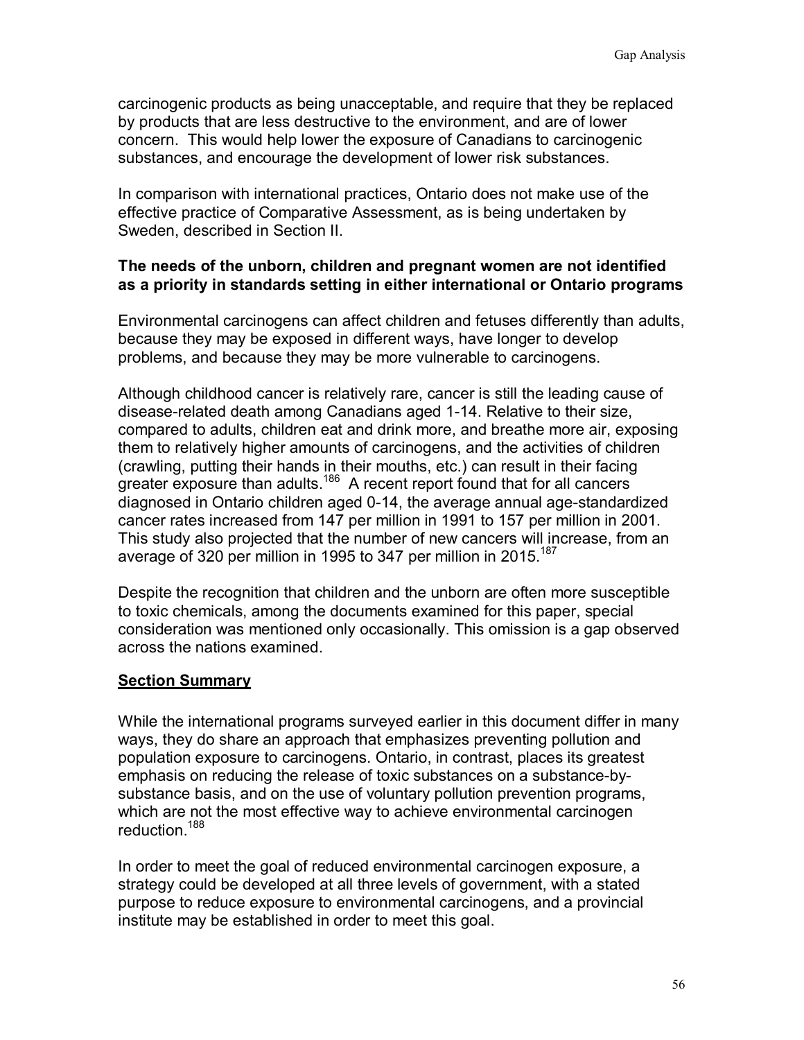carcinogenic products as being unacceptable, and require that they be replaced by products that are less destructive to the environment, and are of lower concern. This would help lower the exposure of Canadians to carcinogenic substances, and encourage the development of lower risk substances.

In comparison with international practices, Ontario does not make use of the effective practice of Comparative Assessment, as is being undertaken by Sweden, described in Section II.

**The needs of the unborn, children and pregnant women are not identified as a priority in standards setting in either international or Ontario programs**

Environmental carcinogens can affect children and fetuses differently than adults, because they may be exposed in different ways, have longer to develop problems, and because they may be more vulnerable to carcinogens.

Although childhood cancer is relatively rare, cancer is still the leading cause of disease-related death among Canadians aged 1-14. Relative to their size, compared to adults, children eat and drink more, and breathe more air, exposing them to relatively higher amounts of carcinogens, and the activities of children (crawling, putting their hands in their mouths, etc.) can result in their facing greater exposure than adults.[186] A recent report found that for all cancers diagnosed in Ontario children aged 0-14, the average annual age-standardized cancer rates increased from 147 per million in 1991 to 157 per million in 2001. This study also projected that the number of new cancers will increase, from an average of 320 per million in 1995 to 347 per million in 2015.[187]

Despite the recognition that children and the unborn are often more susceptible to toxic chemicals, among the documents examined for this paper, special consideration was mentioned only occasionally. This omission is a gap observed across the nations examined.

**Section Summary**

While the international programs surveyed earlier in this document differ in many ways, they do share an approach that emphasizes preventing pollution and population exposure to carcinogens. Ontario, in contrast, places its greatest emphasis on reducing the release of toxic substances on a substance-by-substance basis, and on the use of voluntary pollution prevention programs, which are not the most effective way to achieve environmental carcinogen reduction.[188]

In order to meet the goal of reduced environmental carcinogen exposure, a strategy could be developed at all three levels of government, with a stated purpose to reduce exposure to environmental carcinogens, and a provincial institute may be established in order to meet this goal.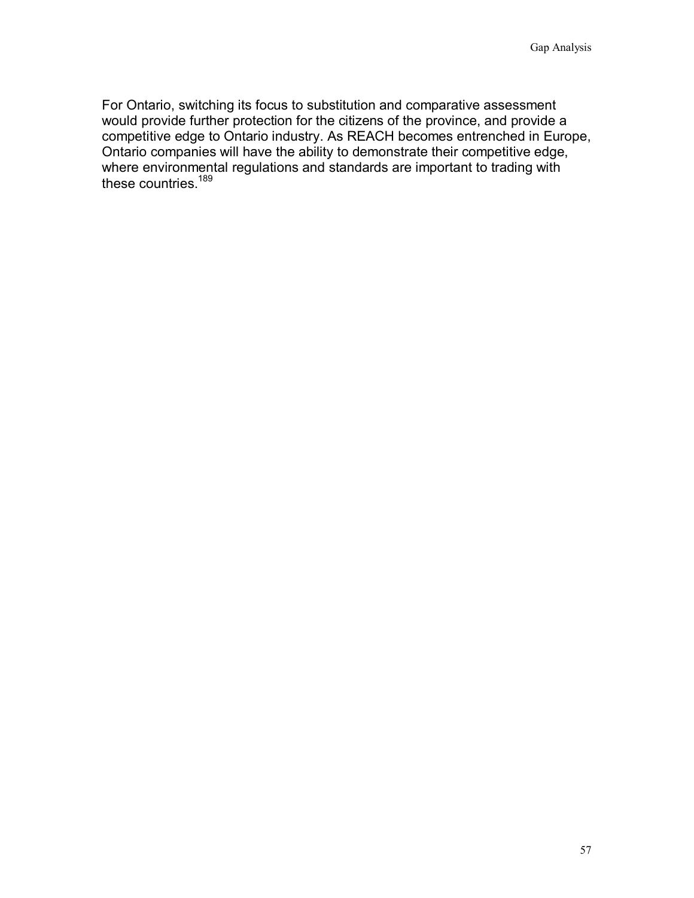For Ontario, switching its focus to substitution and comparative assessment would provide further protection for the citizens of the province, and provide a competitive edge to Ontario industry. As REACH becomes entrenched in Europe, Ontario companies will have the ability to demonstrate their competitive edge, where environmental regulations and standards are important to trading with these countries.[189]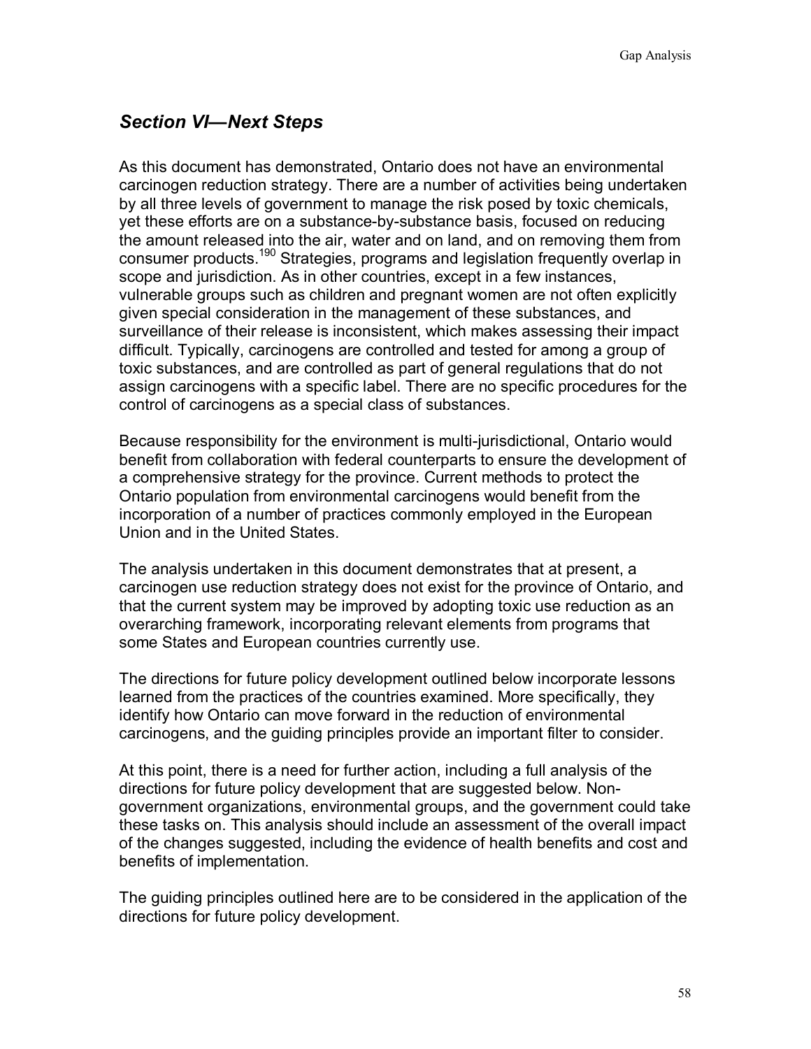## *Section VI—Next Steps*

As this document has demonstrated, Ontario does not have an environmental carcinogen reduction strategy. There are a number of activities being undertaken by all three levels of government to manage the risk posed by toxic chemicals, yet these efforts are on a substance-by-substance basis, focused on reducing the amount released into the air, water and on land, and on removing them from consumer products.[190] Strategies, programs and legislation frequently overlap in scope and jurisdiction. As in other countries, except in a few instances, vulnerable groups such as children and pregnant women are not often explicitly given special consideration in the management of these substances, and surveillance of their release is inconsistent, which makes assessing their impact difficult. Typically, carcinogens are controlled and tested for among a group of toxic substances, and are controlled as part of general regulations that do not assign carcinogens with a specific label. There are no specific procedures for the control of carcinogens as a special class of substances.

Because responsibility for the environment is multi-jurisdictional, Ontario would benefit from collaboration with federal counterparts to ensure the development of a comprehensive strategy for the province. Current methods to protect the Ontario population from environmental carcinogens would benefit from the incorporation of a number of practices commonly employed in the European Union and in the United States.

The analysis undertaken in this document demonstrates that at present, a carcinogen use reduction strategy does not exist for the province of Ontario, and that the current system may be improved by adopting toxic use reduction as an overarching framework, incorporating relevant elements from programs that some States and European countries currently use.

The directions for future policy development outlined below incorporate lessons learned from the practices of the countries examined. More specifically, they identify how Ontario can move forward in the reduction of environmental carcinogens, and the guiding principles provide an important filter to consider.

At this point, there is a need for further action, including a full analysis of the directions for future policy development that are suggested below. Non-government organizations, environmental groups, and the government could take these tasks on. This analysis should include an assessment of the overall impact of the changes suggested, including the evidence of health benefits and cost and benefits of implementation.

The guiding principles outlined here are to be considered in the application of the directions for future policy development.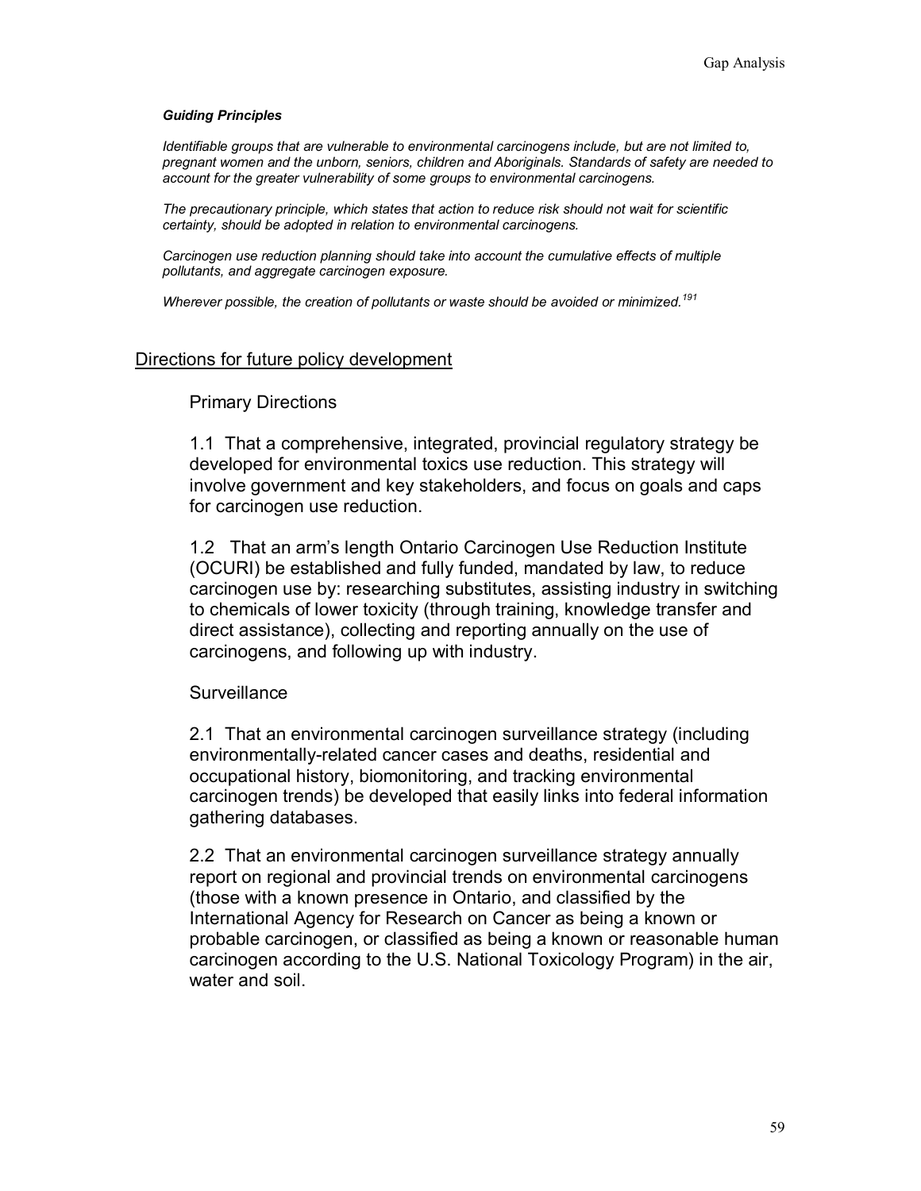***Guiding Principles***

*Identifiable groups that are vulnerable to environmental carcinogens include, but are not limited to, pregnant women and the unborn, seniors, children and Aboriginals. Standards of safety are needed to account for the greater vulnerability of some groups to environmental carcinogens.*

*The precautionary principle, which states that action to reduce risk should not wait for scientific certainty, should be adopted in relation to environmental carcinogens.*

*Carcinogen use reduction planning should take into account the cumulative effects of multiple pollutants, and aggregate carcinogen exposure.*

*Wherever possible, the creation of pollutants or waste should be avoided or minimized.*[191]

## Directions for future policy development

### Primary Directions

1.1 That a comprehensive, integrated, provincial regulatory strategy be developed for environmental toxics use reduction. This strategy will involve government and key stakeholders, and focus on goals and caps for carcinogen use reduction.

1.2 That an arm's length Ontario Carcinogen Use Reduction Institute (OCURI) be established and fully funded, mandated by law, to reduce carcinogen use by: researching substitutes, assisting industry in switching to chemicals of lower toxicity (through training, knowledge transfer and direct assistance), collecting and reporting annually on the use of carcinogens, and following up with industry.

### Surveillance

2.1 That an environmental carcinogen surveillance strategy (including environmentally-related cancer cases and deaths, residential and occupational history, biomonitoring, and tracking environmental carcinogen trends) be developed that easily links into federal information gathering databases.

2.2 That an environmental carcinogen surveillance strategy annually report on regional and provincial trends on environmental carcinogens (those with a known presence in Ontario, and classified by the International Agency for Research on Cancer as being a known or probable carcinogen, or classified as being a known or reasonable human carcinogen according to the U.S. National Toxicology Program) in the air, water and soil.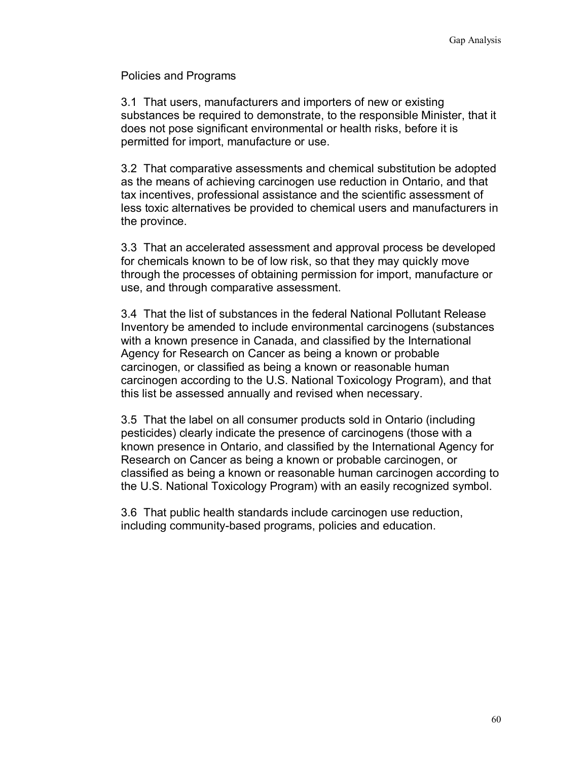## Policies and Programs

3.1 That users, manufacturers and importers of new or existing substances be required to demonstrate, to the responsible Minister, that it does not pose significant environmental or health risks, before it is permitted for import, manufacture or use.

3.2 That comparative assessments and chemical substitution be adopted as the means of achieving carcinogen use reduction in Ontario, and that tax incentives, professional assistance and the scientific assessment of less toxic alternatives be provided to chemical users and manufacturers in the province.

3.3 That an accelerated assessment and approval process be developed for chemicals known to be of low risk, so that they may quickly move through the processes of obtaining permission for import, manufacture or use, and through comparative assessment.

3.4 That the list of substances in the federal National Pollutant Release Inventory be amended to include environmental carcinogens (substances with a known presence in Canada, and classified by the International Agency for Research on Cancer as being a known or probable carcinogen, or classified as being a known or reasonable human carcinogen according to the U.S. National Toxicology Program), and that this list be assessed annually and revised when necessary.

3.5 That the label on all consumer products sold in Ontario (including pesticides) clearly indicate the presence of carcinogens (those with a known presence in Ontario, and classified by the International Agency for Research on Cancer as being a known or probable carcinogen, or classified as being a known or reasonable human carcinogen according to the U.S. National Toxicology Program) with an easily recognized symbol.

3.6 That public health standards include carcinogen use reduction, including community-based programs, policies and education.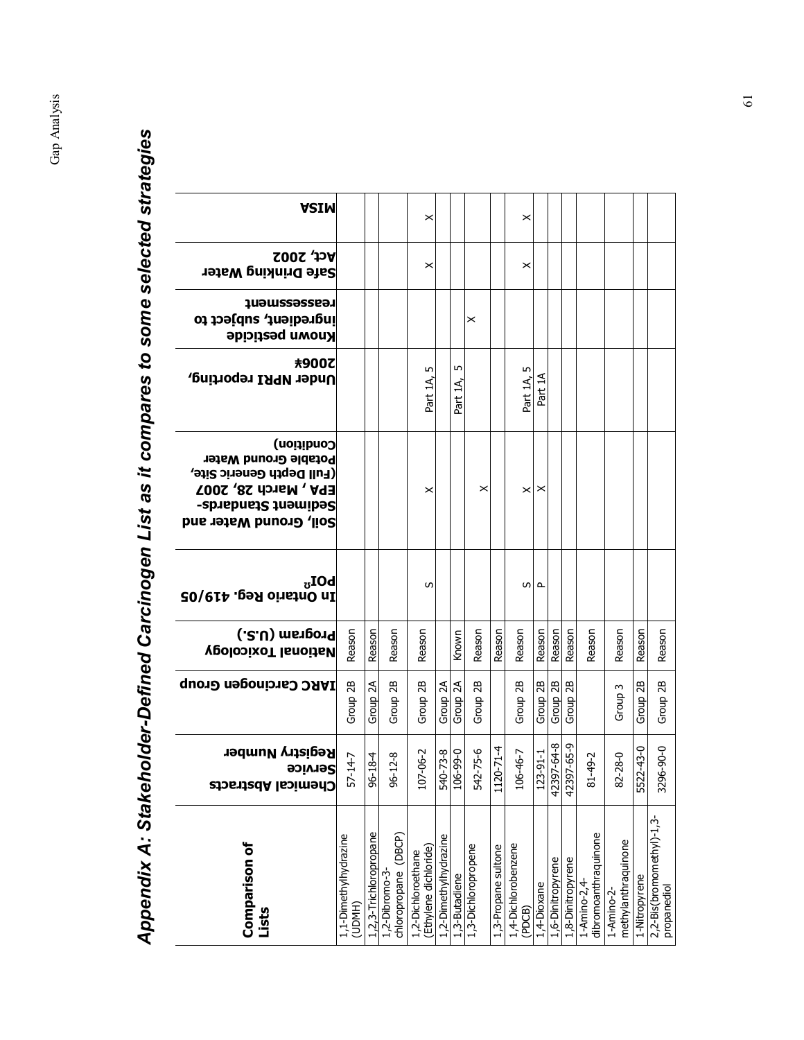# Appendix A: Stakeholder-Defined Carcinogen List as it compares to some selected strategies

| Comparison of Lists | Chemical Abstracts Service Registry Number | IARC Carcinogen Group | National Toxicology Program (U.S.) | In Ontario Reg. 419/05 POI[2] | Soil, Ground Water and Sediment Standards-EPA , March 28, 2007 (Full Depth Generic Site, Potable Ground Water Condition) | Under NPRI reporting, 2006* | Known pesticide ingredient, subject to reassessment | Safe Drinking Water Act, 2002 | MISA |
|---|---|---|---|---|---|---|---|---|---|
| 1,1-Dimethylhydrazine (UDMH) | 57-14-7 | Group 2B | Reason | | | | | | |
| 1,2,3-Trichloropropane | 96-18-4 | Group 2A | Reason | | | | | | |
| 1,2-Dibromo-3-chloropropane (DBCP) | 96-12-8 | Group 2B | Reason | | | | | | |
| 1,2-Dichloroethane (Ethylene dichloride) | 107-06-2 | Group 2B | Reason | S | X | Part 1A, 5 | | X | X |
| 1,2-Dimethylhydrazine | 540-73-8 | Group 2A | | | | | | | |
| 1,3-Butadiene | 106-99-0 | Group 2A | Known | | | Part 1A, 5 | | | |
| 1,3-Dichloropropene | 542-75-6 | Group 2B | Reason | | X | | X | | |
| 1,3-Propane sultone | 1120-71-4 | | Reason | | | | | | |
| 1,4-Dichlorobenzene (PDCB) | 106-46-7 | Group 2B | Reason | S | X | Part 1A, 5 | | X | X |
| 1,4-Dioxane | 123-91-1 | Group 2B | Reason | P | X | Part 1A | | | |
| 1,6-Dinitropyrene | 42397-64-8 | Group 2B | Reason | | | | | | |
| 1,8-Dinitropyrene | 42397-65-9 | Group 2B | Reason | | | | | | |
| 1-Amino-2,4-dibromoanthraquinone | 81-49-2 | | Reason | | | | | | |
| 1-Amino-2-methylanthraquinone | 82-28-0 | Group 3 | Reason | | | | | | |
| 1-Nitropyrene | 5522-43-0 | Group 2B | Reason | | | | | | |
| 2,2-Bis(bromomethyl)-1,3-propanediol | 3296-90-0 | Group 2B | Reason | | | | | | |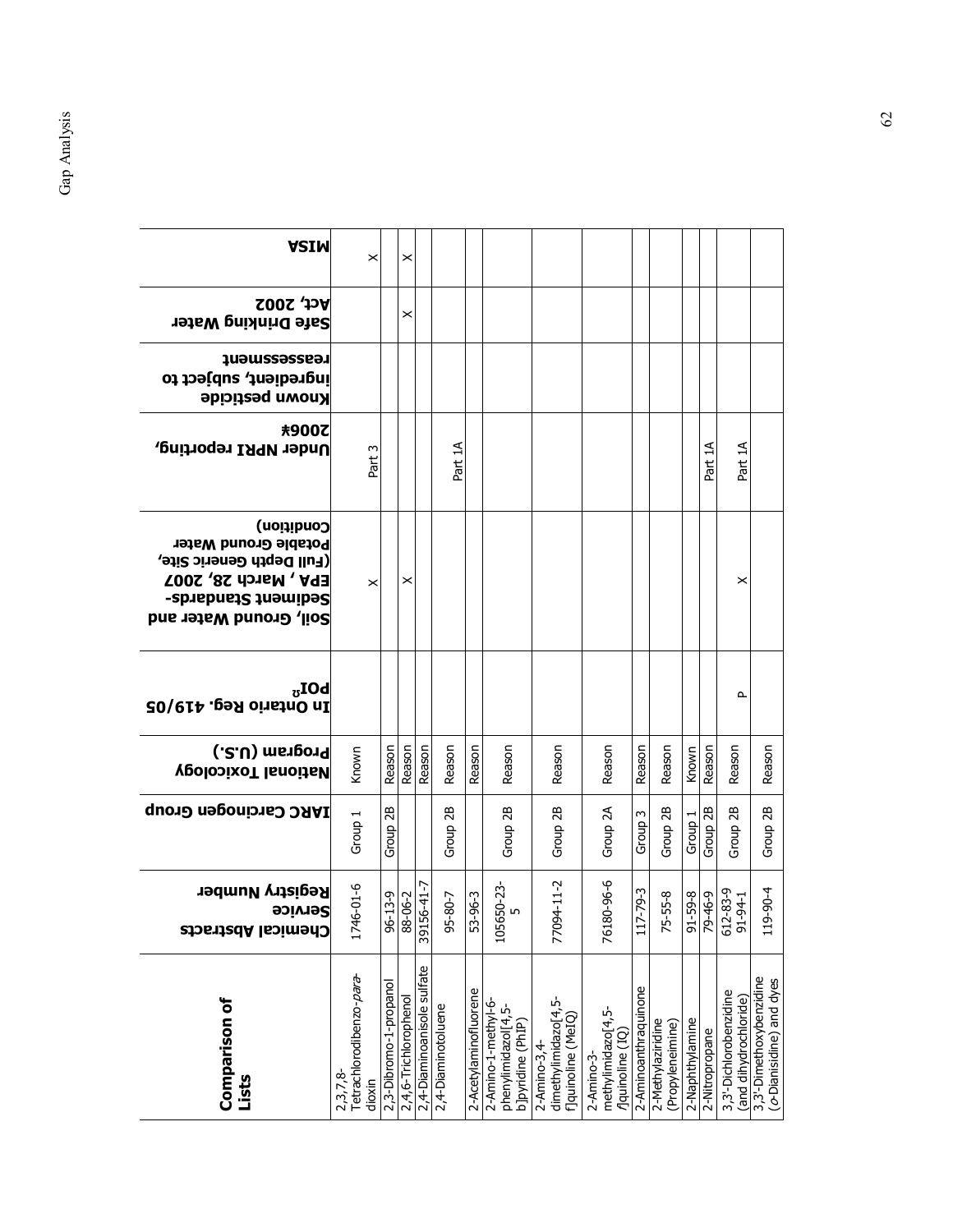| Comparison of Lists | Chemical Abstracts Service Registry Number | IARC Carcinogen Group | National Toxicology Program (U.S.) | In Ontario Reg. 419/05 POI[a] | Soil, Ground Water and Sediment Standards-EPA , March 28, 2007 (Full Depth Generic Site, Potable Ground Water Condition) | Under NPRI reporting, 2006\* | Known pesticide ingredient, subject to reassessment | Safe Drinking Water Act, 2002 | MISA |
|---|---|---|---|---|---|---|---|---|---|
| 2,3,7,8-Tetrachlorodibenzo-*para*-dioxin | 1746-01-6 | Group 1 | Known | | X | Part 3 | | | X |
| 2,3-Dibromo-1-propanol | 96-13-9 | Group 2B | Reason | | | | | | |
| 2,4,6-Trichlorophenol | 88-06-2 | Group 2B | Reason | | X | | | X | X |
| 2,4-Diaminoanisole sulfate | 39156-41-7 | | Reason | | | | | | |
| 2,4-Diaminotoluene | 95-80-7 | Group 2B | Reason | | | Part 1A | | | |
| 2-Acetylaminofluorene | 53-96-3 | | Reason | | | | | | |
| 2-Amino-1-methyl-6-phenylimidazo[4,5-b]pyridine (PhIP) | 105650-23-5 | Group 2B | Reason | | | | | | |
| 2-Amino-3,4-dimethylimidazo[4,5-f]quinoline (MeIQ) | 77094-11-2 | Group 2B | Reason | | | | | | |
| 2-Amino-3-methylimidazo[4,5-*f*]quinoline (IQ) | 76180-96-6 | Group 2A | Reason | | | | | | |
| 2-Aminoanthraquinone | 117-79-3 | Group 3 | Reason | | | | | | |
| 2-Methylaziridine (Propyleneimine) | 75-55-8 | Group 2B | Reason | | | | | | |
| 2-Naphthylamine | 91-59-8 | Group 1 | Known | | | | | | |
| 2-Nitropropane | 79-46-9 | Group 2B | Reason | | | Part 1A | | | |
| 3,3'-Dichlorobenzidine (and dihydrochloride) | 612-83-9 91-94-1 | Group 2B | Reason | P | X | Part 1A | | | |
| 3,3'-Dimethoxybenzidine (*o*-Dianisidine) and dyes | 119-90-4 | Group 2B | Reason | | | | | | |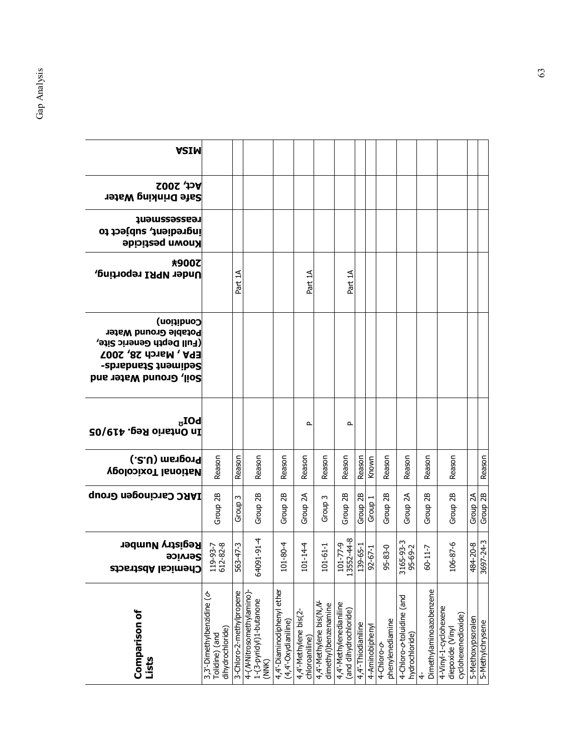| Comparison of Lists | Chemical Abstracts Service Registry Number | IARC Carcinogen Group | National Toxicology Program (U.S.) | In Ontario Reg. 419/05 POI[a] | Soil, Ground Water and Sediment Standards-EPA, March 28, 2007 (Full Depth Generic Site, Potable Ground Water Condition) | Under NPRI reporting, 2006* | Known pesticide ingredient, subject to reassessment | Safe Drinking Water Act, 2002 | MISA |
|---|---|---|---|---|---|---|---|---|---|
| 3,3'-Dimethylbenzidine (*o*-Tolidine) (and dihydrochloride) | 119-93-7 612-82-8 | Group 2B | Reason | | | | | | |
| 3-Chloro-2-methylpropene | 563-47-3 | Group 3 | Reason | | | Part 1A | | | |
| 4-(*N*-Nitrosomethylamino)-1-(3-pyridyl)1-butanone (NNK) | 64091-91-4 | Group 2B | Reason | | | | | | |
| 4,4'-Diaminodiphenyl ether (4,4'-Oxydianiline) | 101-80-4 | Group 2B | Reason | | | | | | |
| 4,4'-Methylene bis(2-chloroaniline) | 101-14-4 | Group 2A | Reason | P | | Part 1A | | | |
| 4,4'-Methylene bis(N,*N*-dimethyl)benzenamine | 101-61-1 | Group 3 | Reason | | | | | | |
| 4,4'-Methylenedianiline (and dihydrochloride) | 101-77-9 13552-44-8 | Group 2B | Reason | P | | Part 1A | | | |
| 4,4'-Thiodianiline | 139-65-1 | Group 2B | Reason | | | | | | |
| 4-Aminobiphenyl | 92-67-1 | Group 1 | Known | | | | | | |
| 4-Chloro-*o*-phenylenediamine | 95-83-0 | Group 2B | Reason | | | | | | |
| 4-Chloro-*o*-toluidine (and hydrochloride) | 3165-93-3 95-69-2 | Group 2A | Reason | | | | | | |
| 4-Dimethylaminoazobenzene | 60-11-7 | Group 2B | Reason | | | | | | |
| 4-Vinyl-1-cyclohexene diepoxide (Vinyl cyclohexenedioxide) | 106-87-6 | Group 2B | Reason | | | | | | |
| 5-Methoxypsoralen | 484-20-8 | Group 2A | | | | | | | |
| 5-Methylchrysene | 3697-24-3 | Group 2B | Reason | | | | | | |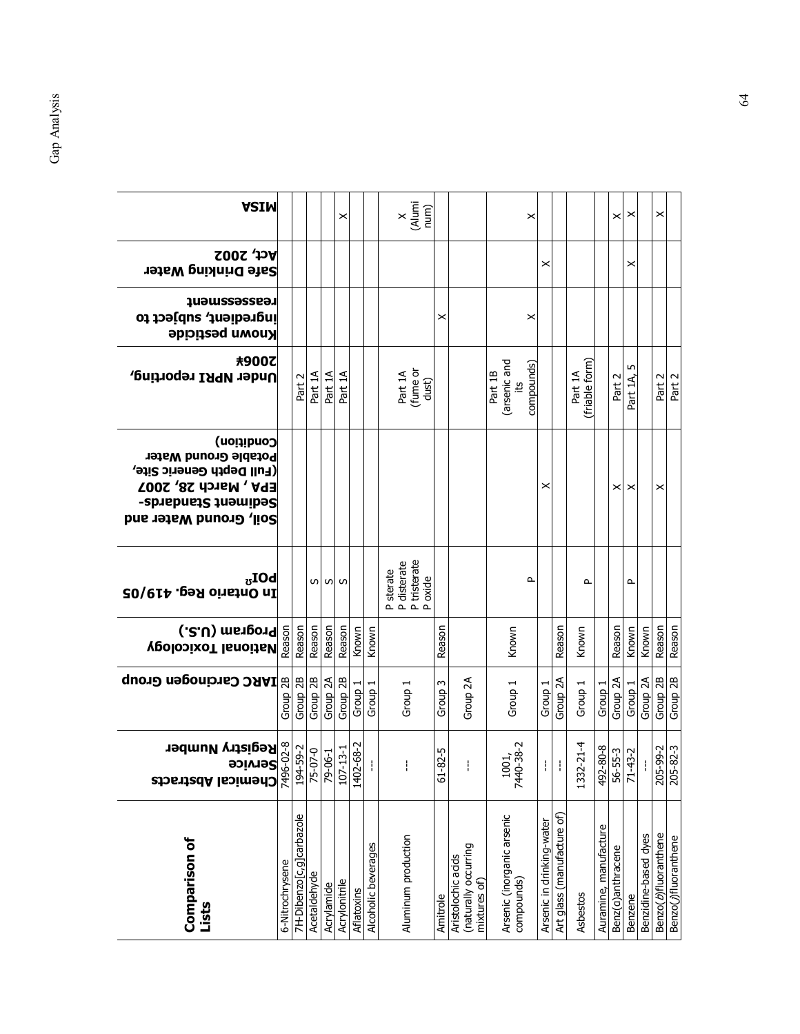| Comparison of Lists | Chemical Abstracts Service Registry Number | IARC Carcinogen Group | National Toxicology Program (U.S.) | In Ontario Reg. 419/05 POI[a] | Soil, Ground Water and Sediment Standards-EPA , March 28, 2007 (Full Depth Generic Site, Potable Ground Water Condition) | Under NPRI reporting, 2006¥ | Known pesticide ingredient, subject to reassessment | Safe Drinking Water Act, 2002 | MISA |
|---|---|---|---|---|---|---|---|---|---|
| 6-Nitrochrysene | 7496-02-8 | Group 2B | Reason | | | | | | |
| 7H-Dibenzo[c,g]carbazole | 194-59-2 | Group 2B | Reason | | | Part 2 | | | |
| Acetaldehyde | 75-07-0 | Group 2B | Reason | S | | Part 1A | | | |
| Acrylamide | 79-06-1 | Group 2A | Reason | S | | Part 1A | | | |
| Acrylonitrile | 107-13-1 | Group 2B | Reason | S | | Part 1A | | | X |
| Aflatoxins | 1402-68-2 | Group 1 | Known | | | | | | |
| Alcoholic beverages | --- | Group 1 | Known | | | | | | |
| Aluminum production | --- | Group 1 | | P sterate P disterate P tristerate P oxide | | Part 1A (fume or dust) | | | X (Aluminum) |
| Amitrole | 61-82-5 | Group 3 | Reason | | | | X | | |
| Aristolochic acids (naturally occurring mixtures of) | --- | Group 2A | | | | | | | |
| Arsenic (inorganic arsenic compounds) | 1001, 7440-38-2 | Group 1 | Known | P | | Part 1B (arsenic and its compounds) | X | | X |
| Arsenic in drinking-water | --- | Group 1 | | | X | | | X | |
| Art glass (manufacture of) | --- | Group 2A | Reason | | | | | | |
| Asbestos | 1332-21-4 | Group 1 | Known | P | | Part 1A (friable form) | | | |
| Auramine, manufacture | 492-80-8 | Group 1 | | | | | | | |
| Benz(a)anthracene | 56-55-3 | Group 2A | Reason | | X | Part 2 | | | X |
| Benzene | 71-43-2 | Group 1 | Known | P | X | Part 1A, 5 | | X | X |
| Benzidine-based dyes | --- | Group 2A | Known | | | | | | |
| Benzo(b)fluoranthene | 205-99-2 | Group 2B | Reason | | X | Part 2 | | | X |
| Benzo(j)fluoranthene | 205-82-3 | Group 2B | Reason | | | Part 2 | | | |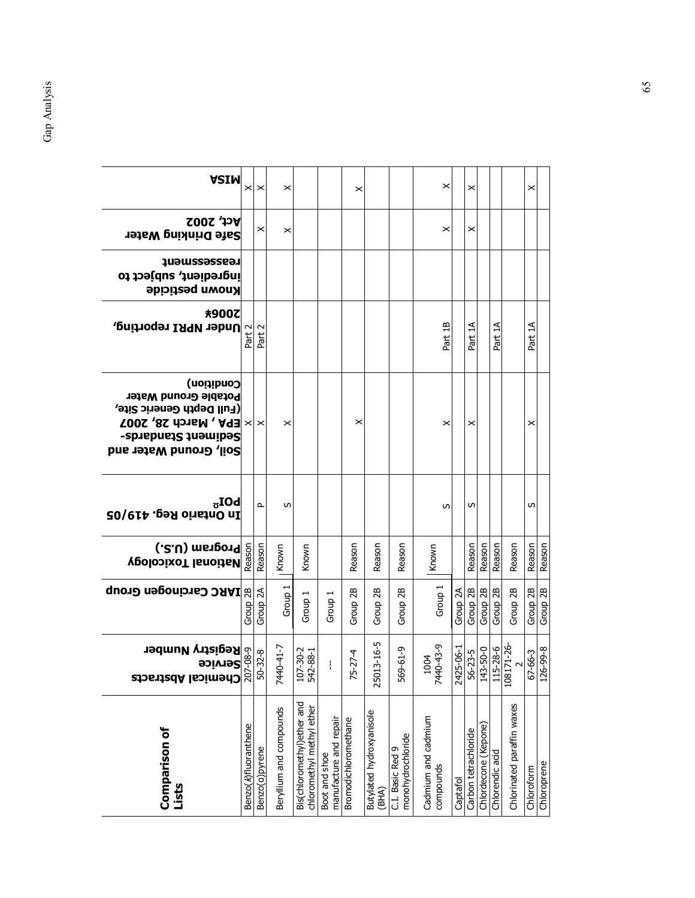| **Comparison of Lists** | **Chemical Abstracts Service Registry Number** | **IARC Carcinogen Group** | **National Toxicology Program (U.S.)** | **In Ontario Reg. 419/05 POI**[a] | **Soil, Ground Water and Sediment Standards-EPA , March 28, 2007 (Full Depth Generic Site, Potable Ground Water Condition)** | **Under NPRI reporting, 2006*** | **Known pesticide ingredient, subject to reassessment** | **Safe Drinking Water Act, 2002** | **MISA** |
|---|---|---|---|---|---|---|---|---|---|
| Benzo(*k*)fluoranthene | 207-08-9 | Group 2B | Reason | | X | Part 2 | | | X |
| Benzo(a)pyrene | 50-32-8 | Group 2A | Reason | P | X | Part 2 | | X | X |
| Beryllium and compounds | 7440-41-7 | Group 1 | Known | S | X | | | X | X |
| Bis(chloromethyl)ether and chloromethyl methyl ether | 107-30-2 542-88-1 | Group 1 | Known | | | | | | |
| Boot and shoe manufacture and repair | --- | Group 1 | | | | | | | |
| Bromodichloromethane | 75-27-4 | Group 2B | Reason | | X | | | | X |
| Butylated hydroxyanisole (BHA) | 25013-16-5 | Group 2B | Reason | | | | | | |
| C.I. Basic Red 9 monohydrochloride | 569-61-9 | Group 2B | Reason | | | | | | |
| Cadmium and cadmium compounds | 1004 7440-43-9 | Group 1 | Known | S | X | Part 1B | | X | X |
| Captafol | 2425-06-1 | Group 2A | | | | | | | |
| Carbon tetrachloride | 56-23-5 | Group 2B | Reason | S | X | Part 1A | | X | X |
| Chlordecone (Kepone) | 143-50-0 | Group 2B | Reason | | | | | | |
| Chlorendic acid | 115-28-6 | Group 2B | Reason | | | Part 1A | | | |
| Chlorinated paraffin waxes | 108171-26-2 | Group 2B | Reason | | | | | | |
| Chloroform | 67-66-3 | Group 2B | Reason | S | X | Part 1A | | | X |
| Chloroprene | 126-99-8 | Group 2B | Reason | | | | | | |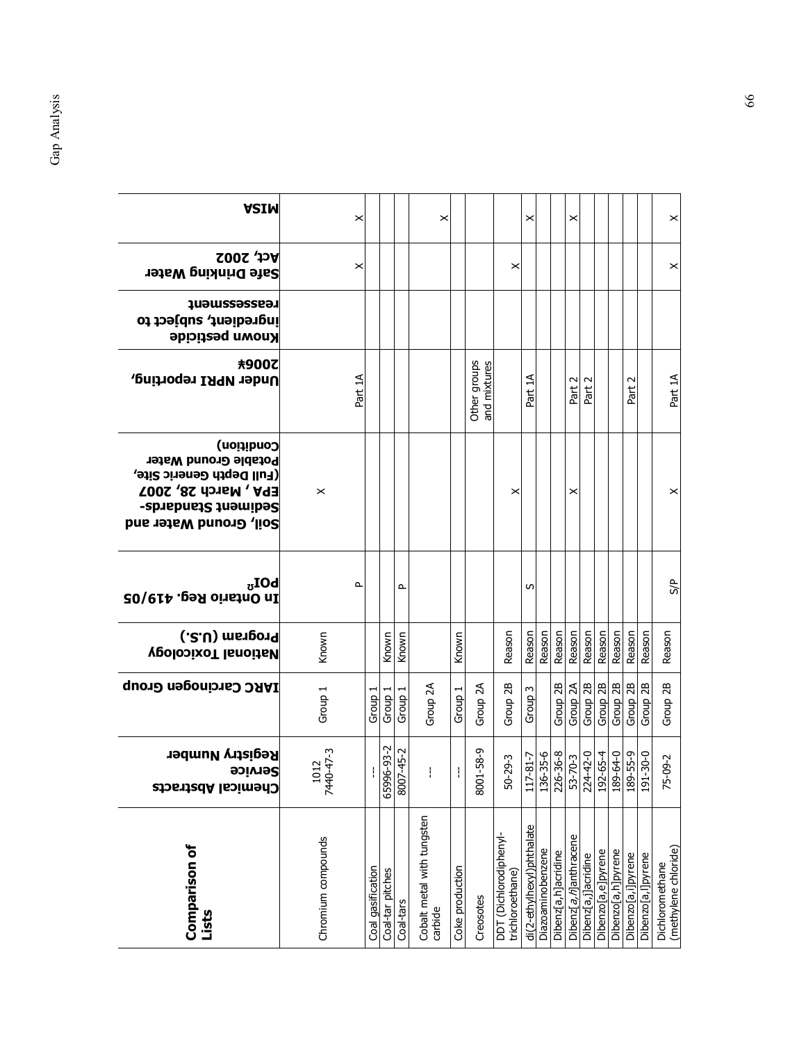| Comparison of Lists | Chemical Abstracts Service Registry Number | IARC Carcinogen Group | National Toxicology Program (U.S.) | In Ontario Reg. 419/05 POI[a] | Soil, Ground Water and Sediment Standards-EPA , March 28, 2007 (Full Depth Generic Site, Potable Ground Water Condition) | Under NPRI reporting, 2006* | Known pesticide ingredient, subject to reassessment | Safe Drinking Water Act, 2002 | MISA |
|---|---|---|---|---|---|---|---|---|---|
| Chromium compounds | 1012 7440-47-3 | Group 1 | Known | P | X | Part 1A | | X | X |
| Coal gasification | --- | Group 1 | | | | | | | |
| Coal-tar pitches | 65996-93-2 | Group 1 | Known | | | | | | |
| Coal-tars | 8007-45-2 | Group 1 | Known | P | | | | | |
| Cobalt metal with tungsten carbide | --- | Group 2A | | | | | | | X |
| Coke production | --- | Group 1 | Known | | | | | | |
| Creosotes | 8001-58-9 | Group 2A | | | | Other groups and mixtures | | | |
| DDT (Dichlorodiphenyl-trichloroethane) | 50-29-3 | Group 2B | Reason | | X | | | X | |
| di(2-ethylhexyl)phthalate | 117-81-7 | Group 3 | Reason | S | | Part 1A | | | X |
| Diazoaminobenzene | 136-35-6 | | Reason | | | | | | |
| Dibenz[a,h]acridine | 226-36-8 | Group 2B | Reason | | | | | | |
| Dibenz[*a,h*]anthracene | 53-70-3 | Group 2A | Reason | | X | Part 2 | | | X |
| Dibenz[a,j]acridine | 224-42-0 | Group 2B | Reason | | | Part 2 | | | |
| Dibenzo[a,e]pyrene | 192-65-4 | Group 2B | Reason | | | | | | |
| Dibenzo[a,h]pyrene | 189-64-0 | Group 2B | Reason | | | | | | |
| Dibenzo[a,i]pyrene | 189-55-9 | Group 2B | Reason | | | Part 2 | | | |
| Dibenzo[a,l]pyrene | 191-30-0 | Group 2B | Reason | | | | | | |
| Dichloromethane (methylene chloride) | 75-09-2 | Group 2B | Reason | S/P | X | Part 1A | | X | X |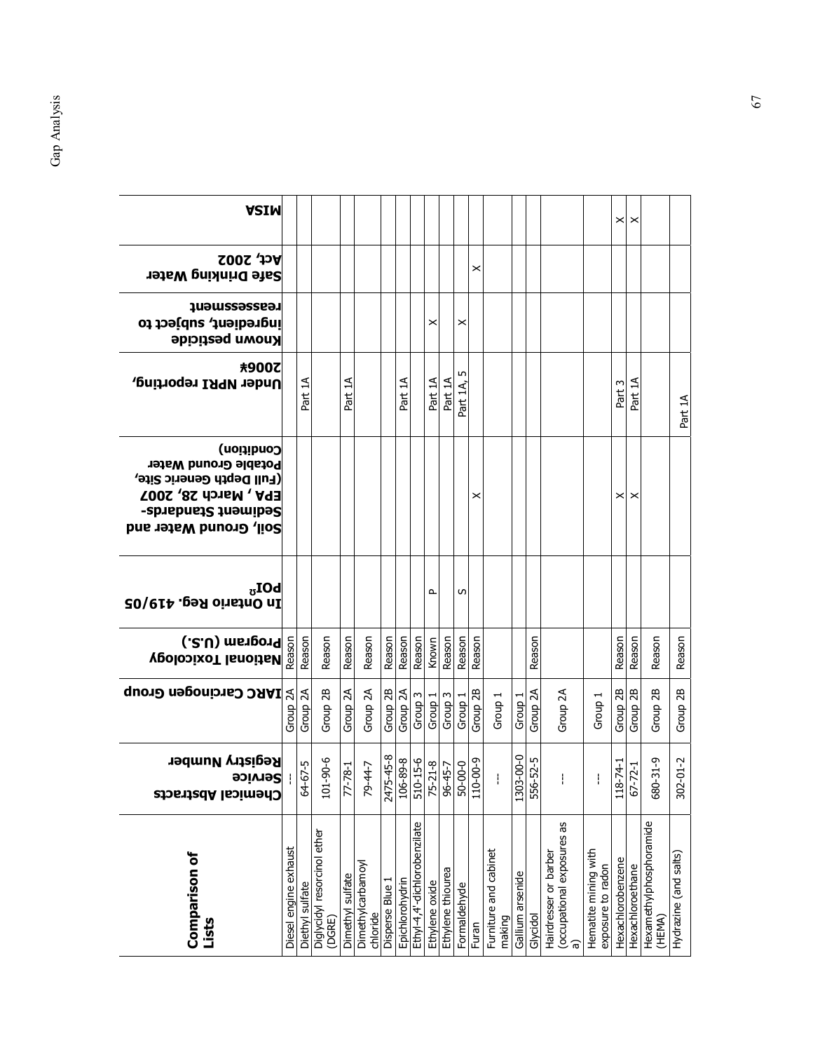| Comparison of Lists | Chemical Abstracts Service Registry Number | IARC Carcinogen Group | National Toxicology Program (U.S.) | In Ontario Reg. 419/05 POI[a] | Soil, Ground Water and Sediment Standards-EPA , March 28, 2007 (Full Depth Generic Site, Potable Ground Water Condition) | Under NPRI reporting, 2006¥ | Known pesticide ingredient, subject to reassessment | Safe Drinking Water Act, 2002 | MISA |
|---|---|---|---|---|---|---|---|---|---|
| Diesel engine exhaust | --- | Group 2A | Reason | | | | | | |
| Diethyl sulfate | 64-67-5 | Group 2A | Reason | | | Part 1A | | | |
| Diglycidyl resorcinol ether (DGRE) | 101-90-6 | Group 2B | Reason | | | | | | |
| Dimethyl sulfate | 77-78-1 | Group 2A | Reason | | | Part 1A | | | |
| Dimethylcarbamoyl chloride | 79-44-7 | Group 2A | Reason | | | | | | |
| Disperse Blue 1 | 2475-45-8 | Group 2B | Reason | | | | | | |
| Epichlorohydrin | 106-89-8 | Group 2A | Reason | | | Part 1A | | | |
| Ethyl-4,4'-dichlorobenzilate | 510-15-6 | Group 3 | Reason | | | | | | |
| Ethylene oxide | 75-21-8 | Group 1 | Known | P | | Part 1A | X | | |
| Ethylene thiourea | 96-45-7 | Group 3 | Reason | | | Part 1A | | | |
| Formaldehyde | 50-00-0 | Group 1 | Reason | S | | Part 1A, 5 | X | | |
| Furan | 110-00-9 | Group 2B | Reason | | X | | | X | |
| Furniture and cabinet making | --- | Group 1 | | | | | | | |
| Gallium arsenide | 1303-00-0 | Group 1 | | | | | | | |
| Glycidol | 556-52-5 | Group 2A | Reason | | | | | | |
| Hairdresser or barber (occupational exposures as a) | --- | Group 2A | | | | | | | |
| Hematite mining with exposure to radon | --- | Group 1 | | | | | | | |
| Hexachlorobenzene | 118-74-1 | Group 2B | Reason | | X | Part 3 | | | X |
| Hexachloroethane | 67-72-1 | Group 2B | Reason | | X | Part 1A | | | X |
| Hexamethylphosphoramide (HEMA) | 680-31-9 | Group 2B | Reason | | | | | | |
| Hydrazine (and salts) | 302-01-2 | Group 2B | Reason | | | Part 1A | | | |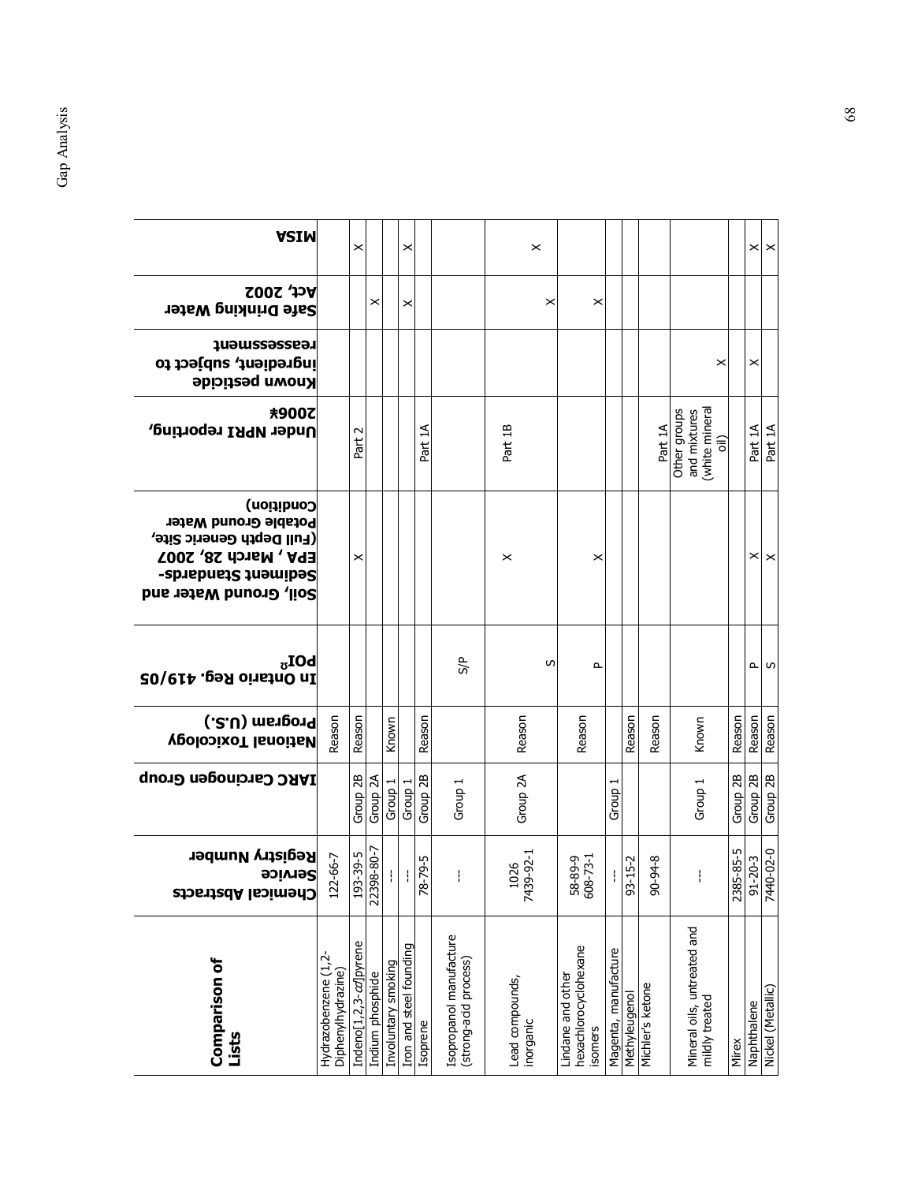| Comparison of Lists | Chemical Abstracts Service Registry Number | IARC Carcinogen Group | National Toxicology Program (U.S.) | In Ontario Reg. 419/05 POI | Soil, Ground Water and Sediment Standards-EPA , March 28, 2007 (Full Depth Generic Site, Potable Ground Water Condition) | Under NPRI reporting, 2006¥ | Known pesticide ingredient, subject to reassessment | Safe Drinking Water Act, 2002 | MISA |
|---|---|---|---|---|---|---|---|---|---|
| Hydrazobenzene (1,2-Diphenylhydrazine) | 122-66-7 | | Reason | | | | | | |
| Indeno[1,2,3-*cd*]pyrene | 193-39-5 | Group 2B | Reason | | X | Part 2 | | | X |
| Indium phosphide | 22398-80-7 | Group 2A | | | | | | X | |
| Involuntary smoking | --- | Group 1 | Known | | | | | | |
| Iron and steel founding | --- | Group 1 | | | | | | X | X |
| Isoprene | 78-79-5 | Group 2B | Reason | | | Part 1A | | | |
| Isopropanol manufacture (strong-acid process) | --- | Group 1 | | S/P | | | | | |
| Lead compounds, inorganic | 1026 7439-92-1 | Group 2A | Reason | S | X | Part 1B | | X | X |
| Lindane and other hexachlorocyclohexane isomers | 58-89-9 608-73-1 | | Reason | P | X | | | X | |
| Magenta, manufacture | --- | Group 1 | | | | | | | |
| Methyleugenol | 93-15-2 | | Reason | | | | | | |
| Michler's ketone | 90-94-8 | | Reason | | | Part 1A | | | |
| Mineral oils, untreated and mildly treated | --- | Group 1 | Known | | | Other groups and mixtures (white mineral oil) | X | | |
| Mirex | 2385-85-5 | Group 2B | Reason | | | | | | |
| Naphthalene | 91-20-3 | Group 2B | Reason | P | X | Part 1A | X | | X |
| Nickel (Metallic) | 7440-02-0 | Group 2B | Reason | S | X | Part 1A | | | X |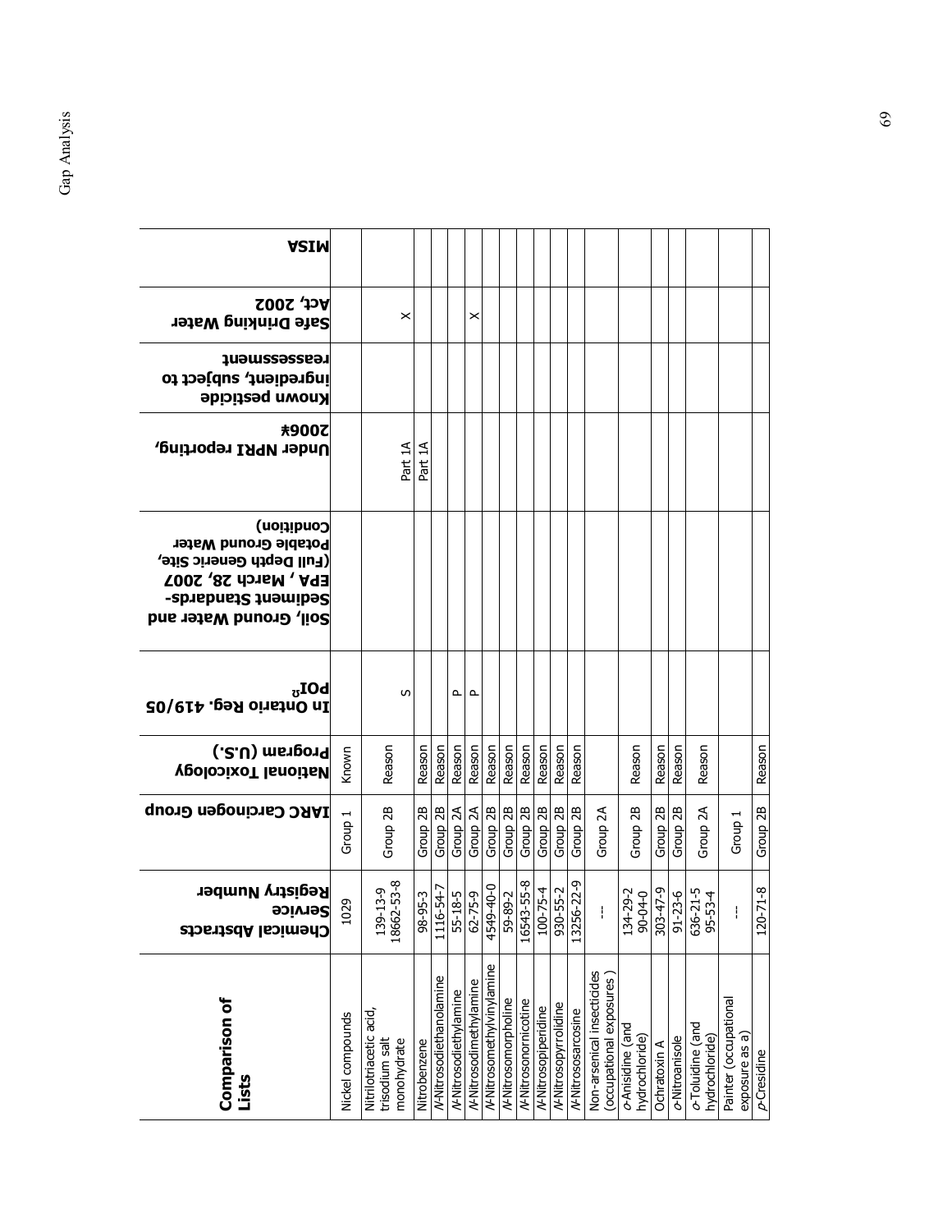| Comparison of Lists | Chemical Abstracts Service Registry Number | IARC Carcinogen Group | National Toxicology Program (U.S.) | In Ontario Reg. 419/05 POI[a] | Soil, Ground Water and Sediment Standards-EPA , March 28, 2007 (Full Depth Generic Site, Potable Ground Water Condition) | Under NPRI reporting, 2006* | Known pesticide ingredient, subject to reassessment | Safe Drinking Water Act, 2002 | MISA |
|---|---|---|---|---|---|---|---|---|---|
| Nickel compounds | 1029 | Group 1 | Known | | | | | | |
| Nitrilotriacetic acid, trisodium salt monohydrate | 139-13-9 18662-53-8 | Group 2B | Reason | S | | Part 1A | | X | |
| Nitrobenzene | 98-95-3 | Group 2B | Reason | | | Part 1A | | | |
| *N*-Nitrosodiethanolamine | 1116-54-7 | Group 2B | Reason | | | | | | |
| *N*-Nitrosodiethylamine | 55-18-5 | Group 2A | Reason | P | | | | | |
| *N*-Nitrosodimethylamine | 62-75-9 | Group 2A | Reason | P | | | | X | |
| *N*-Nitrosomethylvinylamine | 4549-40-0 | Group 2B | Reason | | | | | | |
| *N*-Nitrosomorpholine | 59-89-2 | Group 2B | Reason | | | | | | |
| *N*-Nitrosonornicotine | 16543-55-8 | Group 2B | Reason | | | | | | |
| *N*-Nitrosopiperidine | 100-75-4 | Group 2B | Reason | | | | | | |
| *N*-Nitrosopyrrolidine | 930-55-2 | Group 2B | Reason | | | | | | |
| *N*-Nitrososarcosine | 13256-22-9 | Group 2B | Reason | | | | | | |
| Non-arsenical insecticides (occupational exposures ) | --- | Group 2A | | | | | | | |
| *o*-Anisidine (and hydrochloride) | 134-29-2 90-04-0 | Group 2B | Reason | | | | | | |
| Ochratoxin A | 303-47-9 | Group 2B | Reason | | | | | | |
| *o*-Nitroanisole | 91-23-6 | Group 2B | Reason | | | | | | |
| *o*-Toluidine (and hydrochloride) | 636-21-5 95-53-4 | Group 2A | Reason | | | | | | |
| Painter (occupational exposure as a) | --- | Group 1 | | | | | | | |
| *p*-Cresidine | 120-71-8 | Group 2B | Reason | | | | | | |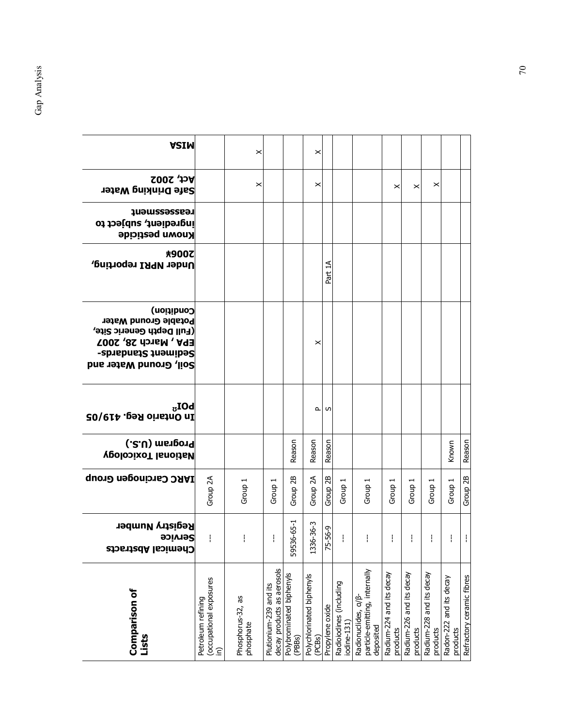| Comparison of Lists | Chemical Abstracts Service Registry Number | IARC Carcinogen Group | National Toxicology Program (U.S.) | In Ontario Reg. 419/05 POI[a] | Soil, Ground Water and Sediment Standards-EPA , March 28, 2007 (Full Depth Generic Site, Potable Ground Water Condition) | Under NPRI reporting, 2006¥ | Known pesticide ingredient, subject to reassessment | Safe Drinking Water Act, 2002 | MISA |
|---|---|---|---|---|---|---|---|---|---|
| Petroleum refining (occupational exposures in) | --- | Group 2A | | | | | | | |
| Phosphorus-32, as phosphate | --- | Group 1 | | | | | | X | X |
| Plutionium-239 and its decay products as aerosols | --- | Group 1 | | | | | | | |
| Polybrominated biphenyls (PBBs) | 59536-65-1 | Group 2B | Reason | | | | | | |
| Polychlorinated biphenyls (PCBs) | 1336-36-3 | Group 2A | Reason | P | X | | | X | X |
| Propylene oxide | 75-56-9 | Group 2B | Reason | S | | Part 1A | | | |
| Radioiodines (including iodine-131) | --- | Group 1 | | | | | | | |
| Radionuclides, α/β-particle-emitting, internally deposited | --- | Group 1 | | | | | | | |
| Radium-224 and its decay products | --- | Group 1 | | | | | | X | |
| Radium-226 and its decay products | --- | Group 1 | | | | | | X | |
| Radium-228 and its decay products | --- | Group 1 | | | | | | X | |
| Radon-222 and its decay products | --- | Group 1 | Known | | | | | | |
| Refractory ceramic fibres | --- | Group 2B | Reason | | | | | | |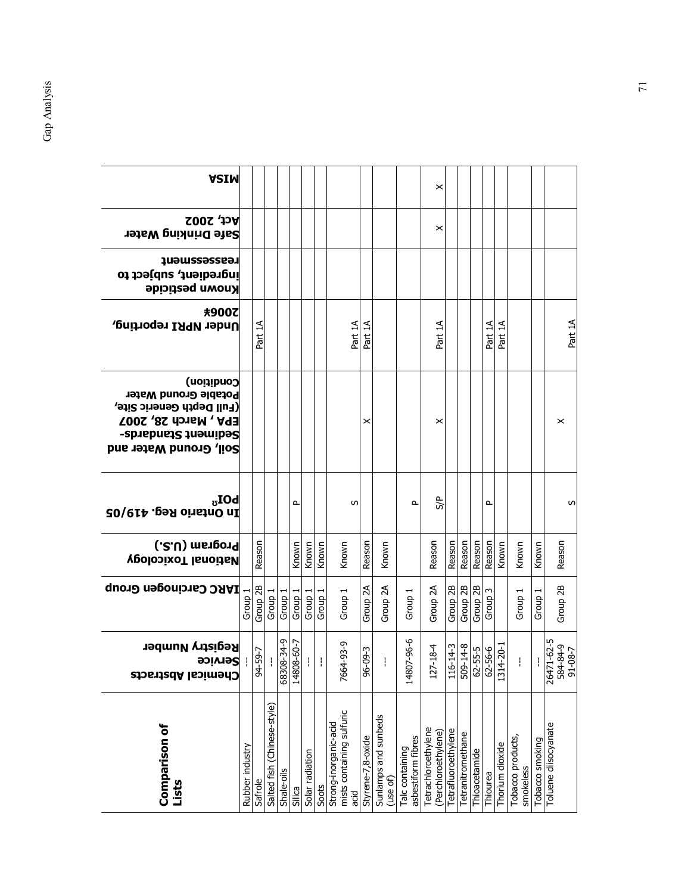| Comparison of Lists | Chemical Abstracts Service Registry Number | IARC Carcinogen Group | National Toxicology Program (U.S.) | In Ontario Reg. 419/05 POI[a] | Soil, Ground Water and Sediment Standards-EPA , March 28, 2007 (Full Depth Generic Site, Potable Ground Water Condition) | Under NPRI reporting, 2006* | Known pesticide ingredient, subject to reassessment | Safe Drinking Water Act, 2002 | MISA |
|---|---|---|---|---|---|---|---|---|---|
| Rubber industry | --- | Group 1 | | | | | | | |
| Safrole | 94-59-7 | Group 2B | Reason | | | Part 1A | | | |
| Salted fish (Chinese-style) | --- | Group 1 | | | | | | | |
| Shale-oils | 68308-34-9 | Group 1 | | | | | | | |
| Silica | 14808-60-7 | Group 1 | Known | P | | | | | |
| Solar radiation | --- | Group 1 | Known | | | | | | |
| Soots | --- | Group 1 | Known | | | | | | |
| Strong-inorganic-acid mists containing sulfuric acid | 7664-93-9 | Group 1 | Known | S | | Part 1A | | | |
| Styrene-7,8-oxide | 96-09-3 | Group 2A | Reason | | X | Part 1A | | | |
| Sunlamps and sunbeds (use of) | --- | Group 2A | Known | | | | | | |
| Talc containing asbestiform fibres | 14807-96-6 | Group 1 | | P | | | | | |
| Tetrachloroethylene (Perchloroethylene) | 127-18-4 | Group 2A | Reason | S/P | X | Part 1A | | X | X |
| Tetrafluoroethylene | 116-14-3 | Group 2B | Reason | | | | | | |
| Tetranitromethane | 509-14-8 | Group 2B | Reason | | | | | | |
| Thioacetamide | 62-55-5 | Group 2B | Reason | | | | | | |
| Thiourea | 62-56-6 | Group 3 | Reason | P | | Part 1A | | | |
| Thorium dioxide | 1314-20-1 | | Known | | | Part 1A | | | |
| Tobacco products, smokeless | --- | Group 1 | Known | | | | | | |
| Tobacco smoking | --- | Group 1 | Known | | | | | | |
| Toluene diisocyanate | 26471-62-5 584-84-9 91-08-7 | Group 2B | Reason | S | X | Part 1A | | | |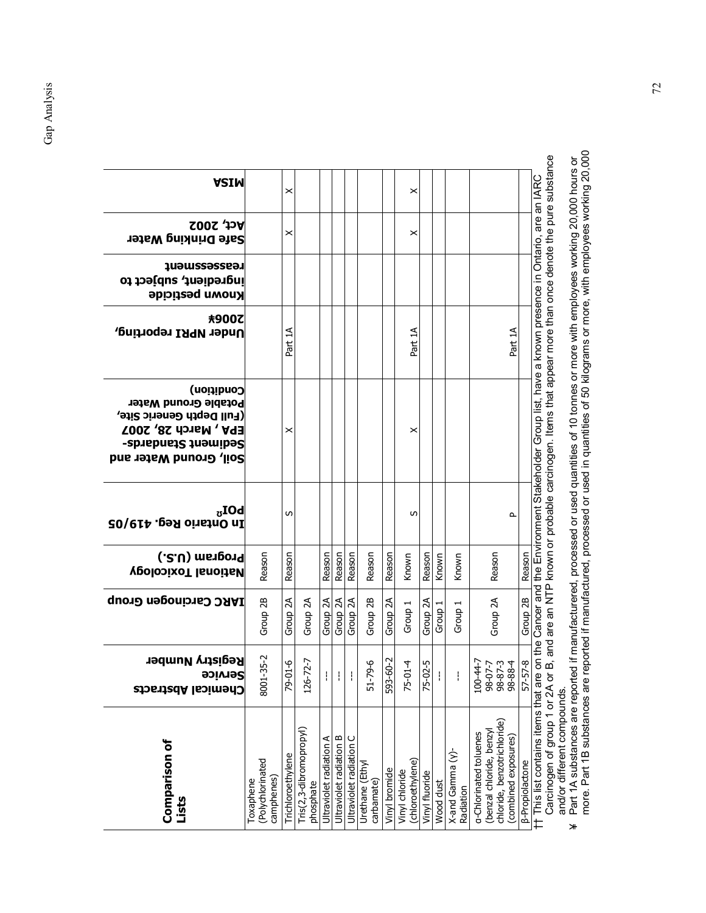| Comparison of Lists | Chemical Abstracts Service Registry Number | IARC Carcinogen Group | National Toxicology Program (U.S.) | In Ontario Reg. 419/05 POI$^{Ω}$ | Soil, Ground Water and Sediment Standards- EPA , March 28, 2007 (Full Depth Generic Site, Potable Ground Water Condition) | Under NPRI reporting, 2006¥ | Known pesticide ingredient, subject to reassessment | Safe Drinking Water Act, 2002 | MISA |
|---|---|---|---|---|---|---|---|---|---|
| Toxaphene (Polychlorinated camphenes) | 8001-35-2 | Group 2B | Reason | | | | | | |
| Trichloroethylene | 79-01-6 | Group 2A | Reason | S | X | Part 1A | | X | X |
| Tris(2,3-dibromopropyl) phosphate | 126-72-7 | Group 2A | | | | | | | |
| Ultraviolet radiation A | --- | Group 2A | Reason | | | | | | |
| Ultraviolet radiation B | --- | Group 2A | Reason | | | | | | |
| Ultraviolet radiation C | --- | Group 2A | Reason | | | | | | |
| Urethane (Ethyl carbamate) | 51-79-6 | Group 2B | Reason | | | | | | |
| Vinyl bromide | 593-60-2 | Group 2A | Reason | | | | | | |
| Vinyl chloride (chloroethylene) | 75-01-4 | Group 1 | Known | S | X | Part 1A | | X | X |
| Vinyl fluoride | 75-02-5 | Group 2A | Reason | | | | | | |
| Wood dust | --- | Group 1 | Known | | | | | | |
| X-and Gamma (γ)-Radiation | --- | Group 1 | Known | | | | | | |
| α-Chlorinated toluenes (benzal chloride, benzyl chloride, benzotrichloride) (combined exposures) | 100-44-7 98-07-7 98-87-3 98-88-4 | Group 2A | Reason | P | | Part 1A | | | |
| β-Propiolactone | 57-57-8 | Group 2B | Reason | | | | | | |

†† This list contains items that are on the Cancer and the Environment Stakeholder Group list, have a known presence in Ontario, are an IARC Carcinogen of group 1 or 2A or B, and are an NTP known or probable carcinogen. Items that appear more than once denote the pure substance and/or different compounds.

¥ Part 1A substances are reported if manufacturered, processed or used quantities of 10 tonnes or more with employees working 20,000 hours or more. Part 1B substances are reported if manufactured, processed or used in quantities of 50 kilograms or more, with employees working 20,000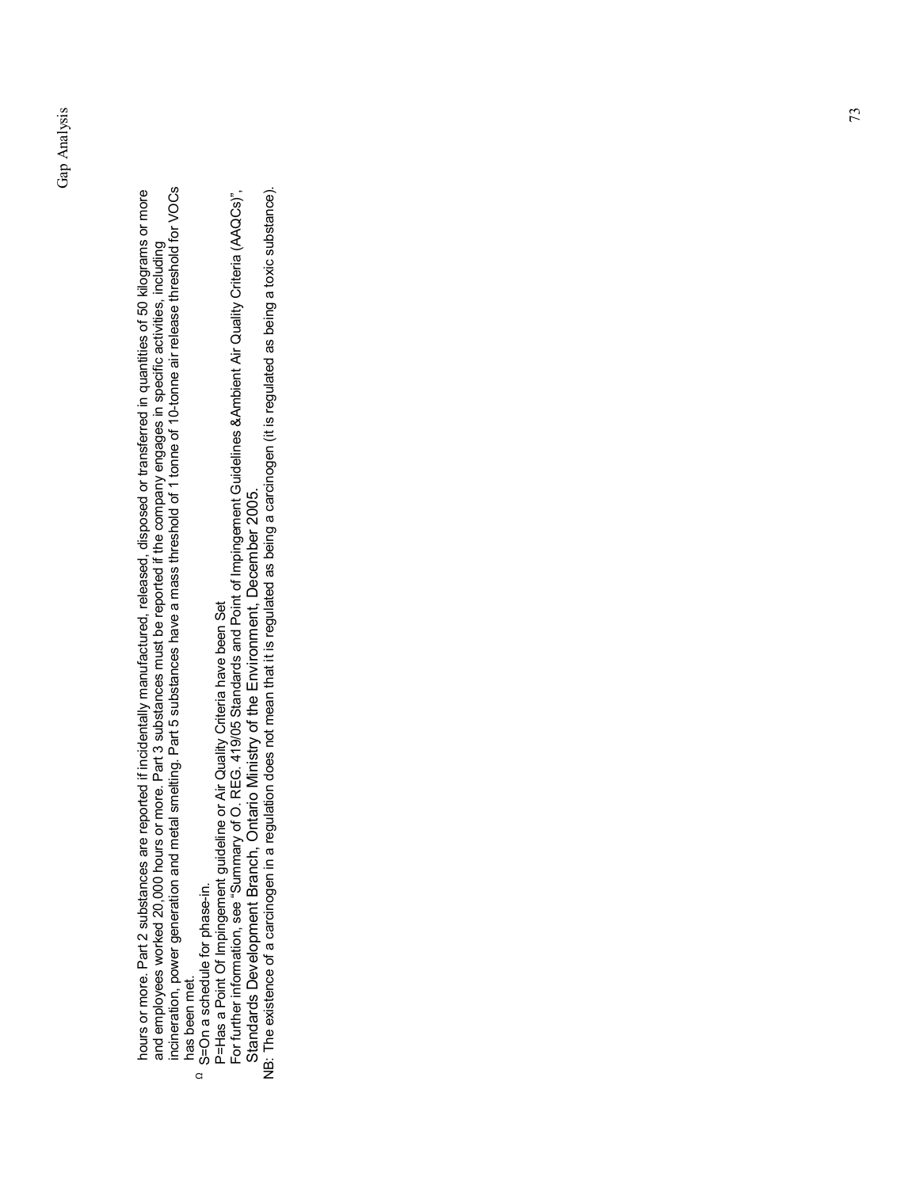hours or more. Part 2 substances are reported if incidentally manufactured, released, disposed or transferred in quantities of 50 kilograms or more and employees worked 20,000 hours or more. Part 3 substances must be reported if the company engages in specific activities, including incineration, power generation and metal smelting. Part 5 substances have a mass threshold of 1 tonne of 10-tonne air release threshold for VOCs has been met.

Ω S=On a schedule for phase-in.

P=Has a Point Of Impingement guideline or Air Quality Criteria have been Set

For further information, see "Summary of O. REG. 419/05 Standards and Point of Impingement Guidelines &Ambient Air Quality Criteria (AAQCs)", Standards Development Branch, Ontario Ministry of the Environment, December 2005.

NB: The existence of a carcinogen in a regulation does not mean that it is regulated as being a carcinogen (it is regulated as being a toxic substance).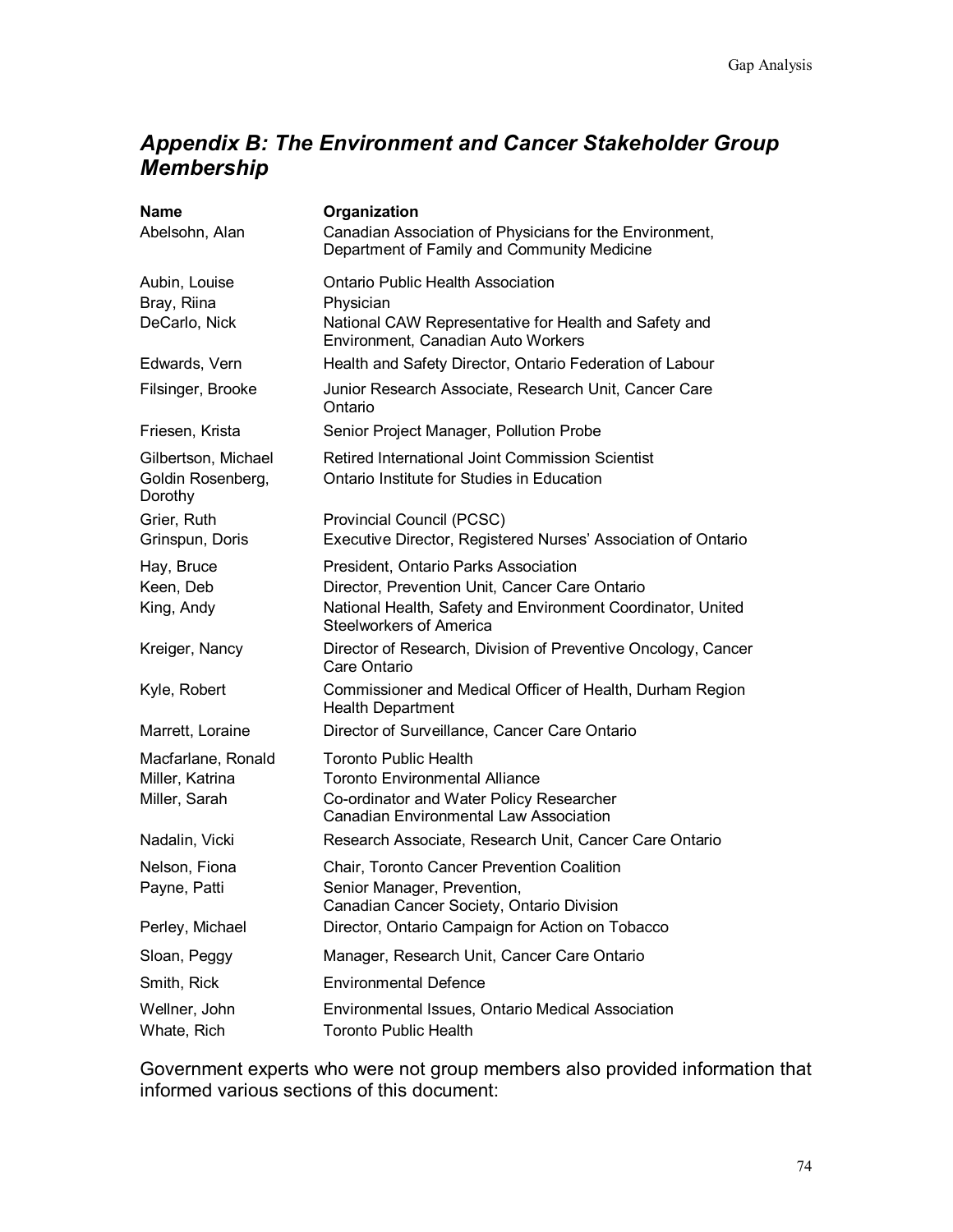## *Appendix B: The Environment and Cancer Stakeholder Group Membership*

| Name | Organization |
| --- | --- |
| Abelsohn, Alan | Canadian Association of Physicians for the Environment, Department of Family and Community Medicine |
| Aubin, Louise | Ontario Public Health Association |
| Bray, Riina | Physician |
| DeCarlo, Nick | National CAW Representative for Health and Safety and Environment, Canadian Auto Workers |
| Edwards, Vern | Health and Safety Director, Ontario Federation of Labour |
| Filsinger, Brooke | Junior Research Associate, Research Unit, Cancer Care Ontario |
| Friesen, Krista | Senior Project Manager, Pollution Probe |
| Gilbertson, Michael | Retired International Joint Commission Scientist |
| Goldin Rosenberg, Dorothy | Ontario Institute for Studies in Education |
| Grier, Ruth | Provincial Council (PCSC) |
| Grinspun, Doris | Executive Director, Registered Nurses' Association of Ontario |
| Hay, Bruce | President, Ontario Parks Association |
| Keen, Deb | Director, Prevention Unit, Cancer Care Ontario |
| King, Andy | National Health, Safety and Environment Coordinator, United Steelworkers of America |
| Kreiger, Nancy | Director of Research, Division of Preventive Oncology, Cancer Care Ontario |
| Kyle, Robert | Commissioner and Medical Officer of Health, Durham Region Health Department |
| Marrett, Loraine | Director of Surveillance, Cancer Care Ontario |
| Macfarlane, Ronald | Toronto Public Health |
| Miller, Katrina | Toronto Environmental Alliance |
| Miller, Sarah | Co-ordinator and Water Policy Researcher Canadian Environmental Law Association |
| Nadalin, Vicki | Research Associate, Research Unit, Cancer Care Ontario |
| Nelson, Fiona | Chair, Toronto Cancer Prevention Coalition |
| Payne, Patti | Senior Manager, Prevention, Canadian Cancer Society, Ontario Division |
| Perley, Michael | Director, Ontario Campaign for Action on Tobacco |
| Sloan, Peggy | Manager, Research Unit, Cancer Care Ontario |
| Smith, Rick | Environmental Defence |
| Wellner, John | Environmental Issues, Ontario Medical Association |
| Whate, Rich | Toronto Public Health |

Government experts who were not group members also provided information that informed various sections of this document: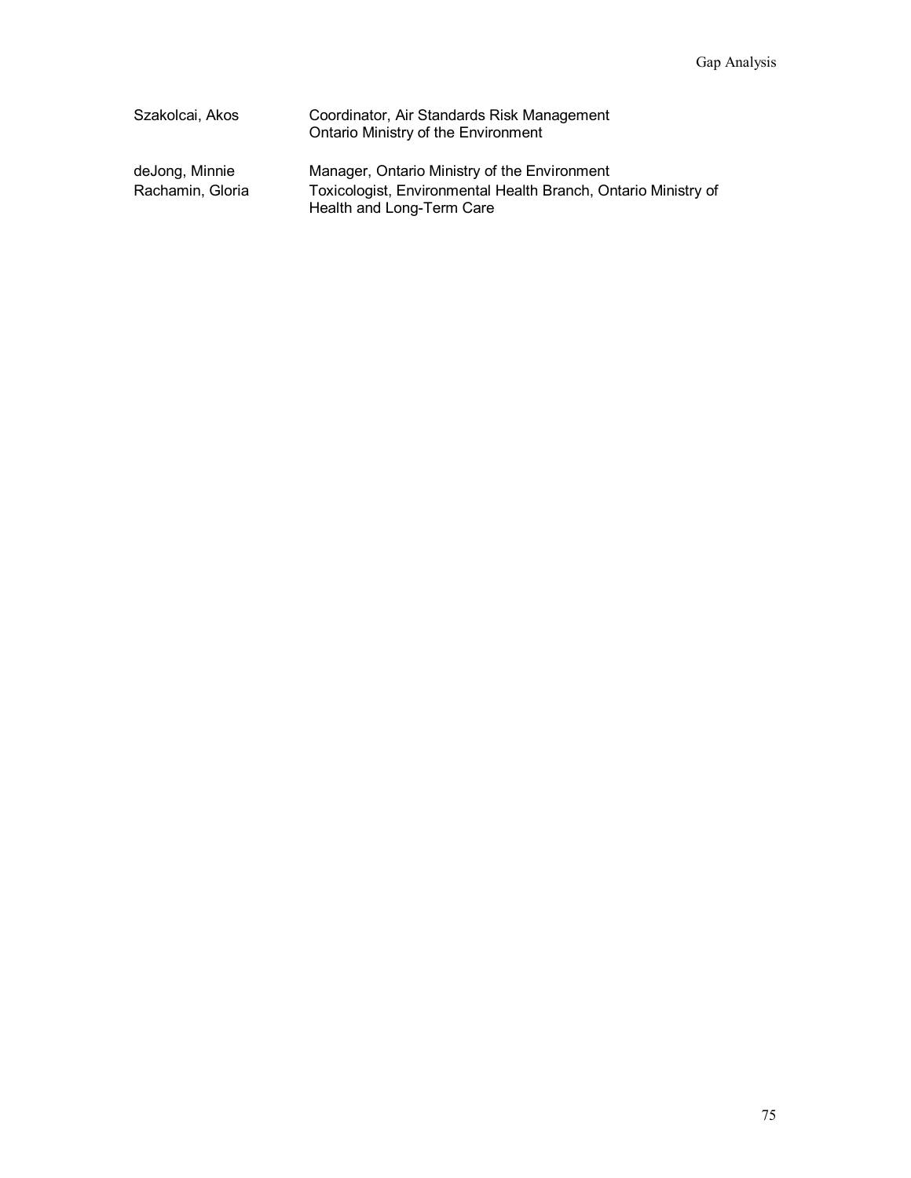| | |
|---|---|
| Szakolcai, Akos | Coordinator, Air Standards Risk Management<br>Ontario Ministry of the Environment |
| deJong, Minnie | Manager, Ontario Ministry of the Environment |
| Rachamin, Gloria | Toxicologist, Environmental Health Branch, Ontario Ministry of Health and Long-Term Care |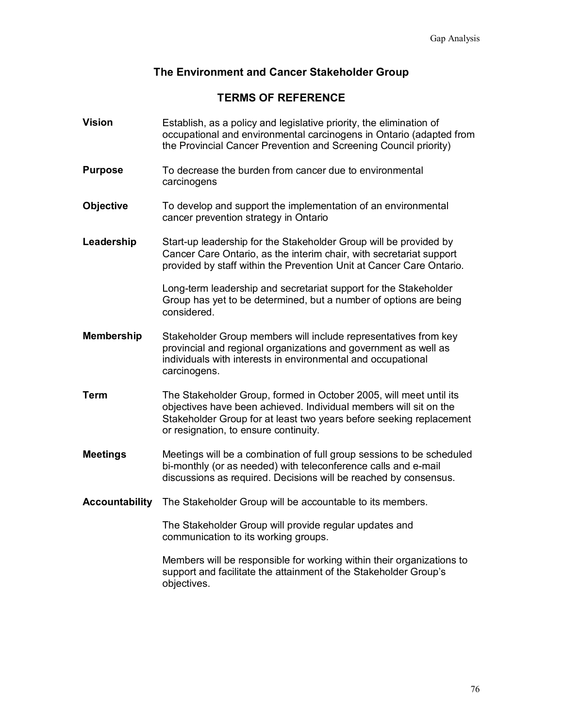# The Environment and Cancer Stakeholder Group

## TERMS OF REFERENCE

**Vision** Establish, as a policy and legislative priority, the elimination of occupational and environmental carcinogens in Ontario (adapted from the Provincial Cancer Prevention and Screening Council priority)

**Purpose** To decrease the burden from cancer due to environmental carcinogens

**Objective** To develop and support the implementation of an environmental cancer prevention strategy in Ontario

**Leadership** Start-up leadership for the Stakeholder Group will be provided by Cancer Care Ontario, as the interim chair, with secretariat support provided by staff within the Prevention Unit at Cancer Care Ontario.

Long-term leadership and secretariat support for the Stakeholder Group has yet to be determined, but a number of options are being considered.

**Membership** Stakeholder Group members will include representatives from key provincial and regional organizations and government as well as individuals with interests in environmental and occupational carcinogens.

**Term** The Stakeholder Group, formed in October 2005, will meet until its objectives have been achieved. Individual members will sit on the Stakeholder Group for at least two years before seeking replacement or resignation, to ensure continuity.

**Meetings** Meetings will be a combination of full group sessions to be scheduled bi-monthly (or as needed) with teleconference calls and e-mail discussions as required. Decisions will be reached by consensus.

**Accountability** The Stakeholder Group will be accountable to its members.

The Stakeholder Group will provide regular updates and communication to its working groups.

Members will be responsible for working within their organizations to support and facilitate the attainment of the Stakeholder Group's objectives.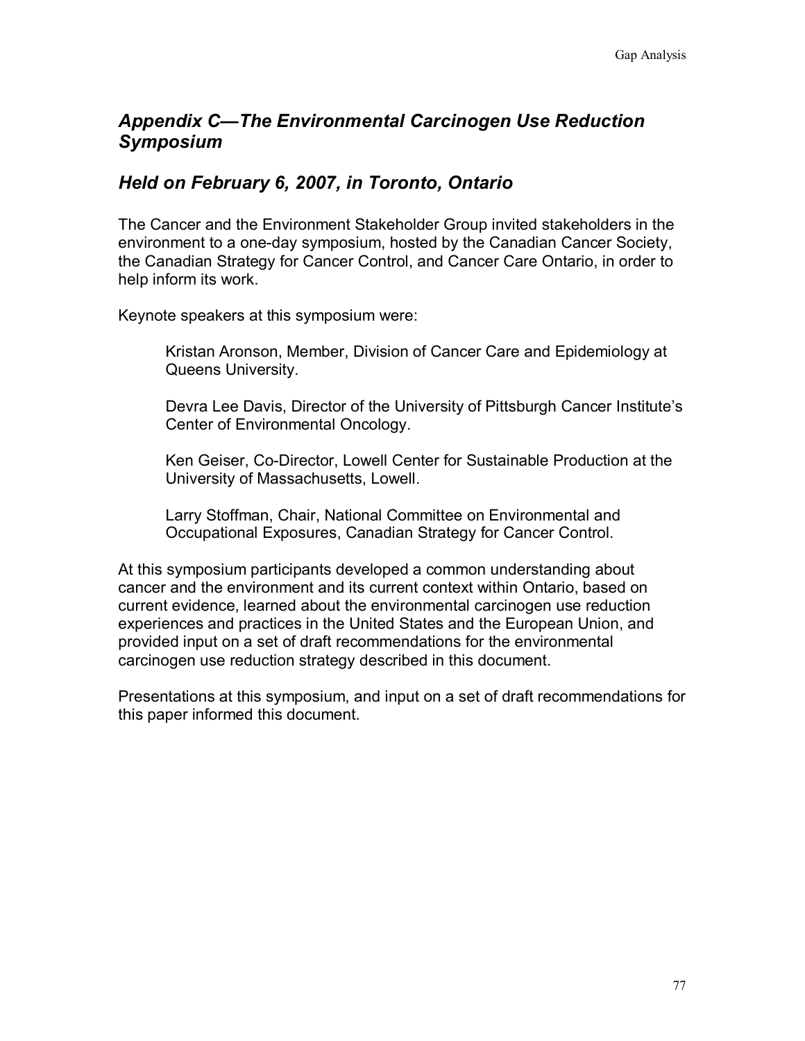## *Appendix C—The Environmental Carcinogen Use Reduction Symposium*

## *Held on February 6, 2007, in Toronto, Ontario*

The Cancer and the Environment Stakeholder Group invited stakeholders in the environment to a one-day symposium, hosted by the Canadian Cancer Society, the Canadian Strategy for Cancer Control, and Cancer Care Ontario, in order to help inform its work.

Keynote speakers at this symposium were:

> Kristan Aronson, Member, Division of Cancer Care and Epidemiology at Queens University.
>
> Devra Lee Davis, Director of the University of Pittsburgh Cancer Institute's Center of Environmental Oncology.
>
> Ken Geiser, Co-Director, Lowell Center for Sustainable Production at the University of Massachusetts, Lowell.
>
> Larry Stoffman, Chair, National Committee on Environmental and Occupational Exposures, Canadian Strategy for Cancer Control.

At this symposium participants developed a common understanding about cancer and the environment and its current context within Ontario, based on current evidence, learned about the environmental carcinogen use reduction experiences and practices in the United States and the European Union, and provided input on a set of draft recommendations for the environmental carcinogen use reduction strategy described in this document.

Presentations at this symposium, and input on a set of draft recommendations for this paper informed this document.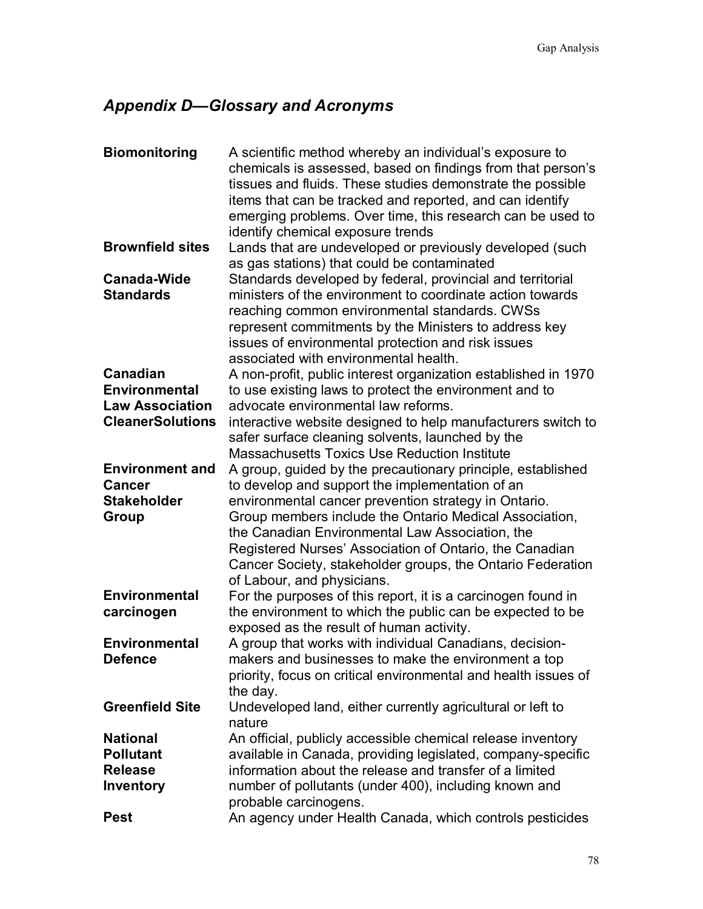## *Appendix D—Glossary and Acronyms*

| | |
|---|---|
| **Biomonitoring** | A scientific method whereby an individual's exposure to chemicals is assessed, based on findings from that person's tissues and fluids. These studies demonstrate the possible items that can be tracked and reported, and can identify emerging problems. Over time, this research can be used to identify chemical exposure trends |
| **Brownfield sites** | Lands that are undeveloped or previously developed (such as gas stations) that could be contaminated |
| **Canada-Wide Standards** | Standards developed by federal, provincial and territorial ministers of the environment to coordinate action towards reaching common environmental standards. CWSs represent commitments by the Ministers to address key issues of environmental protection and risk issues associated with environmental health. |
| **Canadian Environmental Law Association** | A non-profit, public interest organization established in 1970 to use existing laws to protect the environment and to advocate environmental law reforms. |
| **CleanerSolutions** | interactive website designed to help manufacturers switch to safer surface cleaning solvents, launched by the Massachusetts Toxics Use Reduction Institute |
| **Environment and Cancer Stakeholder Group** | A group, guided by the precautionary principle, established to develop and support the implementation of an environmental cancer prevention strategy in Ontario. Group members include the Ontario Medical Association, the Canadian Environmental Law Association, the Registered Nurses' Association of Ontario, the Canadian Cancer Society, stakeholder groups, the Ontario Federation of Labour, and physicians. |
| **Environmental carcinogen** | For the purposes of this report, it is a carcinogen found in the environment to which the public can be expected to be exposed as the result of human activity. |
| **Environmental Defence** | A group that works with individual Canadians, decision-makers and businesses to make the environment a top priority, focus on critical environmental and health issues of the day. |
| **Greenfield Site** | Undeveloped land, either currently agricultural or left to nature |
| **National Pollutant Release Inventory** | An official, publicly accessible chemical release inventory available in Canada, providing legislated, company-specific information about the release and transfer of a limited number of pollutants (under 400), including known and probable carcinogens. |
| **Pest** | An agency under Health Canada, which controls pesticides |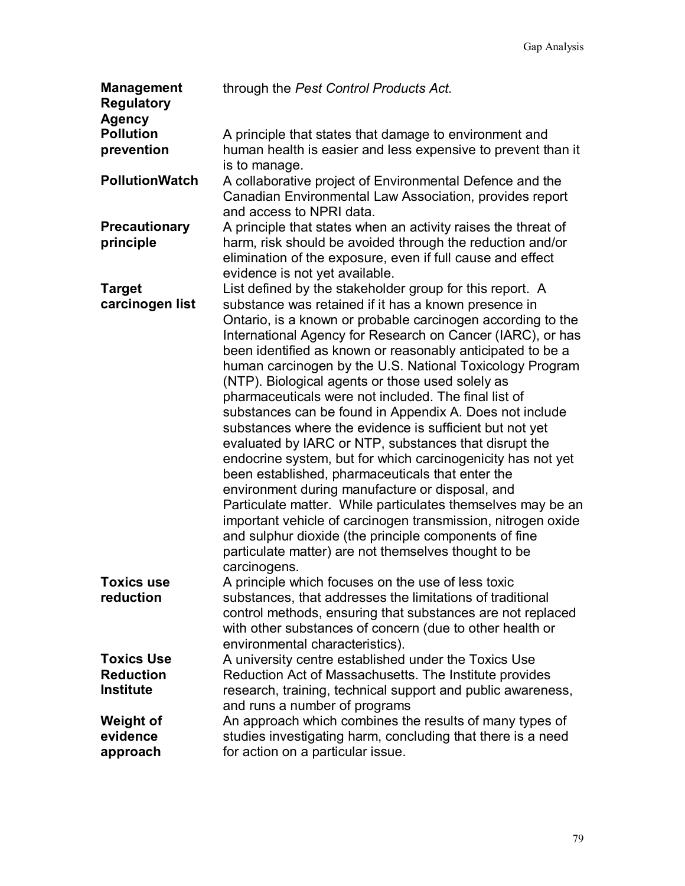| | |
|---|---|
| **Management Regulatory Agency** | through the *Pest Control Products Act.* |
| **Pollution prevention** | A principle that states that damage to environment and human health is easier and less expensive to prevent than it is to manage. |
| **PollutionWatch** | A collaborative project of Environmental Defence and the Canadian Environmental Law Association, provides report and access to NPRI data. |
| **Precautionary principle** | A principle that states when an activity raises the threat of harm, risk should be avoided through the reduction and/or elimination of the exposure, even if full cause and effect evidence is not yet available. |
| **Target carcinogen list** | List defined by the stakeholder group for this report. A substance was retained if it has a known presence in Ontario, is a known or probable carcinogen according to the International Agency for Research on Cancer (IARC), or has been identified as known or reasonably anticipated to be a human carcinogen by the U.S. National Toxicology Program (NTP). Biological agents or those used solely as pharmaceuticals were not included. The final list of substances can be found in Appendix A. Does not include substances where the evidence is sufficient but not yet evaluated by IARC or NTP, substances that disrupt the endocrine system, but for which carcinogenicity has not yet been established, pharmaceuticals that enter the environment during manufacture or disposal, and Particulate matter. While particulates themselves may be an important vehicle of carcinogen transmission, nitrogen oxide and sulphur dioxide (the principle components of fine particulate matter) are not themselves thought to be carcinogens. |
| **Toxics use reduction** | A principle which focuses on the use of less toxic substances, that addresses the limitations of traditional control methods, ensuring that substances are not replaced with other substances of concern (due to other health or environmental characteristics). |
| **Toxics Use Reduction Institute** | A university centre established under the Toxics Use Reduction Act of Massachusetts. The Institute provides research, training, technical support and public awareness, and runs a number of programs |
| **Weight of evidence approach** | An approach which combines the results of many types of studies investigating harm, concluding that there is a need for action on a particular issue. |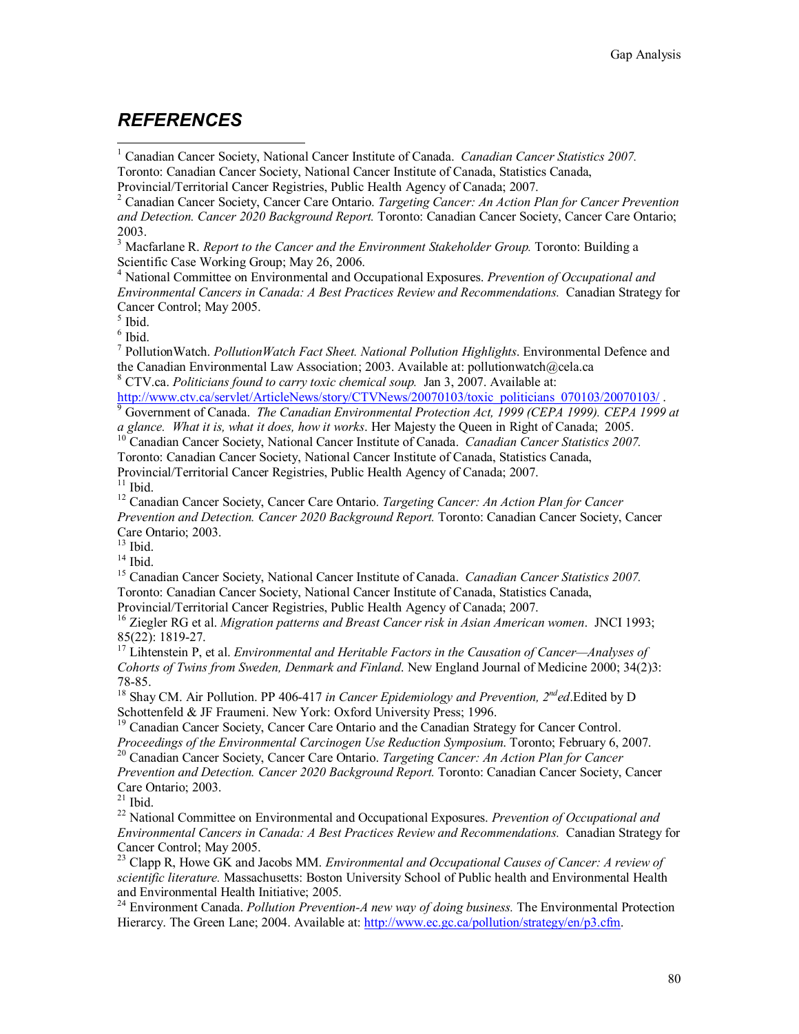## *REFERENCES*

[1] Canadian Cancer Society, National Cancer Institute of Canada. *Canadian Cancer Statistics 2007.* Toronto: Canadian Cancer Society, National Cancer Institute of Canada, Statistics Canada, Provincial/Territorial Cancer Registries, Public Health Agency of Canada; 2007.

[2] Canadian Cancer Society, Cancer Care Ontario. *Targeting Cancer: An Action Plan for Cancer Prevention and Detection. Cancer 2020 Background Report.* Toronto: Canadian Cancer Society, Cancer Care Ontario; 2003.

[3] Macfarlane R. *Report to the Cancer and the Environment Stakeholder Group.* Toronto: Building a Scientific Case Working Group; May 26, 2006.

[4] National Committee on Environmental and Occupational Exposures. *Prevention of Occupational and Environmental Cancers in Canada: A Best Practices Review and Recommendations.* Canadian Strategy for Cancer Control; May 2005.

[5] Ibid.

[6] Ibid.

[7] PollutionWatch. *PollutionWatch Fact Sheet. National Pollution Highlights*. Environmental Defence and the Canadian Environmental Law Association; 2003. Available at: pollutionwatch@cela.ca

[8] CTV.ca. *Politicians found to carry toxic chemical soup.* Jan 3, 2007. Available at: http://www.ctv.ca/servlet/ArticleNews/story/CTVNews/20070103/toxic_politicians_070103/20070103/ .

[9] Government of Canada. *The Canadian Environmental Protection Act, 1999 (CEPA 1999). CEPA 1999 at a glance. What it is, what it does, how it works*. Her Majesty the Queen in Right of Canada; 2005.

[10] Canadian Cancer Society, National Cancer Institute of Canada. *Canadian Cancer Statistics 2007.* Toronto: Canadian Cancer Society, National Cancer Institute of Canada, Statistics Canada, Provincial/Territorial Cancer Registries, Public Health Agency of Canada; 2007.

[11] Ibid.

[12] Canadian Cancer Society, Cancer Care Ontario. *Targeting Cancer: An Action Plan for Cancer Prevention and Detection. Cancer 2020 Background Report.* Toronto: Canadian Cancer Society, Cancer Care Ontario; 2003.

[13] Ibid.

[14] Ibid.

[15] Canadian Cancer Society, National Cancer Institute of Canada. *Canadian Cancer Statistics 2007.* Toronto: Canadian Cancer Society, National Cancer Institute of Canada, Statistics Canada, Provincial/Territorial Cancer Registries, Public Health Agency of Canada; 2007.

[16] Ziegler RG et al. *Migration patterns and Breast Cancer risk in Asian American women*. JNCI 1993; 85(22): 1819-27.

[17] Lihtenstein P, et al. *Environmental and Heritable Factors in the Causation of Cancer—Analyses of Cohorts of Twins from Sweden, Denmark and Finland*. New England Journal of Medicine 2000; 34(2)3: 78-85.

[18] Shay CM. Air Pollution. PP 406-417 *in Cancer Epidemiology and Prevention, 2nd ed*.Edited by D Schottenfeld & JF Fraumeni. New York: Oxford University Press; 1996.

[19] Canadian Cancer Society, Cancer Care Ontario and the Canadian Strategy for Cancer Control. *Proceedings of the Environmental Carcinogen Use Reduction Symposium*. Toronto; February 6, 2007.

[20] Canadian Cancer Society, Cancer Care Ontario. *Targeting Cancer: An Action Plan for Cancer Prevention and Detection. Cancer 2020 Background Report.* Toronto: Canadian Cancer Society, Cancer Care Ontario; 2003.

[21] Ibid.

[22] National Committee on Environmental and Occupational Exposures. *Prevention of Occupational and Environmental Cancers in Canada: A Best Practices Review and Recommendations.* Canadian Strategy for Cancer Control; May 2005.

[23] Clapp R, Howe GK and Jacobs MM. *Environmental and Occupational Causes of Cancer: A review of scientific literature.* Massachusetts: Boston University School of Public health and Environmental Health and Environmental Health Initiative; 2005.

[24] Environment Canada. *Pollution Prevention-A new way of doing business.* The Environmental Protection Hierarcy. The Green Lane; 2004. Available at: http://www.ec.gc.ca/pollution/strategy/en/p3.cfm.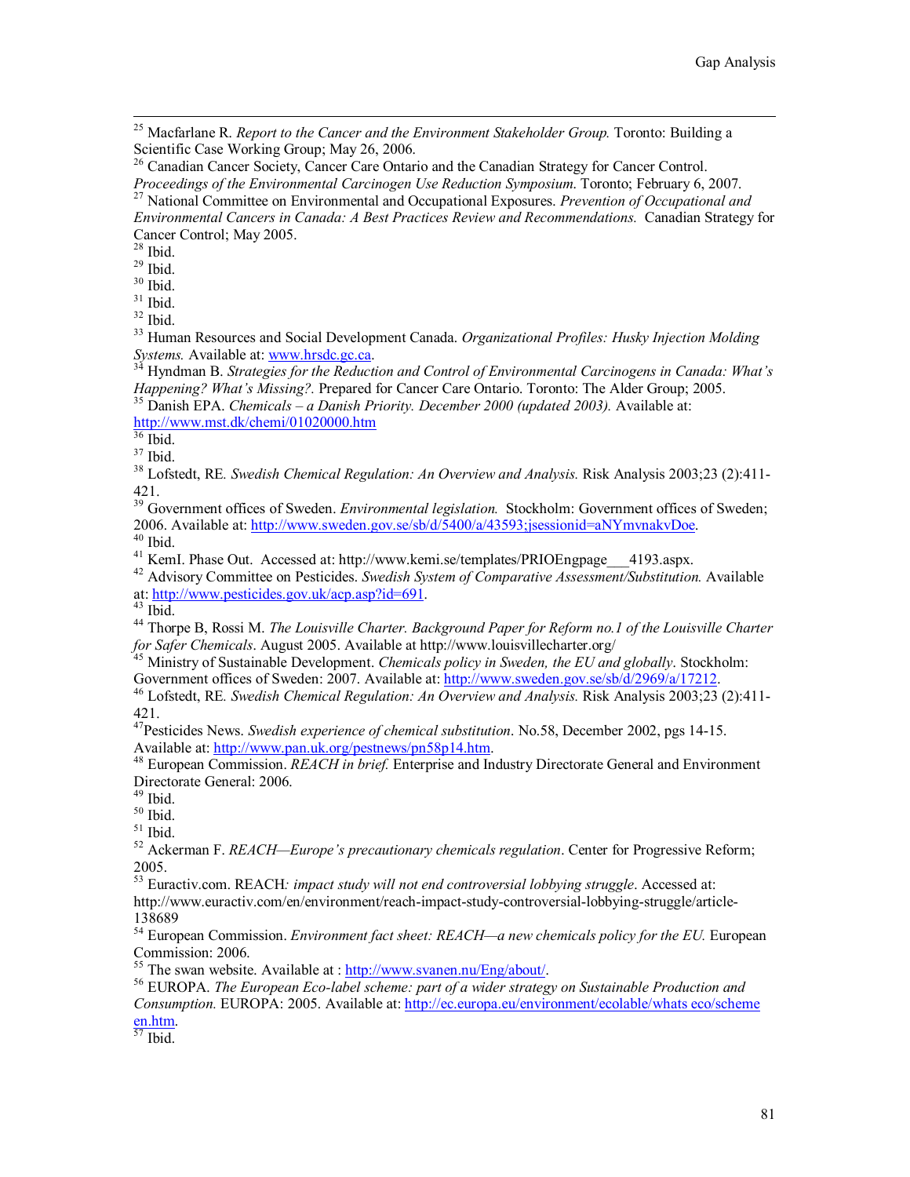[25] Macfarlane R. *Report to the Cancer and the Environment Stakeholder Group.* Toronto: Building a Scientific Case Working Group; May 26, 2006.
[26] Canadian Cancer Society, Cancer Care Ontario and the Canadian Strategy for Cancer Control. *Proceedings of the Environmental Carcinogen Use Reduction Symposium*. Toronto; February 6, 2007.
[27] National Committee on Environmental and Occupational Exposures. *Prevention of Occupational and Environmental Cancers in Canada: A Best Practices Review and Recommendations.* Canadian Strategy for Cancer Control; May 2005.
[28] Ibid.
[29] Ibid.
[30] Ibid.
[31] Ibid.
[32] Ibid.
[33] Human Resources and Social Development Canada. *Organizational Profiles: Husky Injection Molding Systems.* Available at: www.hrsdc.gc.ca.
[34] Hyndman B. *Strategies for the Reduction and Control of Environmental Carcinogens in Canada: What's Happening? What's Missing?.* Prepared for Cancer Care Ontario. Toronto: The Alder Group; 2005.
[35] Danish EPA. *Chemicals – a Danish Priority. December 2000 (updated 2003).* Available at: http://www.mst.dk/chemi/01020000.htm
[36] Ibid.
[37] Ibid.
[38] Lofstedt, RE. *Swedish Chemical Regulation: An Overview and Analysis.* Risk Analysis 2003;23 (2):411-421.
[39] Government offices of Sweden. *Environmental legislation.* Stockholm: Government offices of Sweden; 2006. Available at: http://www.sweden.gov.se/sb/d/5400/a/43593;jsessionid=aNYmvnakvDoe.
[40] Ibid.
[41] KemI. Phase Out. Accessed at: http://www.kemi.se/templates/PRIOEngpage___4193.aspx.
[42] Advisory Committee on Pesticides. *Swedish System of Comparative Assessment/Substitution.* Available at: http://www.pesticides.gov.uk/acp.asp?id=691.
[43] Ibid.
[44] Thorpe B, Rossi M. *The Louisville Charter. Background Paper for Reform no.1 of the Louisville Charter for Safer Chemicals*. August 2005. Available at http://www.louisvillecharter.org/
[45] Ministry of Sustainable Development. *Chemicals policy in Sweden, the EU and globally*. Stockholm: Government offices of Sweden: 2007. Available at: http://www.sweden.gov.se/sb/d/2969/a/17212.
[46] Lofstedt, RE. *Swedish Chemical Regulation: An Overview and Analysis.* Risk Analysis 2003;23 (2):411-421.
[47] Pesticides News. *Swedish experience of chemical substitution*. No.58, December 2002, pgs 14-15. Available at: http://www.pan.uk.org/pestnews/pn58p14.htm.
[48] European Commission. *REACH in brief.* Enterprise and Industry Directorate General and Environment Directorate General: 2006.
[49] Ibid.
[50] Ibid.
[51] Ibid.
[52] Ackerman F. *REACH—Europe's precautionary chemicals regulation*. Center for Progressive Reform; 2005.
[53] Euractiv.com. REACH*: impact study will not end controversial lobbying struggle*. Accessed at: http://www.euractiv.com/en/environment/reach-impact-study-controversial-lobbying-struggle/article-138689
[54] European Commission. *Environment fact sheet: REACH—a new chemicals policy for the EU.* European Commission: 2006.
[55] The swan website. Available at : http://www.svanen.nu/Eng/about/.
[56] EUROPA. *The European Eco-label scheme: part of a wider strategy on Sustainable Production and Consumption.* EUROPA: 2005. Available at: http://ec.europa.eu/environment/ecolable/whats eco/scheme en.htm.
[57] Ibid.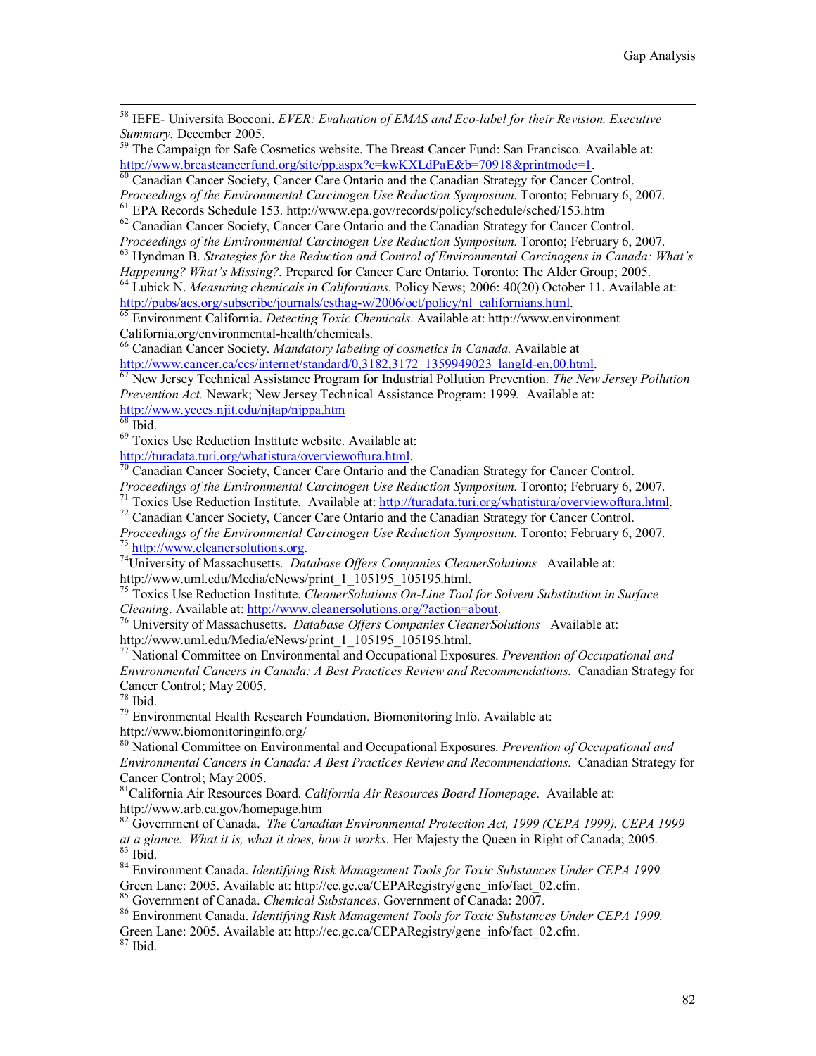[58] IEFE- Universita Bocconi. *EVER: Evaluation of EMAS and Eco-label for their Revision. Executive Summary.* December 2005.

[59] The Campaign for Safe Cosmetics website. The Breast Cancer Fund: San Francisco. Available at: http://www.breastcancerfund.org/site/pp.aspx?c=kwKXLdPaE&b=70918&printmode=1.

[60] Canadian Cancer Society, Cancer Care Ontario and the Canadian Strategy for Cancer Control. *Proceedings of the Environmental Carcinogen Use Reduction Symposium*. Toronto; February 6, 2007.

[61] EPA Records Schedule 153. http://www.epa.gov/records/policy/schedule/sched/153.htm

[62] Canadian Cancer Society, Cancer Care Ontario and the Canadian Strategy for Cancer Control. *Proceedings of the Environmental Carcinogen Use Reduction Symposium*. Toronto; February 6, 2007.

[63] Hyndman B. *Strategies for the Reduction and Control of Environmental Carcinogens in Canada: What's Happening? What's Missing?.* Prepared for Cancer Care Ontario. Toronto: The Alder Group; 2005.

[64] Lubick N. *Measuring chemicals in Californians.* Policy News; 2006: 40(20) October 11. Available at: http://pubs/acs.org/subscribe/journals/esthag-w/2006/oct/policy/nl_californians.html.

[65] Environment California. *Detecting Toxic Chemicals*. Available at: http://www.environment California.org/environmental-health/chemicals.

[66] Canadian Cancer Society. *Mandatory labeling of cosmetics in Canada.* Available at http://www.cancer.ca/ccs/internet/standard/0,3182,3172_1359949023_langId-en,00.html.

[67] New Jersey Technical Assistance Program for Industrial Pollution Prevention. *The New Jersey Pollution Prevention Act.* Newark; New Jersey Technical Assistance Program: 1999. Available at: http://www.ycees.njit.edu/njtap/njppa.htm

[68] Ibid.

[69] Toxics Use Reduction Institute website. Available at: http://turadata.turi.org/whatistura/overviewoftura.html.

[70] Canadian Cancer Society, Cancer Care Ontario and the Canadian Strategy for Cancer Control. *Proceedings of the Environmental Carcinogen Use Reduction Symposium*. Toronto; February 6, 2007.

[71] Toxics Use Reduction Institute. Available at: http://turadata.turi.org/whatistura/overviewoftura.html.

[72] Canadian Cancer Society, Cancer Care Ontario and the Canadian Strategy for Cancer Control. *Proceedings of the Environmental Carcinogen Use Reduction Symposium*. Toronto; February 6, 2007.

[73] http://www.cleanersolutions.org.

[74] University of Massachusetts. *Database Offers Companies CleanerSolutions* Available at: http://www.uml.edu/Media/eNews/print_1_105195_105195.html.

[75] Toxics Use Reduction Institute. *CleanerSolutions On-Line Tool for Solvent Substitution in Surface Cleaning*. Available at: http://www.cleanersolutions.org/?action=about.

[76] University of Massachusetts. *Database Offers Companies CleanerSolutions* Available at: http://www.uml.edu/Media/eNews/print_1_105195_105195.html.

[77] National Committee on Environmental and Occupational Exposures. *Prevention of Occupational and Environmental Cancers in Canada: A Best Practices Review and Recommendations.* Canadian Strategy for Cancer Control; May 2005.

[78] Ibid.

[79] Environmental Health Research Foundation. Biomonitoring Info. Available at: http://www.biomonitoringinfo.org/

[80] National Committee on Environmental and Occupational Exposures. *Prevention of Occupational and Environmental Cancers in Canada: A Best Practices Review and Recommendations.* Canadian Strategy for Cancer Control; May 2005.

[81] California Air Resources Board. *California Air Resources Board Homepage*. Available at: http://www.arb.ca.gov/homepage.htm

[82] Government of Canada. *The Canadian Environmental Protection Act, 1999 (CEPA 1999). CEPA 1999 at a glance. What it is, what it does, how it works*. Her Majesty the Queen in Right of Canada; 2005.

[83] Ibid.

[84] Environment Canada. *Identifying Risk Management Tools for Toxic Substances Under CEPA 1999.* Green Lane: 2005. Available at: http://ec.gc.ca/CEPARegistry/gene_info/fact_02.cfm.

[85] Government of Canada. *Chemical Substances*. Government of Canada: 2007.

[86] Environment Canada. *Identifying Risk Management Tools for Toxic Substances Under CEPA 1999.* Green Lane: 2005. Available at: http://ec.gc.ca/CEPARegistry/gene_info/fact_02.cfm.

[87] Ibid.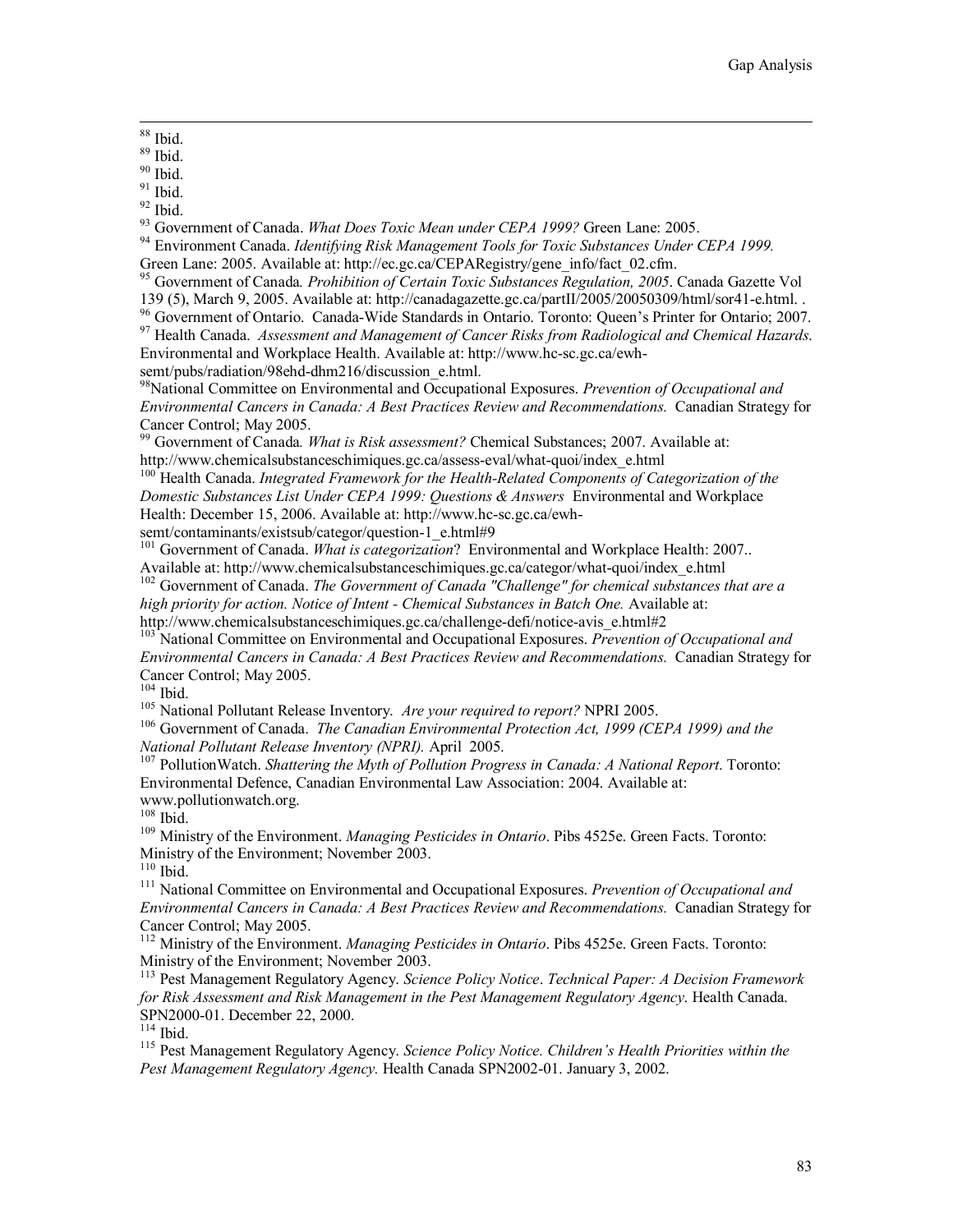[88] Ibid.

[89] Ibid.

[90] Ibid.

[91] Ibid.

[92] Ibid.

[93] Government of Canada. *What Does Toxic Mean under CEPA 1999?* Green Lane: 2005.

[94] Environment Canada. *Identifying Risk Management Tools for Toxic Substances Under CEPA 1999.* Green Lane: 2005. Available at: http://ec.gc.ca/CEPARegistry/gene_info/fact_02.cfm.

[95] Government of Canada. *Prohibition of Certain Toxic Substances Regulation, 2005*. Canada Gazette Vol 139 (5), March 9, 2005. Available at: http://canadagazette.gc.ca/partII/2005/20050309/html/sor41-e.html. .

[96] Government of Ontario. Canada-Wide Standards in Ontario. Toronto: Queen's Printer for Ontario; 2007.

[97] Health Canada. *Assessment and Management of Cancer Risks from Radiological and Chemical Hazards.* Environmental and Workplace Health. Available at: http://www.hc-sc.gc.ca/ewh-semt/pubs/radiation/98ehd-dhm216/discussion_e.html.

[98] National Committee on Environmental and Occupational Exposures. *Prevention of Occupational and Environmental Cancers in Canada: A Best Practices Review and Recommendations.* Canadian Strategy for Cancer Control; May 2005.

[99] Government of Canada. *What is Risk assessment?* Chemical Substances; 2007. Available at: http://www.chemicalsubstanceschimiques.gc.ca/assess-eval/what-quoi/index_e.html

[100] Health Canada. *Integrated Framework for the Health-Related Components of Categorization of the Domestic Substances List Under CEPA 1999: Questions & Answers* Environmental and Workplace Health: December 15, 2006. Available at: http://www.hc-sc.gc.ca/ewh-semt/contaminants/existsub/categor/question-1_e.html#9

[101] Government of Canada. *What is categorization*? Environmental and Workplace Health: 2007.. Available at: http://www.chemicalsubstanceschimiques.gc.ca/categor/what-quoi/index_e.html

[102] Government of Canada. *The Government of Canada "Challenge" for chemical substances that are a high priority for action. Notice of Intent - Chemical Substances in Batch One.* Available at: http://www.chemicalsubstanceschimiques.gc.ca/challenge-defi/notice-avis_e.html#2

[103] National Committee on Environmental and Occupational Exposures. *Prevention of Occupational and Environmental Cancers in Canada: A Best Practices Review and Recommendations.* Canadian Strategy for Cancer Control; May 2005.

[104] Ibid.

[105] National Pollutant Release Inventory. *Are your required to report?* NPRI 2005.

[106] Government of Canada. *The Canadian Environmental Protection Act, 1999 (CEPA 1999) and the National Pollutant Release Inventory (NPRI).* April 2005.

[107] PollutionWatch. *Shattering the Myth of Pollution Progress in Canada: A National Report*. Toronto: Environmental Defence, Canadian Environmental Law Association: 2004. Available at: www.pollutionwatch.org.

[108] Ibid.

[109] Ministry of the Environment. *Managing Pesticides in Ontario*. Pibs 4525e. Green Facts. Toronto: Ministry of the Environment; November 2003.

[110] Ibid.

[111] National Committee on Environmental and Occupational Exposures. *Prevention of Occupational and Environmental Cancers in Canada: A Best Practices Review and Recommendations.* Canadian Strategy for Cancer Control; May 2005.

[112] Ministry of the Environment. *Managing Pesticides in Ontario*. Pibs 4525e. Green Facts. Toronto: Ministry of the Environment; November 2003.

[113] Pest Management Regulatory Agency. *Science Policy Notice*. *Technical Paper: A Decision Framework for Risk Assessment and Risk Management in the Pest Management Regulatory Agency*. Health Canada. SPN2000-01. December 22, 2000.

[114] Ibid.

[115] Pest Management Regulatory Agency. *Science Policy Notice. Children's Health Priorities within the Pest Management Regulatory Agency.* Health Canada SPN2002-01. January 3, 2002.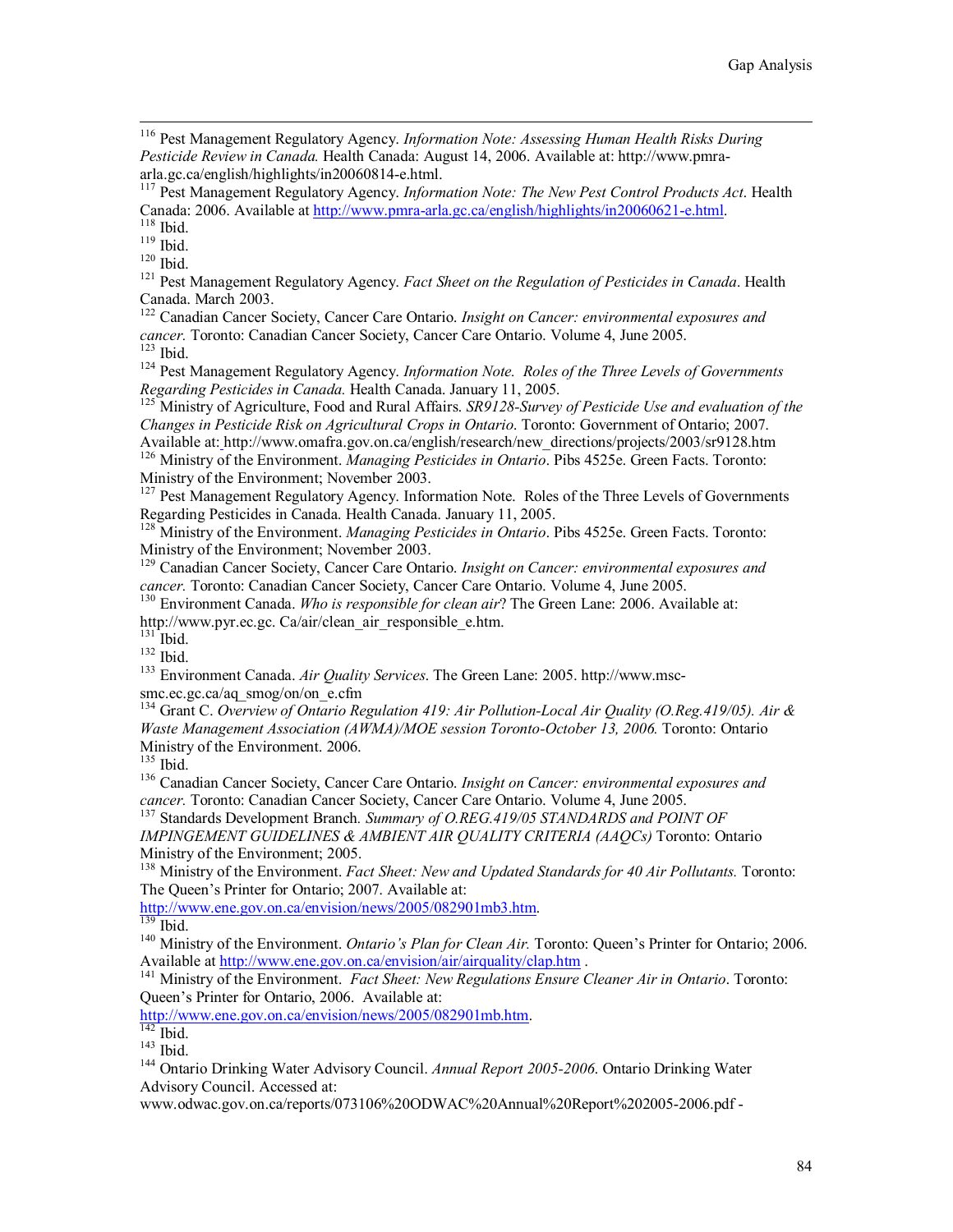[116] Pest Management Regulatory Agency. *Information Note: Assessing Human Health Risks During Pesticide Review in Canada.* Health Canada: August 14, 2006. Available at: http://www.pmra-arla.gc.ca/english/highlights/in20060814-e.html.

[117] Pest Management Regulatory Agency. *Information Note: The New Pest Control Products Act*. Health Canada: 2006. Available at http://www.pmra-arla.gc.ca/english/highlights/in20060621-e.html.

[118] Ibid.

[119] Ibid.

[120] Ibid.

[121] Pest Management Regulatory Agency. *Fact Sheet on the Regulation of Pesticides in Canada*. Health Canada. March 2003.

[122] Canadian Cancer Society, Cancer Care Ontario. *Insight on Cancer: environmental exposures and cancer.* Toronto: Canadian Cancer Society, Cancer Care Ontario. Volume 4, June 2005.

[123] Ibid.

[124] Pest Management Regulatory Agency. *Information Note. Roles of the Three Levels of Governments Regarding Pesticides in Canada.* Health Canada. January 11, 2005.

[125] Ministry of Agriculture, Food and Rural Affairs. *SR9128-Survey of Pesticide Use and evaluation of the Changes in Pesticide Risk on Agricultural Crops in Ontario*. Toronto: Government of Ontario; 2007. Available at: http://www.omafra.gov.on.ca/english/research/new_directions/projects/2003/sr9128.htm

[126] Ministry of the Environment. *Managing Pesticides in Ontario*. Pibs 4525e. Green Facts. Toronto: Ministry of the Environment; November 2003.

[127] Pest Management Regulatory Agency. Information Note. Roles of the Three Levels of Governments Regarding Pesticides in Canada. Health Canada. January 11, 2005.

[128] Ministry of the Environment. *Managing Pesticides in Ontario*. Pibs 4525e. Green Facts. Toronto: Ministry of the Environment; November 2003.

[129] Canadian Cancer Society, Cancer Care Ontario. *Insight on Cancer: environmental exposures and cancer.* Toronto: Canadian Cancer Society, Cancer Care Ontario. Volume 4, June 2005.

[130] Environment Canada. *Who is responsible for clean air*? The Green Lane: 2006. Available at: http://www.pyr.ec.gc. Ca/air/clean_air_responsible_e.htm.

[131] Ibid.

[132] Ibid.

[133] Environment Canada. *Air Quality Services*. The Green Lane: 2005. http://www.msc-smc.ec.gc.ca/aq_smog/on/on_e.cfm

[134] Grant C. *Overview of Ontario Regulation 419: Air Pollution-Local Air Quality (O.Reg.419/05). Air & Waste Management Association (AWMA)/MOE session Toronto-October 13, 2006.* Toronto: Ontario Ministry of the Environment. 2006.

[135] Ibid.

[136] Canadian Cancer Society, Cancer Care Ontario. *Insight on Cancer: environmental exposures and cancer.* Toronto: Canadian Cancer Society, Cancer Care Ontario. Volume 4, June 2005.

[137] Standards Development Branch. *Summary of O.REG.419/05 STANDARDS and POINT OF IMPINGEMENT GUIDELINES & AMBIENT AIR QUALITY CRITERIA (AAQCs)* Toronto: Ontario Ministry of the Environment; 2005.

[138] Ministry of the Environment. *Fact Sheet: New and Updated Standards for 40 Air Pollutants.* Toronto: The Queen's Printer for Ontario; 2007. Available at: http://www.ene.gov.on.ca/envision/news/2005/082901mb3.htm.

[139] Ibid.

[140] Ministry of the Environment. *Ontario's Plan for Clean Air.* Toronto: Queen's Printer for Ontario; 2006. Available at http://www.ene.gov.on.ca/envision/air/airquality/clap.htm .

[141] Ministry of the Environment. *Fact Sheet: New Regulations Ensure Cleaner Air in Ontario*. Toronto: Queen's Printer for Ontario, 2006. Available at: http://www.ene.gov.on.ca/envision/news/2005/082901mb.htm.

[142] Ibid.

[143] Ibid.

[144] Ontario Drinking Water Advisory Council. *Annual Report 2005-2006*. Ontario Drinking Water Advisory Council. Accessed at: www.odwac.gov.on.ca/reports/073106%20ODWAC%20Annual%20Report%202005-2006.pdf -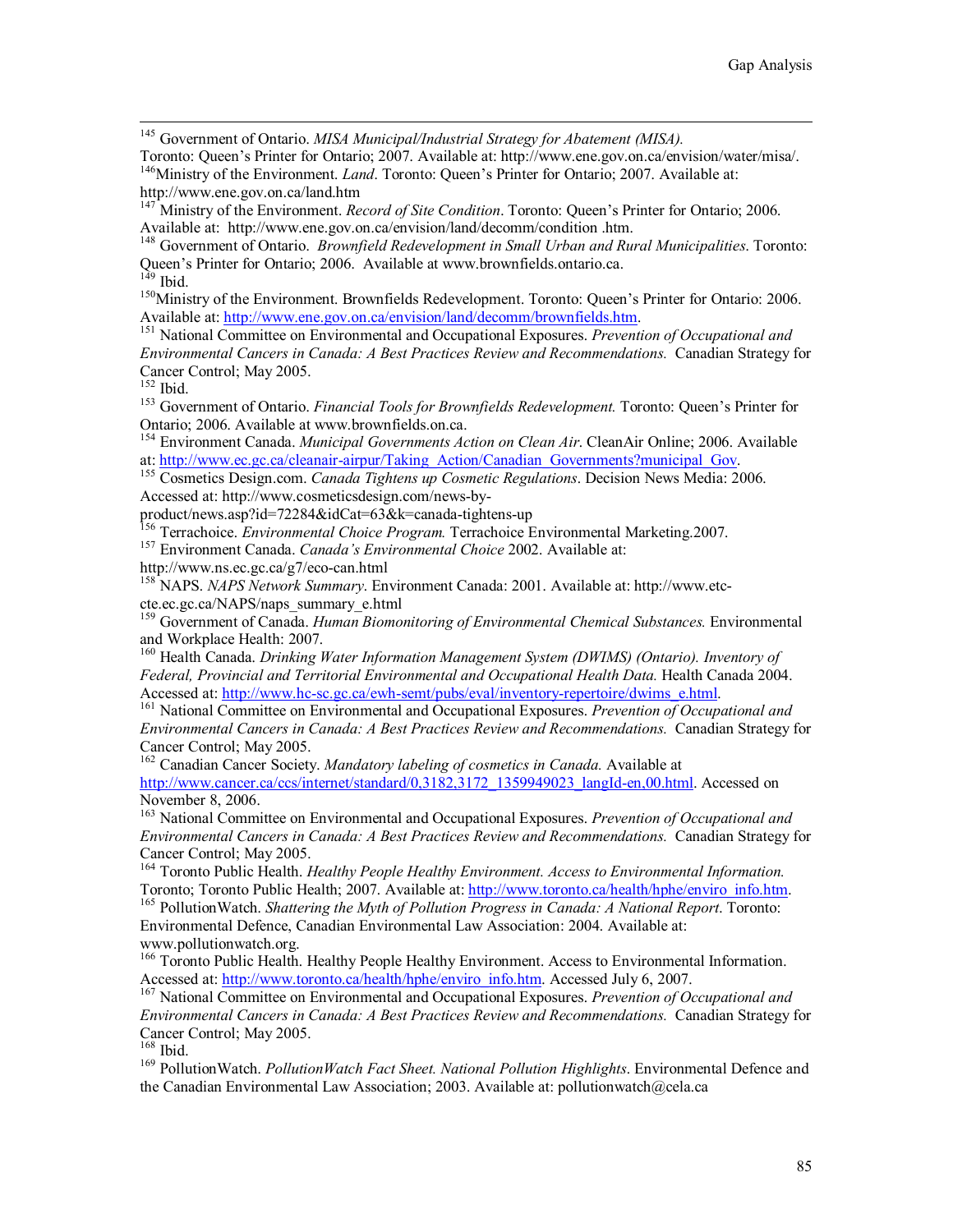145 Government of Ontario. *MISA Municipal/Industrial Strategy for Abatement (MISA).* Toronto: Queen's Printer for Ontario; 2007. Available at: http://www.ene.gov.on.ca/envision/water/misa/.

146 Ministry of the Environment. *Land*. Toronto: Queen's Printer for Ontario; 2007. Available at: http://www.ene.gov.on.ca/land.htm

147 Ministry of the Environment. *Record of Site Condition*. Toronto: Queen's Printer for Ontario; 2006. Available at: http://www.ene.gov.on.ca/envision/land/decomm/condition .htm.

148 Government of Ontario. *Brownfield Redevelopment in Small Urban and Rural Municipalities*. Toronto: Queen's Printer for Ontario; 2006. Available at www.brownfields.ontario.ca.

149 Ibid.

150 Ministry of the Environment. Brownfields Redevelopment. Toronto: Queen's Printer for Ontario: 2006. Available at: http://www.ene.gov.on.ca/envision/land/decomm/brownfields.htm.

151 National Committee on Environmental and Occupational Exposures. *Prevention of Occupational and Environmental Cancers in Canada: A Best Practices Review and Recommendations.* Canadian Strategy for Cancer Control; May 2005.

152 Ibid.

153 Government of Ontario. *Financial Tools for Brownfields Redevelopment.* Toronto: Queen's Printer for Ontario; 2006. Available at www.brownfields.on.ca.

154 Environment Canada. *Municipal Governments Action on Clean Air*. CleanAir Online; 2006. Available at: http://www.ec.gc.ca/cleanair-airpur/Taking_Action/Canadian_Governments?municipal_Gov.

155 Cosmetics Design.com. *Canada Tightens up Cosmetic Regulations*. Decision News Media: 2006. Accessed at: http://www.cosmeticsdesign.com/news-by-product/news.asp?id=72284&idCat=63&k=canada-tightens-up

156 Terrachoice. *Environmental Choice Program.* Terrachoice Environmental Marketing.2007.

157 Environment Canada. *Canada's Environmental Choice* 2002. Available at: http://www.ns.ec.gc.ca/g7/eco-can.html

158 NAPS. *NAPS Network Summary*. Environment Canada: 2001. Available at: http://www.etc-cte.ec.gc.ca/NAPS/naps_summary_e.html

159 Government of Canada. *Human Biomonitoring of Environmental Chemical Substances.* Environmental and Workplace Health: 2007.

160 Health Canada. *Drinking Water Information Management System (DWIMS) (Ontario). Inventory of Federal, Provincial and Territorial Environmental and Occupational Health Data.* Health Canada 2004. Accessed at: http://www.hc-sc.gc.ca/ewh-semt/pubs/eval/inventory-repertoire/dwims_e.html.

161 National Committee on Environmental and Occupational Exposures. *Prevention of Occupational and Environmental Cancers in Canada: A Best Practices Review and Recommendations.* Canadian Strategy for Cancer Control; May 2005.

162 Canadian Cancer Society. *Mandatory labeling of cosmetics in Canada.* Available at http://www.cancer.ca/ccs/internet/standard/0,3182,3172_1359949023_langId-en,00.html. Accessed on November 8, 2006.

163 National Committee on Environmental and Occupational Exposures. *Prevention of Occupational and Environmental Cancers in Canada: A Best Practices Review and Recommendations.* Canadian Strategy for Cancer Control; May 2005.

164 Toronto Public Health. *Healthy People Healthy Environment. Access to Environmental Information.* Toronto; Toronto Public Health; 2007. Available at: http://www.toronto.ca/health/hphe/enviro_info.htm.

165 PollutionWatch. *Shattering the Myth of Pollution Progress in Canada: A National Report*. Toronto: Environmental Defence, Canadian Environmental Law Association: 2004. Available at: www.pollutionwatch.org.

166 Toronto Public Health. Healthy People Healthy Environment. Access to Environmental Information. Accessed at: http://www.toronto.ca/health/hphe/enviro_info.htm. Accessed July 6, 2007.

167 National Committee on Environmental and Occupational Exposures. *Prevention of Occupational and Environmental Cancers in Canada: A Best Practices Review and Recommendations.* Canadian Strategy for Cancer Control; May 2005.

168 Ibid.

169 PollutionWatch. *PollutionWatch Fact Sheet. National Pollution Highlights*. Environmental Defence and the Canadian Environmental Law Association; 2003. Available at: pollutionwatch@cela.ca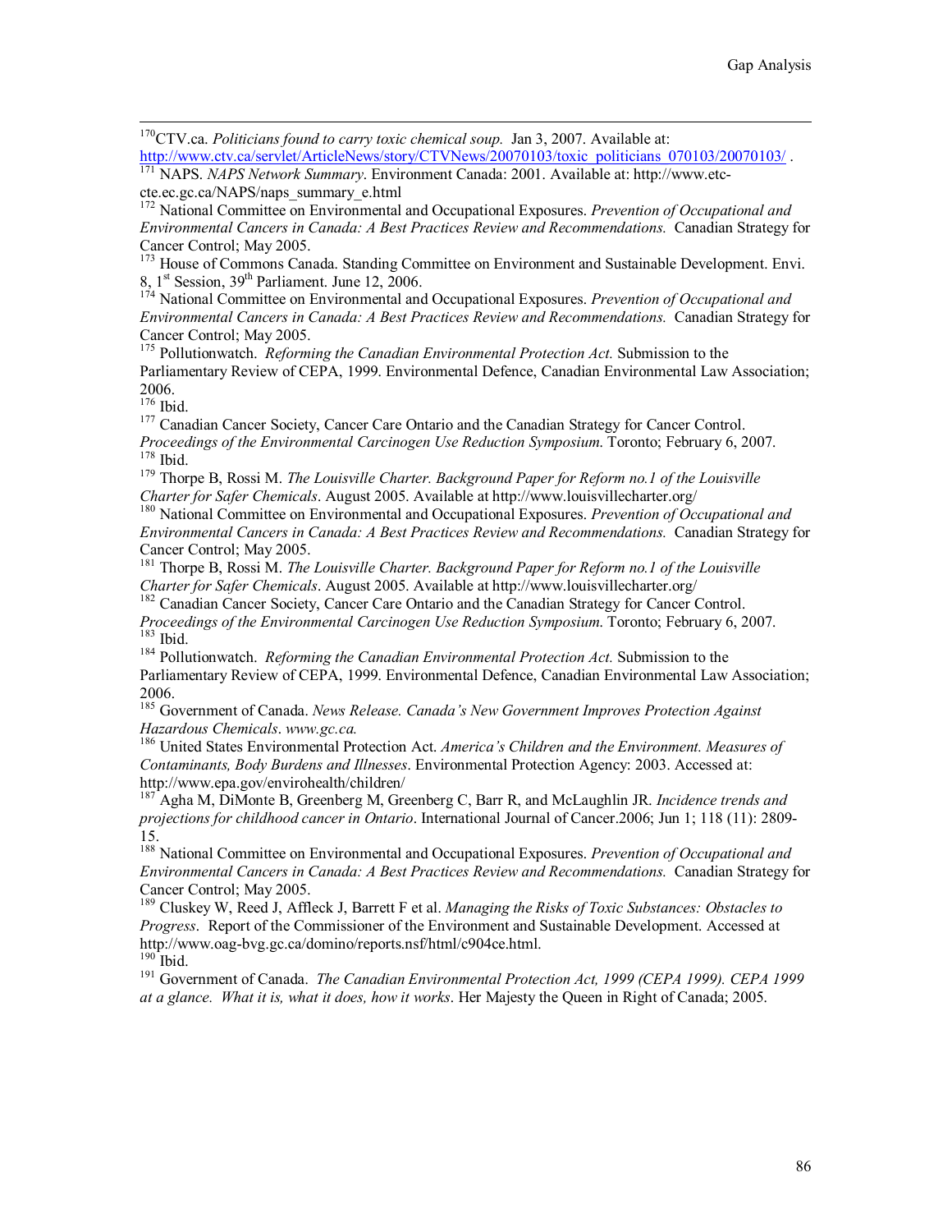[170]CTV.ca. *Politicians found to carry toxic chemical soup.* Jan 3, 2007. Available at: http://www.ctv.ca/servlet/ArticleNews/story/CTVNews/20070103/toxic_politicians_070103/20070103/ .

[171] NAPS. *NAPS Network Summary*. Environment Canada: 2001. Available at: http://www.etc-cte.ec.gc.ca/NAPS/naps_summary_e.html

[172] National Committee on Environmental and Occupational Exposures. *Prevention of Occupational and Environmental Cancers in Canada: A Best Practices Review and Recommendations.* Canadian Strategy for Cancer Control; May 2005.

[173] House of Commons Canada. Standing Committee on Environment and Sustainable Development. Envi. 8, 1st Session, 39th Parliament. June 12, 2006.

[174] National Committee on Environmental and Occupational Exposures. *Prevention of Occupational and Environmental Cancers in Canada: A Best Practices Review and Recommendations.* Canadian Strategy for Cancer Control; May 2005.

[175] Pollutionwatch. *Reforming the Canadian Environmental Protection Act.* Submission to the Parliamentary Review of CEPA, 1999. Environmental Defence, Canadian Environmental Law Association; 2006.

[176] Ibid.

[177] Canadian Cancer Society, Cancer Care Ontario and the Canadian Strategy for Cancer Control. *Proceedings of the Environmental Carcinogen Use Reduction Symposium.* Toronto; February 6, 2007.

[178] Ibid.

[179] Thorpe B, Rossi M. *The Louisville Charter. Background Paper for Reform no.1 of the Louisville Charter for Safer Chemicals*. August 2005. Available at http://www.louisvillecharter.org/

[180] National Committee on Environmental and Occupational Exposures. *Prevention of Occupational and Environmental Cancers in Canada: A Best Practices Review and Recommendations.* Canadian Strategy for Cancer Control; May 2005.

[181] Thorpe B, Rossi M. *The Louisville Charter. Background Paper for Reform no.1 of the Louisville Charter for Safer Chemicals*. August 2005. Available at http://www.louisvillecharter.org/

[182] Canadian Cancer Society, Cancer Care Ontario and the Canadian Strategy for Cancer Control. *Proceedings of the Environmental Carcinogen Use Reduction Symposium.* Toronto; February 6, 2007.

[183] Ibid.

[184] Pollutionwatch. *Reforming the Canadian Environmental Protection Act.* Submission to the Parliamentary Review of CEPA, 1999. Environmental Defence, Canadian Environmental Law Association; 2006.

[185] Government of Canada. *News Release. Canada's New Government Improves Protection Against Hazardous Chemicals*. *www.gc.ca.*

[186] United States Environmental Protection Act. *America's Children and the Environment. Measures of Contaminants, Body Burdens and Illnesses*. Environmental Protection Agency: 2003. Accessed at: http://www.epa.gov/envirohealth/children/

[187] Agha M, DiMonte B, Greenberg M, Greenberg C, Barr R, and McLaughlin JR. *Incidence trends and projections for childhood cancer in Ontario*. International Journal of Cancer.2006; Jun 1; 118 (11): 2809-15.

[188] National Committee on Environmental and Occupational Exposures. *Prevention of Occupational and Environmental Cancers in Canada: A Best Practices Review and Recommendations.* Canadian Strategy for Cancer Control; May 2005.

[189] Cluskey W, Reed J, Affleck J, Barrett F et al. *Managing the Risks of Toxic Substances: Obstacles to Progress*. Report of the Commissioner of the Environment and Sustainable Development. Accessed at http://www.oag-bvg.gc.ca/domino/reports.nsf/html/c904ce.html.

[190] Ibid.

[191] Government of Canada. *The Canadian Environmental Protection Act, 1999 (CEPA 1999). CEPA 1999 at a glance. What it is, what it does, how it works*. Her Majesty the Queen in Right of Canada; 2005.